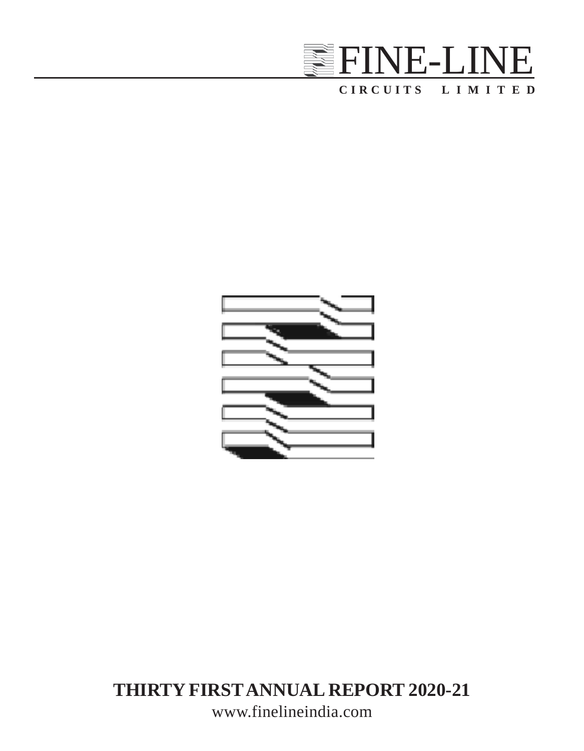# FINE-LINE

**CIRCUITS LIMITED**

## THIRTY FIRST ANNUAL REPORT 2020-21

www.finelineindia.com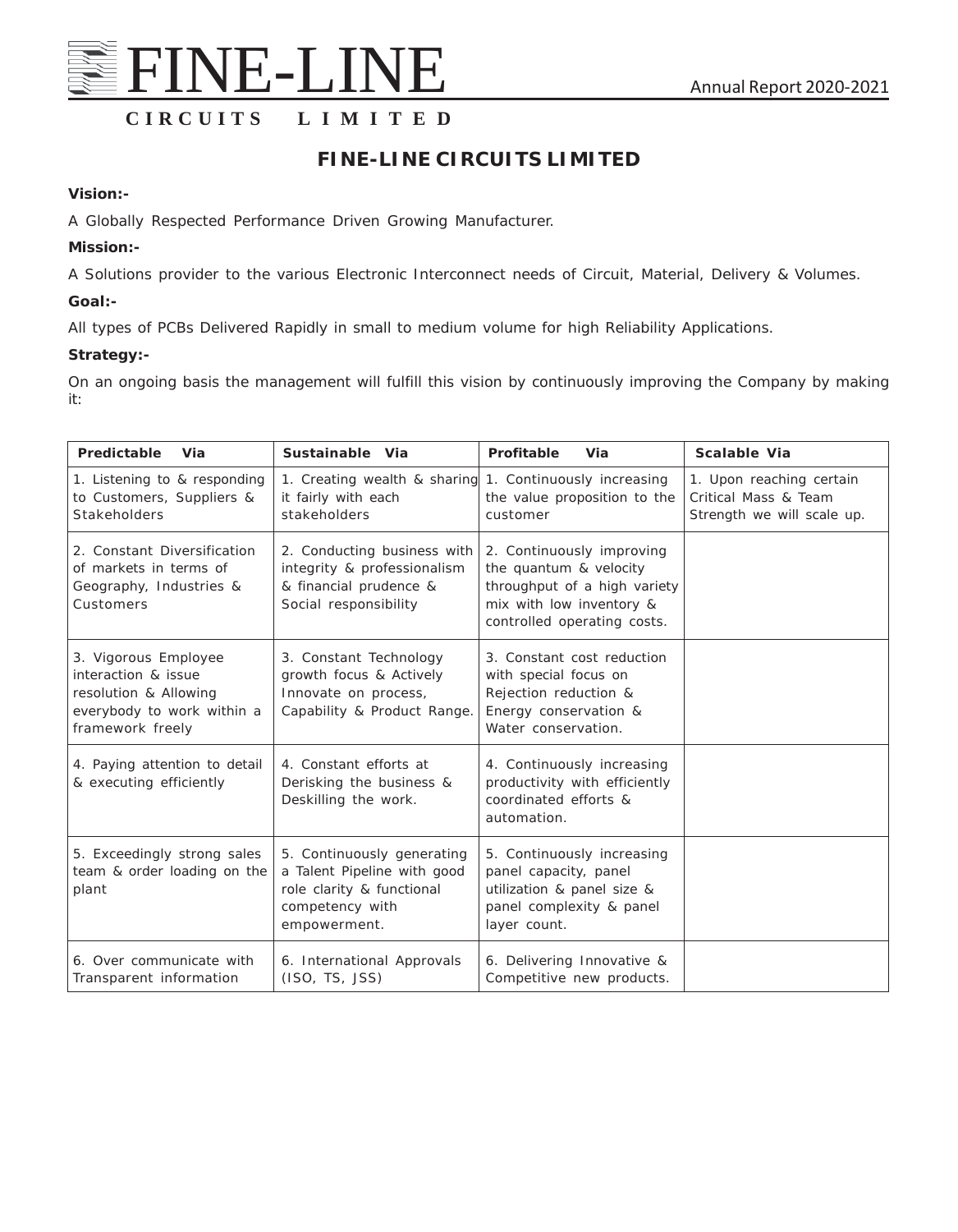# FINE-LINE CIRCUITS LIMITED

**Vision:-**

A Globally Respected Performance Driven Growing Manufacturer.

**Mission:-**

A Solutions provider to the various Electronic Interconnect needs of Circuit, Material, Delivery & Volumes.

**Goal:-**

All types of PCBs Delivered Rapidly in small to medium volume for high Reliability Applications.

**Strategy:-**

On an ongoing basis the management will fulfill this vision by continuously improving the Company by making it:

| Predictable Via | Sustainable Via | Profitable Via | Scalable Via |
|---|---|---|---|
| 1. Listening to & responding to Customers, Suppliers & Stakeholders | 1. Creating wealth & sharing it fairly with each stakeholders | 1. Continuously increasing the value proposition to the customer | 1. Upon reaching certain Critical Mass & Team Strength we will scale up. |
| 2. Constant Diversification of markets in terms of Geography, Industries & Customers | 2. Conducting business with integrity & professionalism & financial prudence & Social responsibility | 2. Continuously improving the quantum & velocity throughput of a high variety mix with low inventory & controlled operating costs. | |
| 3. Vigorous Employee interaction & issue resolution & Allowing everybody to work within a framework freely | 3. Constant Technology growth focus & Actively Innovate on process, Capability & Product Range. | 3. Constant cost reduction with special focus on Rejection reduction & Energy conservation & Water conservation. | |
| 4. Paying attention to detail & executing efficiently | 4. Constant efforts at Derisking the business & Deskilling the work. | 4. Continuously increasing productivity with efficiently coordinated efforts & automation. | |
| 5. Exceedingly strong sales team & order loading on the plant | 5. Continuously generating a Talent Pipeline with good role clarity & functional competency with empowerment. | 5. Continuously increasing panel capacity, panel utilization & panel size & panel complexity & panel layer count. | |
| 6. Over communicate with Transparent information | 6. International Approvals (ISO, TS, JSS) | 6. Delivering Innovative & Competitive new products. | |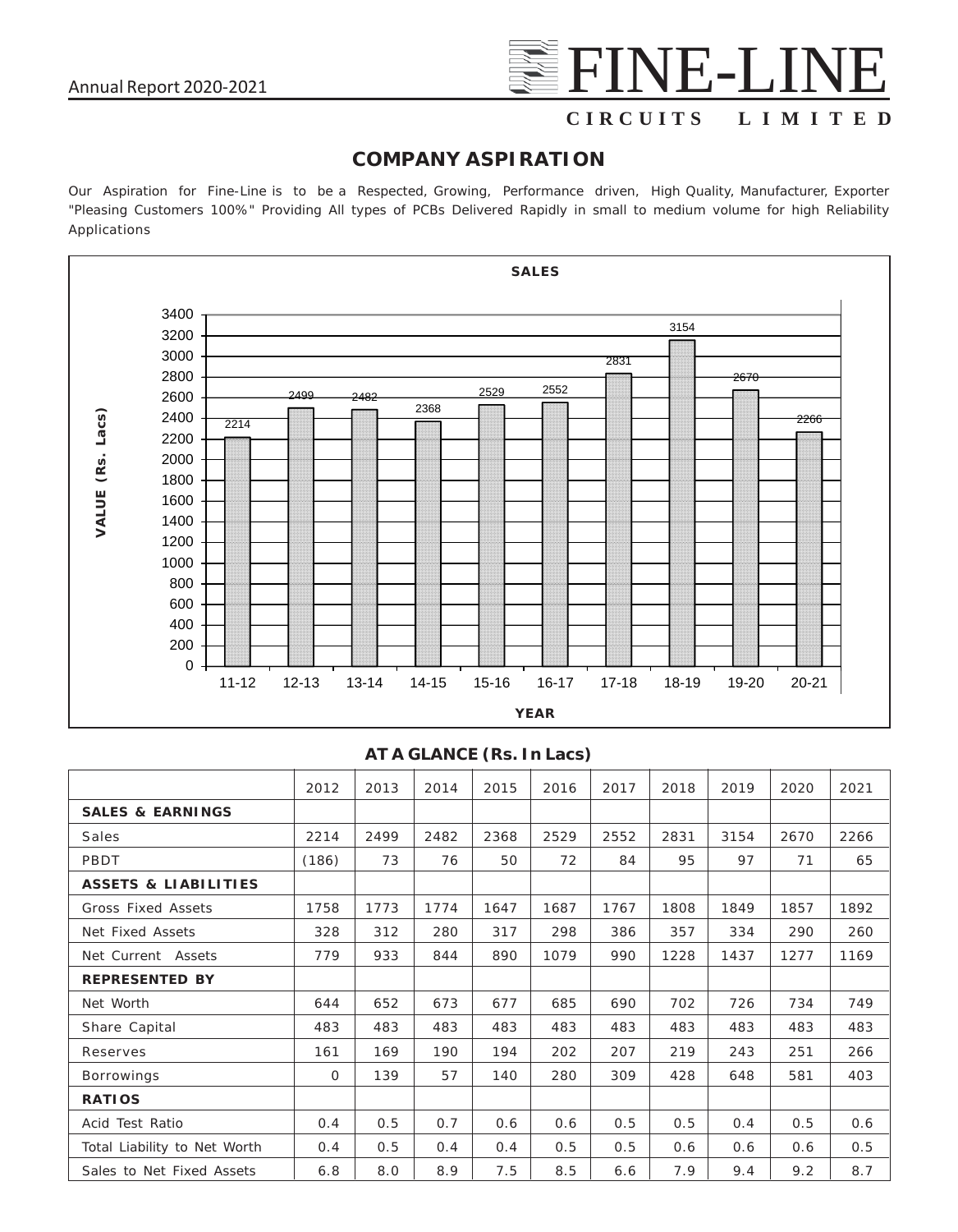## COMPANY ASPIRATION

Our Aspiration for Fine-Line is to be a Respected, Growing, Performance driven, High Quality, Manufacturer, Exporter "Pleasing Customers 100%" Providing All types of PCBs Delivered Rapidly in small to medium volume for high Reliability Applications

**SALES**

| YEAR | 11-12 | 12-13 | 13-14 | 14-15 | 15-16 | 16-17 | 17-18 | 18-19 | 19-20 | 20-21 |
|---|---|---|---|---|---|---|---|---|---|---|
| VALUE (Rs. Lacs) | 2214 | 2499 | 2482 | 2368 | 2529 | 2552 | 2831 | 3154 | 2670 | 2266 |

### AT A GLANCE (Rs. In Lacs)

| | 2012 | 2013 | 2014 | 2015 | 2016 | 2017 | 2018 | 2019 | 2020 | 2021 |
|---|---|---|---|---|---|---|---|---|---|---|
| **SALES & EARNINGS** | | | | | | | | | | |
| Sales | 2214 | 2499 | 2482 | 2368 | 2529 | 2552 | 2831 | 3154 | 2670 | 2266 |
| PBDT | (186) | 73 | 76 | 50 | 72 | 84 | 95 | 97 | 71 | 65 |
| **ASSETS & LIABILITIES** | | | | | | | | | | |
| Gross Fixed Assets | 1758 | 1773 | 1774 | 1647 | 1687 | 1767 | 1808 | 1849 | 1857 | 1892 |
| Net Fixed Assets | 328 | 312 | 280 | 317 | 298 | 386 | 357 | 334 | 290 | 260 |
| Net Current Assets | 779 | 933 | 844 | 890 | 1079 | 990 | 1228 | 1437 | 1277 | 1169 |
| **REPRESENTED BY** | | | | | | | | | | |
| Net Worth | 644 | 652 | 673 | 677 | 685 | 690 | 702 | 726 | 734 | 749 |
| Share Capital | 483 | 483 | 483 | 483 | 483 | 483 | 483 | 483 | 483 | 483 |
| Reserves | 161 | 169 | 190 | 194 | 202 | 207 | 219 | 243 | 251 | 266 |
| Borrowings | 0 | 139 | 57 | 140 | 280 | 309 | 428 | 648 | 581 | 403 |
| **RATIOS** | | | | | | | | | | |
| Acid Test Ratio | 0.4 | 0.5 | 0.7 | 0.6 | 0.6 | 0.5 | 0.5 | 0.4 | 0.5 | 0.6 |
| Total Liability to Net Worth | 0.4 | 0.5 | 0.4 | 0.4 | 0.5 | 0.5 | 0.6 | 0.6 | 0.6 | 0.5 |
| Sales to Net Fixed Assets | 6.8 | 8.0 | 8.9 | 7.5 | 8.5 | 6.6 | 7.9 | 9.4 | 9.2 | 8.7 |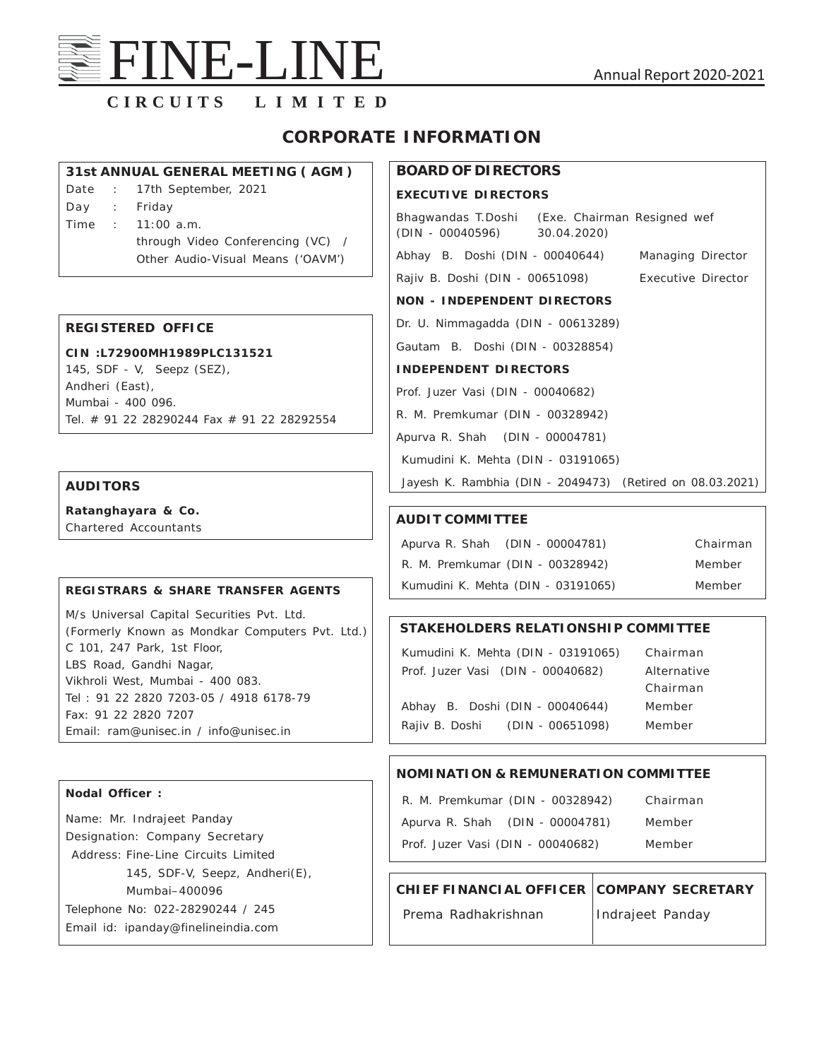# CORPORATE INFORMATION

**31st ANNUAL GENERAL MEETING ( AGM )**

Date : 17th September, 2021
Day : Friday
Time : 11:00 a.m.
through Video Conferencing (VC) / Other Audio-Visual Means ('OAVM')

**REGISTERED OFFICE**

**CIN :L72900MH1989PLC131521**
145, SDF - V, Seepz (SEZ),
Andheri (East),
Mumbai - 400 096.
Tel. # 91 22 28290244 Fax # 91 22 28292554

**AUDITORS**

**Ratanghayara & Co.**
Chartered Accountants

**REGISTRARS & SHARE TRANSFER AGENTS**

M/s Universal Capital Securities Pvt. Ltd.
(Formerly Known as Mondkar Computers Pvt. Ltd.)
C 101, 247 Park, 1st Floor,
LBS Road, Gandhi Nagar,
Vikhroli West, Mumbai - 400 083.
Tel : 91 22 2820 7203-05 / 4918 6178-79
Fax: 91 22 2820 7207
Email: ram@unisec.in / info@unisec.in

**Nodal Officer :**

Name: Mr. Indrajeet Panday
Designation: Company Secretary
Address: Fine-Line Circuits Limited
145, SDF-V, Seepz, Andheri(E),
Mumbai–400096
Telephone No: 022-28290244 / 245
Email id: ipanday@finelineindia.com

**BOARD OF DIRECTORS**

**EXECUTIVE DIRECTORS**

Bhagwandas T.Doshi (DIN - 00040596) (Exe. Chairman Resigned wef 30.04.2020)
Abhay B. Doshi (DIN - 00040644) Managing Director
Rajiv B. Doshi (DIN - 00651098) Executive Director

**NON - INDEPENDENT DIRECTORS**

Dr. U. Nimmagadda (DIN - 00613289)
Gautam B. Doshi (DIN - 00328854)

**INDEPENDENT DIRECTORS**

Prof. Juzer Vasi (DIN - 00040682)
R. M. Premkumar (DIN - 00328942)
Apurva R. Shah (DIN - 00004781)
Kumudini K. Mehta (DIN - 03191065)
Jayesh K. Rambhia (DIN - 2049473) (Retired on 08.03.2021)

**AUDIT COMMITTEE**

| | |
|---|---|
| Apurva R. Shah (DIN - 00004781) | Chairman |
| R. M. Premkumar (DIN - 00328942) | Member |
| Kumudini K. Mehta (DIN - 03191065) | Member |

**STAKEHOLDERS RELATIONSHIP COMMITTEE**

| | |
|---|---|
| Kumudini K. Mehta (DIN - 03191065) | Chairman |
| Prof. Juzer Vasi (DIN - 00040682) | Alternative Chairman |
| Abhay B. Doshi (DIN - 00040644) | Member |
| Rajiv B. Doshi (DIN - 00651098) | Member |

**NOMINATION & REMUNERATION COMMITTEE**

| | |
|---|---|
| R. M. Premkumar (DIN - 00328942) | Chairman |
| Apurva R. Shah (DIN - 00004781) | Member |
| Prof. Juzer Vasi (DIN - 00040682) | Member |

| CHIEF FINANCIAL OFFICER | COMPANY SECRETARY |
|---|---|
| Prema Radhakrishnan | Indrajeet Panday |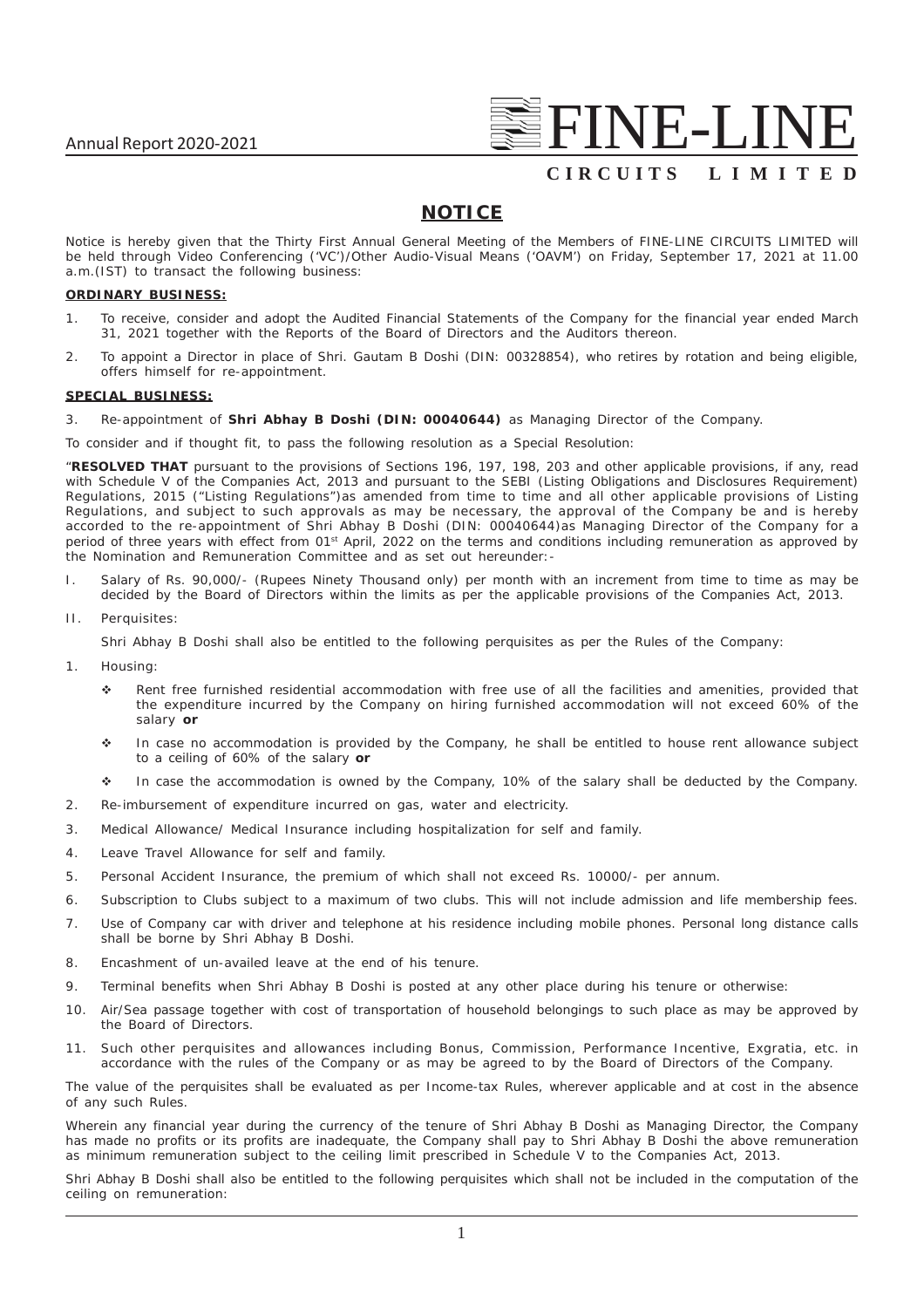# NOTICE

Notice is hereby given that the Thirty First Annual General Meeting of the Members of FINE-LINE CIRCUITS LIMITED will be held through Video Conferencing ('VC')/Other Audio-Visual Means ('OAVM') on Friday, September 17, 2021 at 11.00 a.m.(IST) to transact the following business:

**ORDINARY BUSINESS:**

1. To receive, consider and adopt the Audited Financial Statements of the Company for the financial year ended March 31, 2021 together with the Reports of the Board of Directors and the Auditors thereon.
2. To appoint a Director in place of Shri. Gautam B Doshi (DIN: 00328854), who retires by rotation and being eligible, offers himself for re-appointment.

**SPECIAL BUSINESS:**

3. Re-appointment of **Shri Abhay B Doshi (DIN: 00040644)** as Managing Director of the Company.

To consider and if thought fit, to pass the following resolution as a Special Resolution:

"**RESOLVED THAT** pursuant to the provisions of Sections 196, 197, 198, 203 and other applicable provisions, if any, read with Schedule V of the Companies Act, 2013 and pursuant to the SEBI (Listing Obligations and Disclosures Requirement) Regulations, 2015 ("Listing Regulations")as amended from time to time and all other applicable provisions of Listing Regulations, and subject to such approvals as may be necessary, the approval of the Company be and is hereby accorded to the re-appointment of Shri Abhay B Doshi (DIN: 00040644)as Managing Director of the Company for a period of three years with effect from 01st April, 2022 on the terms and conditions including remuneration as approved by the Nomination and Remuneration Committee and as set out hereunder:-

I. Salary of Rs. 90,000/- (Rupees Ninety Thousand only) per month with an increment from time to time as may be decided by the Board of Directors within the limits as per the applicable provisions of the Companies Act, 2013.

II. Perquisites:

Shri Abhay B Doshi shall also be entitled to the following perquisites as per the Rules of the Company:

1. Housing:
   - Rent free furnished residential accommodation with free use of all the facilities and amenities, provided that the expenditure incurred by the Company on hiring furnished accommodation will not exceed 60% of the salary **or**
   - In case no accommodation is provided by the Company, he shall be entitled to house rent allowance subject to a ceiling of 60% of the salary **or**
   - In case the accommodation is owned by the Company, 10% of the salary shall be deducted by the Company.
2. Re-imbursement of expenditure incurred on gas, water and electricity.
3. Medical Allowance/ Medical Insurance including hospitalization for self and family.
4. Leave Travel Allowance for self and family.
5. Personal Accident Insurance, the premium of which shall not exceed Rs. 10000/- per annum.
6. Subscription to Clubs subject to a maximum of two clubs. This will not include admission and life membership fees.
7. Use of Company car with driver and telephone at his residence including mobile phones. Personal long distance calls shall be borne by Shri Abhay B Doshi.
8. Encashment of un-availed leave at the end of his tenure.
9. Terminal benefits when Shri Abhay B Doshi is posted at any other place during his tenure or otherwise:
10. Air/Sea passage together with cost of transportation of household belongings to such place as may be approved by the Board of Directors.
11. Such other perquisites and allowances including Bonus, Commission, Performance Incentive, Exgratia, etc. in accordance with the rules of the Company or as may be agreed to by the Board of Directors of the Company.

The value of the perquisites shall be evaluated as per Income-tax Rules, wherever applicable and at cost in the absence of any such Rules.

Wherein any financial year during the currency of the tenure of Shri Abhay B Doshi as Managing Director, the Company has made no profits or its profits are inadequate, the Company shall pay to Shri Abhay B Doshi the above remuneration as minimum remuneration subject to the ceiling limit prescribed in Schedule V to the Companies Act, 2013.

Shri Abhay B Doshi shall also be entitled to the following perquisites which shall not be included in the computation of the ceiling on remuneration: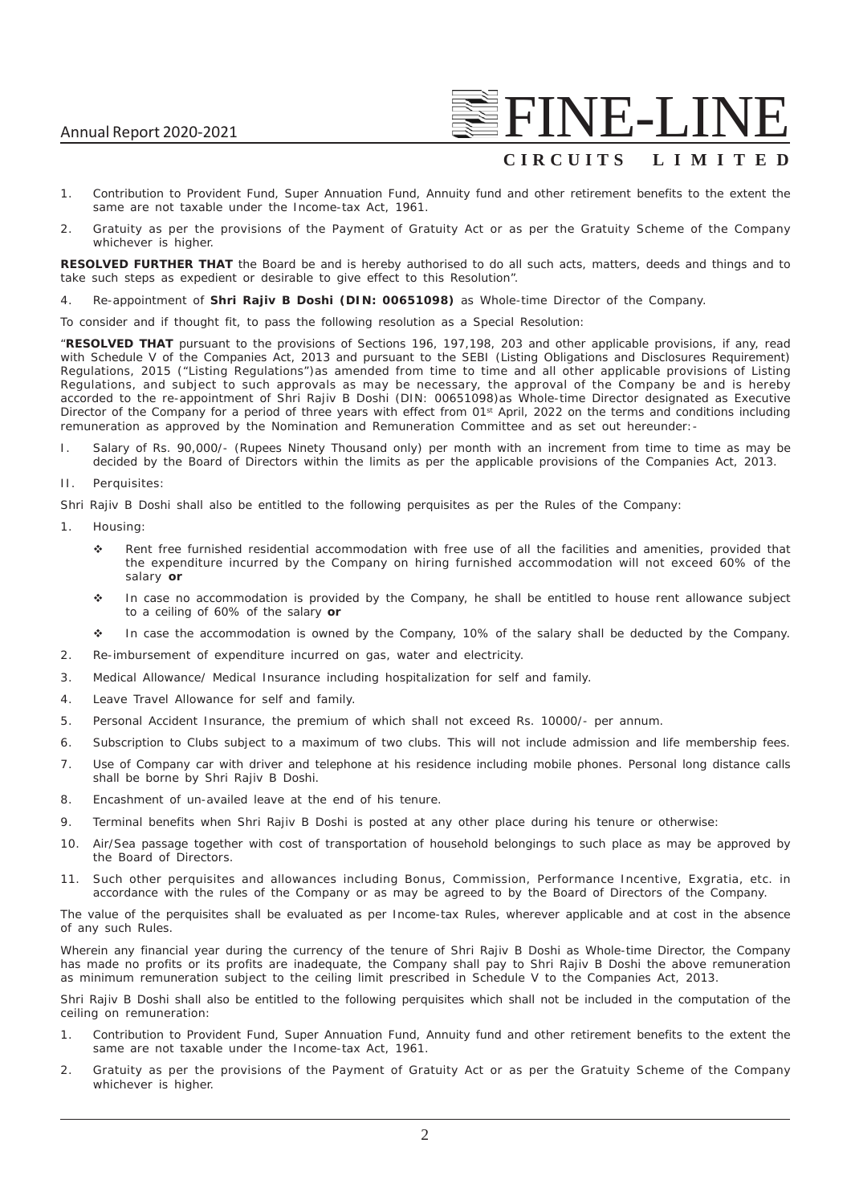1. Contribution to Provident Fund, Super Annuation Fund, Annuity fund and other retirement benefits to the extent the same are not taxable under the Income-tax Act, 1961.

2. Gratuity as per the provisions of the Payment of Gratuity Act or as per the Gratuity Scheme of the Company whichever is higher.

**RESOLVED FURTHER THAT** the Board be and is hereby authorised to do all such acts, matters, deeds and things and to take such steps as expedient or desirable to give effect to this Resolution".

4. Re-appointment of **Shri Rajiv B Doshi (DIN: 00651098)** as Whole-time Director of the Company.

To consider and if thought fit, to pass the following resolution as a Special Resolution:

"**RESOLVED THAT** pursuant to the provisions of Sections 196, 197,198, 203 and other applicable provisions, if any, read with Schedule V of the Companies Act, 2013 and pursuant to the SEBI (Listing Obligations and Disclosures Requirement) Regulations, 2015 ("Listing Regulations")as amended from time to time and all other applicable provisions of Listing Regulations, and subject to such approvals as may be necessary, the approval of the Company be and is hereby accorded to the re-appointment of Shri Rajiv B Doshi (DIN: 00651098)as Whole-time Director designated as Executive Director of the Company for a period of three years with effect from 01st April, 2022 on the terms and conditions including remuneration as approved by the Nomination and Remuneration Committee and as set out hereunder:-

I. Salary of Rs. 90,000/- (Rupees Ninety Thousand only) per month with an increment from time to time as may be decided by the Board of Directors within the limits as per the applicable provisions of the Companies Act, 2013.

II. Perquisites:

Shri Rajiv B Doshi shall also be entitled to the following perquisites as per the Rules of the Company:

1. Housing:
   - Rent free furnished residential accommodation with free use of all the facilities and amenities, provided that the expenditure incurred by the Company on hiring furnished accommodation will not exceed 60% of the salary **or**
   - In case no accommodation is provided by the Company, he shall be entitled to house rent allowance subject to a ceiling of 60% of the salary **or**
   - In case the accommodation is owned by the Company, 10% of the salary shall be deducted by the Company.
2. Re-imbursement of expenditure incurred on gas, water and electricity.
3. Medical Allowance/ Medical Insurance including hospitalization for self and family.
4. Leave Travel Allowance for self and family.
5. Personal Accident Insurance, the premium of which shall not exceed Rs. 10000/- per annum.
6. Subscription to Clubs subject to a maximum of two clubs. This will not include admission and life membership fees.
7. Use of Company car with driver and telephone at his residence including mobile phones. Personal long distance calls shall be borne by Shri Rajiv B Doshi.
8. Encashment of un-availed leave at the end of his tenure.
9. Terminal benefits when Shri Rajiv B Doshi is posted at any other place during his tenure or otherwise:
10. Air/Sea passage together with cost of transportation of household belongings to such place as may be approved by the Board of Directors.
11. Such other perquisites and allowances including Bonus, Commission, Performance Incentive, Exgratia, etc. in accordance with the rules of the Company or as may be agreed to by the Board of Directors of the Company.

The value of the perquisites shall be evaluated as per Income-tax Rules, wherever applicable and at cost in the absence of any such Rules.

Wherein any financial year during the currency of the tenure of Shri Rajiv B Doshi as Whole-time Director, the Company has made no profits or its profits are inadequate, the Company shall pay to Shri Rajiv B Doshi the above remuneration as minimum remuneration subject to the ceiling limit prescribed in Schedule V to the Companies Act, 2013.

Shri Rajiv B Doshi shall also be entitled to the following perquisites which shall not be included in the computation of the ceiling on remuneration:

1. Contribution to Provident Fund, Super Annuation Fund, Annuity fund and other retirement benefits to the extent the same are not taxable under the Income-tax Act, 1961.
2. Gratuity as per the provisions of the Payment of Gratuity Act or as per the Gratuity Scheme of the Company whichever is higher.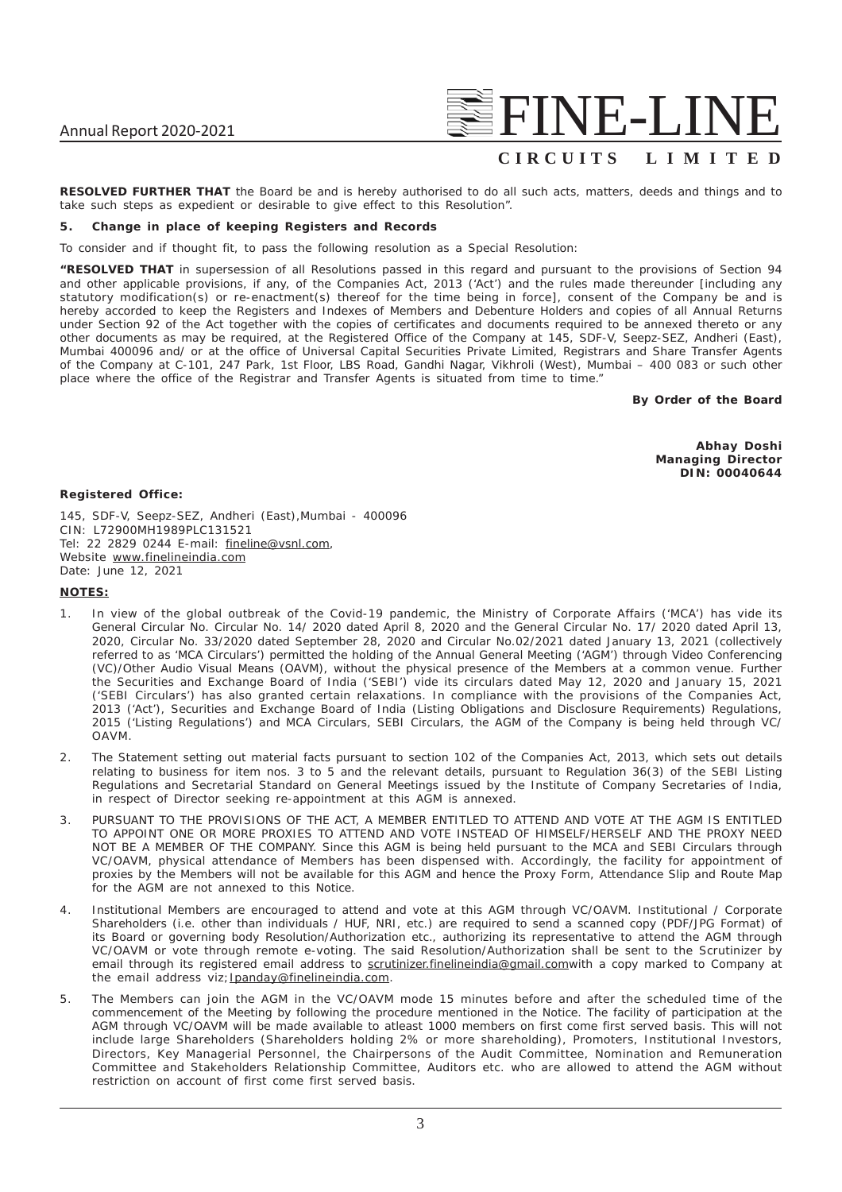**RESOLVED FURTHER THAT** the Board be and is hereby authorised to do all such acts, matters, deeds and things and to take such steps as expedient or desirable to give effect to this Resolution".

### 5. Change in place of keeping Registers and Records

To consider and if thought fit, to pass the following resolution as a Special Resolution:

**"RESOLVED THAT** in supersession of all Resolutions passed in this regard and pursuant to the provisions of Section 94 and other applicable provisions, if any, of the Companies Act, 2013 ('Act') and the rules made thereunder [including any statutory modification(s) or re-enactment(s) thereof for the time being in force], consent of the Company be and is hereby accorded to keep the Registers and Indexes of Members and Debenture Holders and copies of all Annual Returns under Section 92 of the Act together with the copies of certificates and documents required to be annexed thereto or any other documents as may be required, at the Registered Office of the Company at 145, SDF-V, Seepz-SEZ, Andheri (East), Mumbai 400096 and/ or at the office of Universal Capital Securities Private Limited, Registrars and Share Transfer Agents of the Company at C-101, 247 Park, 1st Floor, LBS Road, Gandhi Nagar, Vikhroli (West), Mumbai – 400 083 or such other place where the office of the Registrar and Transfer Agents is situated from time to time."

**By Order of the Board**

**Abhay Doshi**
**Managing Director**
**DIN: 00040644**

**Registered Office:**

145, SDF-V, Seepz-SEZ, Andheri (East),Mumbai - 400096
CIN: L72900MH1989PLC131521
Tel: 22 2829 0244 E-mail: fineline@vsnl.com,
Website www.finelineindia.com
Date: June 12, 2021

**NOTES:**

1. In view of the global outbreak of the Covid-19 pandemic, the Ministry of Corporate Affairs ('MCA') has vide its General Circular No. Circular No. 14/ 2020 dated April 8, 2020 and the General Circular No. 17/ 2020 dated April 13, 2020, Circular No. 33/2020 dated September 28, 2020 and Circular No.02/2021 dated January 13, 2021 (collectively referred to as 'MCA Circulars') permitted the holding of the Annual General Meeting ('AGM') through Video Conferencing (VC)/Other Audio Visual Means (OAVM), without the physical presence of the Members at a common venue. Further the Securities and Exchange Board of India ('SEBI') vide its circulars dated May 12, 2020 and January 15, 2021 ('SEBI Circulars') has also granted certain relaxations. In compliance with the provisions of the Companies Act, 2013 ('Act'), Securities and Exchange Board of India (Listing Obligations and Disclosure Requirements) Regulations, 2015 ('Listing Regulations') and MCA Circulars, SEBI Circulars, the AGM of the Company is being held through VC/ OAVM.

2. The Statement setting out material facts pursuant to section 102 of the Companies Act, 2013, which sets out details relating to business for item nos. 3 to 5 and the relevant details, pursuant to Regulation 36(3) of the SEBI Listing Regulations and Secretarial Standard on General Meetings issued by the Institute of Company Secretaries of India, in respect of Director seeking re-appointment at this AGM is annexed.

3. PURSUANT TO THE PROVISIONS OF THE ACT, A MEMBER ENTITLED TO ATTEND AND VOTE AT THE AGM IS ENTITLED TO APPOINT ONE OR MORE PROXIES TO ATTEND AND VOTE INSTEAD OF HIMSELF/HERSELF AND THE PROXY NEED NOT BE A MEMBER OF THE COMPANY. Since this AGM is being held pursuant to the MCA and SEBI Circulars through VC/OAVM, physical attendance of Members has been dispensed with. Accordingly, the facility for appointment of proxies by the Members will not be available for this AGM and hence the Proxy Form, Attendance Slip and Route Map for the AGM are not annexed to this Notice.

4. Institutional Members are encouraged to attend and vote at this AGM through VC/OAVM. Institutional / Corporate Shareholders (i.e. other than individuals / HUF, NRI, etc.) are required to send a scanned copy (PDF/JPG Format) of its Board or governing body Resolution/Authorization etc., authorizing its representative to attend the AGM through VC/OAVM or vote through remote e-voting. The said Resolution/Authorization shall be sent to the Scrutinizer by email through its registered email address to scrutinizer.finelineindia@gmail.comwith a copy marked to Company at the email address viz; lpanday@finelineindia.com.

5. The Members can join the AGM in the VC/OAVM mode 15 minutes before and after the scheduled time of the commencement of the Meeting by following the procedure mentioned in the Notice. The facility of participation at the AGM through VC/OAVM will be made available to atleast 1000 members on first come first served basis. This will not include large Shareholders (Shareholders holding 2% or more shareholding), Promoters, Institutional Investors, Directors, Key Managerial Personnel, the Chairpersons of the Audit Committee, Nomination and Remuneration Committee and Stakeholders Relationship Committee, Auditors etc. who are allowed to attend the AGM without restriction on account of first come first served basis.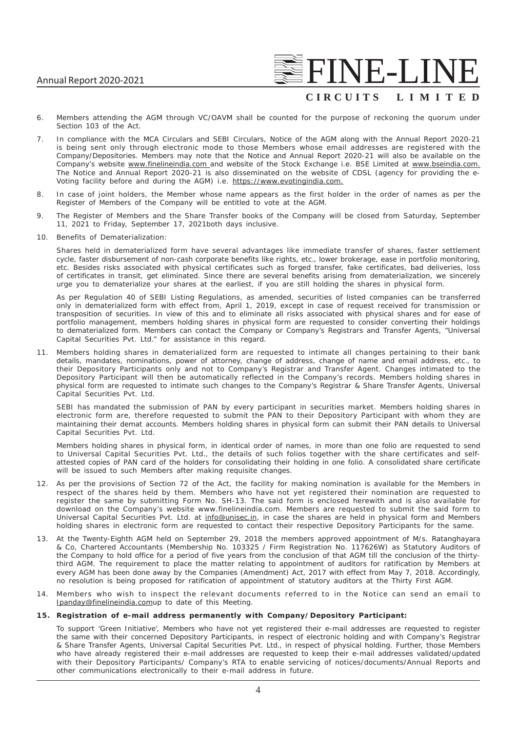6. Members attending the AGM through VC/OAVM shall be counted for the purpose of reckoning the quorum under Section 103 of the Act.

7. In compliance with the MCA Circulars and SEBI Circulars, Notice of the AGM along with the Annual Report 2020-21 is being sent only through electronic mode to those Members whose email addresses are registered with the Company/Depositories. Members may note that the Notice and Annual Report 2020-21 will also be available on the Company's website www.finelineindia.com and website of the Stock Exchange i.e. BSE Limited at www.bseindia.com. The Notice and Annual Report 2020-21 is also disseminated on the website of CDSL (agency for providing the e-Voting facility before and during the AGM) i.e. https://www.evotingindia.com.

8. In case of joint holders, the Member whose name appears as the first holder in the order of names as per the Register of Members of the Company will be entitled to vote at the AGM.

9. The Register of Members and the Share Transfer books of the Company will be closed from Saturday, September 11, 2021 to Friday, September 17, 2021both days inclusive.

10. Benefits of Dematerialization:

    Shares held in dematerialized form have several advantages like immediate transfer of shares, faster settlement cycle, faster disbursement of non-cash corporate benefits like rights, etc., lower brokerage, ease in portfolio monitoring, etc. Besides risks associated with physical certificates such as forged transfer, fake certificates, bad deliveries, loss of certificates in transit, get eliminated. Since there are several benefits arising from dematerialization, we sincerely urge you to dematerialize your shares at the earliest, if you are still holding the shares in physical form.

    As per Regulation 40 of SEBI Listing Regulations, as amended, securities of listed companies can be transferred only in dematerialized form with effect from, April 1, 2019, except in case of request received for transmission or transposition of securities. In view of this and to eliminate all risks associated with physical shares and for ease of portfolio management, members holding shares in physical form are requested to consider converting their holdings to dematerialized form. Members can contact the Company or Company's Registrars and Transfer Agents, "Universal Capital Securities Pvt. Ltd." for assistance in this regard.

11. Members holding shares in dematerialized form are requested to intimate all changes pertaining to their bank details, mandates, nominations, power of attorney, change of address, change of name and email address, etc., to their Depository Participants only and not to Company's Registrar and Transfer Agent. Changes intimated to the Depository Participant will then be automatically reflected in the Company's records. Members holding shares in physical form are requested to intimate such changes to the Company's Registrar & Share Transfer Agents, Universal Capital Securities Pvt. Ltd.

    SEBI has mandated the submission of PAN by every participant in securities market. Members holding shares in electronic form are, therefore requested to submit the PAN to their Depository Participant with whom they are maintaining their demat accounts. Members holding shares in physical form can submit their PAN details to Universal Capital Securities Pvt. Ltd.

    Members holding shares in physical form, in identical order of names, in more than one folio are requested to send to Universal Capital Securities Pvt. Ltd., the details of such folios together with the share certificates and self-attested copies of PAN card of the holders for consolidating their holding in one folio. A consolidated share certificate will be issued to such Members after making requisite changes.

12. As per the provisions of Section 72 of the Act, the facility for making nomination is available for the Members in respect of the shares held by them. Members who have not yet registered their nomination are requested to register the same by submitting Form No. SH-13. The said form is enclosed herewith and is also available for download on the Company's website www.finelineindia.com. Members are requested to submit the said form to Universal Capital Securities Pvt. Ltd. at info@unisec.in, in case the shares are held in physical form and Members holding shares in electronic form are requested to contact their respective Depository Participants for the same.

13. At the Twenty-Eighth AGM held on September 29, 2018 the members approved appointment of M/s. Ratanghayara & Co, Chartered Accountants (Membership No. 103325 / Firm Registration No. 117626W) as Statutory Auditors of the Company to hold office for a period of five years from the conclusion of that AGM till the conclusion of the thirty-third AGM. The requirement to place the matter relating to appointment of auditors for ratification by Members at every AGM has been done away by the Companies (Amendment) Act, 2017 with effect from May 7, 2018. Accordingly, no resolution is being proposed for ratification of appointment of statutory auditors at the Thirty First AGM.

14. Members who wish to inspect the relevant documents referred to in the Notice can send an email to lpanday@finelineindia.comup to date of this Meeting.

15. **Registration of e-mail address permanently with Company/Depository Participant:**

    To support 'Green Initiative', Members who have not yet registered their e-mail addresses are requested to register the same with their concerned Depository Participants, in respect of electronic holding and with Company's Registrar & Share Transfer Agents, Universal Capital Securities Pvt. Ltd., in respect of physical holding. Further, those Members who have already registered their e-mail addresses are requested to keep their e-mail addresses validated/updated with their Depository Participants/ Company's RTA to enable servicing of notices/documents/Annual Reports and other communications electronically to their e-mail address in future.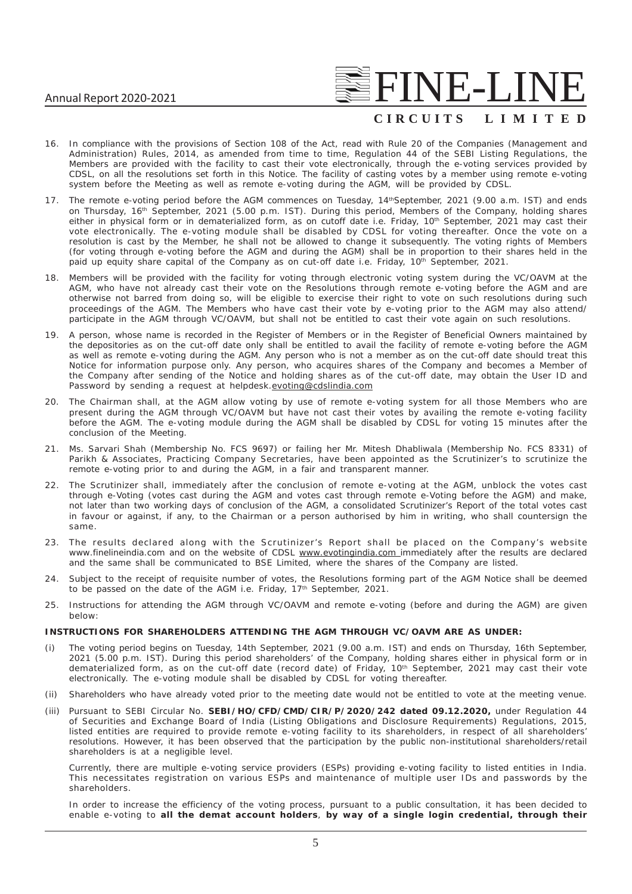16. In compliance with the provisions of Section 108 of the Act, read with Rule 20 of the Companies (Management and Administration) Rules, 2014, as amended from time to time, Regulation 44 of the SEBI Listing Regulations, the Members are provided with the facility to cast their vote electronically, through the e-voting services provided by CDSL, on all the resolutions set forth in this Notice. The facility of casting votes by a member using remote e-voting system before the Meeting as well as remote e-voting during the AGM, will be provided by CDSL.

17. The remote e-voting period before the AGM commences on Tuesday, 14th September, 2021 (9.00 a.m. IST) and ends on Thursday, 16th September, 2021 (5.00 p.m. IST). During this period, Members of the Company, holding shares either in physical form or in dematerialized form, as on cutoff date i.e. Friday, 10th September, 2021 may cast their vote electronically. The e-voting module shall be disabled by CDSL for voting thereafter. Once the vote on a resolution is cast by the Member, he shall not be allowed to change it subsequently. The voting rights of Members (for voting through e-voting before the AGM and during the AGM) shall be in proportion to their shares held in the paid up equity share capital of the Company as on cut-off date i.e. Friday, 10th September, 2021.

18. Members will be provided with the facility for voting through electronic voting system during the VC/OAVM at the AGM, who have not already cast their vote on the Resolutions through remote e-voting before the AGM and are otherwise not barred from doing so, will be eligible to exercise their right to vote on such resolutions during such proceedings of the AGM. The Members who have cast their vote by e-voting prior to the AGM may also attend/ participate in the AGM through VC/OAVM, but shall not be entitled to cast their vote again on such resolutions.

19. A person, whose name is recorded in the Register of Members or in the Register of Beneficial Owners maintained by the depositories as on the cut-off date only shall be entitled to avail the facility of remote e-voting before the AGM as well as remote e-voting during the AGM. Any person who is not a member as on the cut-off date should treat this Notice for information purpose only. Any person, who acquires shares of the Company and becomes a Member of the Company after sending of the Notice and holding shares as of the cut-off date, may obtain the User ID and Password by sending a request at helpdesk.evoting@cdslindia.com

20. The Chairman shall, at the AGM allow voting by use of remote e-voting system for all those Members who are present during the AGM through VC/OAVM but have not cast their votes by availing the remote e-voting facility before the AGM. The e-voting module during the AGM shall be disabled by CDSL for voting 15 minutes after the conclusion of the Meeting.

21. Ms. Sarvari Shah (Membership No. FCS 9697) or failing her Mr. Mitesh Dhabliwala (Membership No. FCS 8331) of Parikh & Associates, Practicing Company Secretaries, have been appointed as the Scrutinizer's to scrutinize the remote e-voting prior to and during the AGM, in a fair and transparent manner.

22. The Scrutinizer shall, immediately after the conclusion of remote e-voting at the AGM, unblock the votes cast through e-Voting (votes cast during the AGM and votes cast through remote e-Voting before the AGM) and make, not later than two working days of conclusion of the AGM, a consolidated Scrutinizer's Report of the total votes cast in favour or against, if any, to the Chairman or a person authorised by him in writing, who shall countersign the same.

23. The results declared along with the Scrutinizer's Report shall be placed on the Company's website www.finelineindia.com and on the website of CDSL www.evotingindia.com immediately after the results are declared and the same shall be communicated to BSE Limited, where the shares of the Company are listed.

24. Subject to the receipt of requisite number of votes, the Resolutions forming part of the AGM Notice shall be deemed to be passed on the date of the AGM i.e. Friday, 17th September, 2021.

25. Instructions for attending the AGM through VC/OAVM and remote e-voting (before and during the AGM) are given below:

**INSTRUCTIONS FOR SHAREHOLDERS ATTENDING THE AGM THROUGH VC/OAVM ARE AS UNDER:**

(i) The voting period begins on Tuesday, 14th September, 2021 (9.00 a.m. IST) and ends on Thursday, 16th September, 2021 (5.00 p.m. IST). During this period shareholders' of the Company, holding shares either in physical form or in dematerialized form, as on the cut-off date (record date) of Friday, 10th September, 2021 may cast their vote electronically. The e-voting module shall be disabled by CDSL for voting thereafter.

(ii) Shareholders who have already voted prior to the meeting date would not be entitled to vote at the meeting venue.

(iii) Pursuant to SEBI Circular No. **SEBI/HO/CFD/CMD/CIR/P/2020/242 dated 09.12.2020,** under Regulation 44 of Securities and Exchange Board of India (Listing Obligations and Disclosure Requirements) Regulations, 2015, listed entities are required to provide remote e-voting facility to its shareholders, in respect of all shareholders' resolutions. However, it has been observed that the participation by the public non-institutional shareholders/retail shareholders is at a negligible level.

Currently, there are multiple e-voting service providers (ESPs) providing e-voting facility to listed entities in India. This necessitates registration on various ESPs and maintenance of multiple user IDs and passwords by the shareholders.

In order to increase the efficiency of the voting process, pursuant to a public consultation, it has been decided to enable e-voting to **all the demat account holders**, **by way of a single login credential, through their**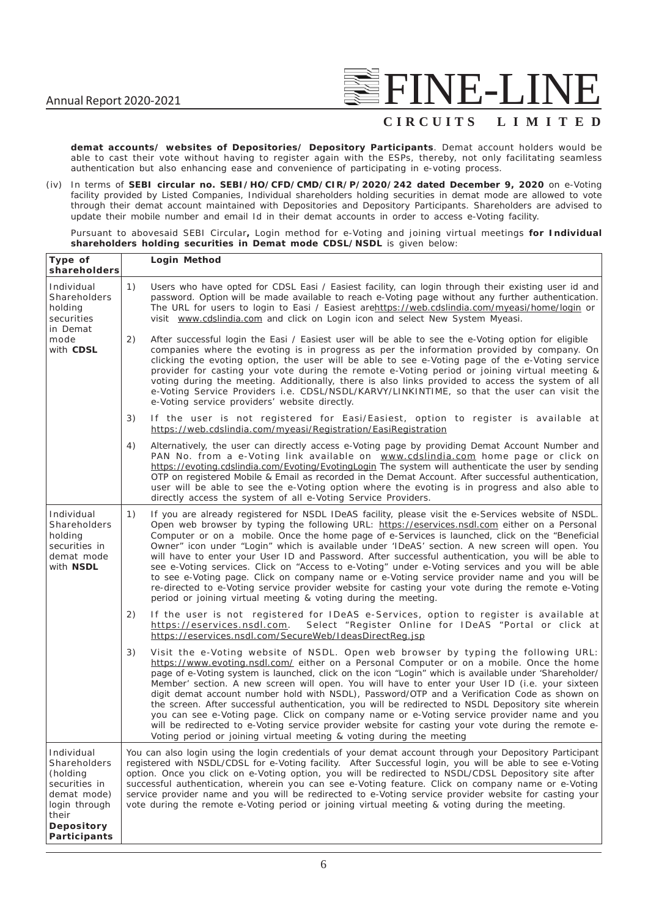**demat accounts/ websites of Depositories/ Depository Participants**. Demat account holders would be able to cast their vote without having to register again with the ESPs, thereby, not only facilitating seamless authentication but also enhancing ease and convenience of participating in e-voting process.

(iv) In terms of **SEBI circular no. SEBI/HO/CFD/CMD/CIR/P/2020/242 dated December 9, 2020** on e-Voting facility provided by Listed Companies, Individual shareholders holding securities in demat mode are allowed to vote through their demat account maintained with Depositories and Depository Participants. Shareholders are advised to update their mobile number and email Id in their demat accounts in order to access e-Voting facility.

Pursuant to abovesaid SEBI Circular**,** Login method for e-Voting and joining virtual meetings **for Individual shareholders holding securities in Demat mode CDSL/NSDL** is given below:

| Type of shareholders | Login Method |
|---|---|
| Individual Shareholders holding securities in Demat mode with **CDSL** | 1) Users who have opted for CDSL Easi / Easiest facility, can login through their existing user id and password. Option will be made available to reach e-Voting page without any further authentication. The URL for users to login to Easi / Easiest arehttps://web.cdslindia.com/myeasi/home/login or visit www.cdslindia.com and click on Login icon and select New System Myeasi.<br>2) After successful login the Easi / Easiest user will be able to see the e-Voting option for eligible companies where the evoting is in progress as per the information provided by company. On clicking the evoting option, the user will be able to see e-Voting page of the e-Voting service provider for casting your vote during the remote e-Voting period or joining virtual meeting & voting during the meeting. Additionally, there is also links provided to access the system of all e-Voting Service Providers i.e. CDSL/NSDL/KARVY/LINKINTIME, so that the user can visit the e-Voting service providers' website directly.<br>3) If the user is not registered for Easi/Easiest, option to register is available at https://web.cdslindia.com/myeasi/Registration/EasiRegistration<br>4) Alternatively, the user can directly access e-Voting page by providing Demat Account Number and PAN No. from a e-Voting link available on www.cdslindia.com home page or click on https://evoting.cdslindia.com/Evoting/EvotingLogin The system will authenticate the user by sending OTP on registered Mobile & Email as recorded in the Demat Account. After successful authentication, user will be able to see the e-Voting option where the evoting is in progress and also able to directly access the system of all e-Voting Service Providers. |
| Individual Shareholders holding securities in demat mode with **NSDL** | 1) If you are already registered for NSDL IDeAS facility, please visit the e-Services website of NSDL. Open web browser by typing the following URL: https://eservices.nsdl.com either on a Personal Computer or on a mobile. Once the home page of e-Services is launched, click on the "Beneficial Owner" icon under "Login" which is available under 'IDeAS' section. A new screen will open. You will have to enter your User ID and Password. After successful authentication, you will be able to see e-Voting services. Click on "Access to e-Voting" under e-Voting services and you will be able to see e-Voting page. Click on company name or e-Voting service provider name and you will be re-directed to e-Voting service provider website for casting your vote during the remote e-Voting period or joining virtual meeting & voting during the meeting.<br>2) If the user is not registered for IDeAS e-Services, option to register is available at https://eservices.nsdl.com. Select "Register Online for IDeAS "Portal or click at https://eservices.nsdl.com/SecureWeb/IdeasDirectReg.jsp<br>3) Visit the e-Voting website of NSDL. Open web browser by typing the following URL: https://www.evoting.nsdl.com/ either on a Personal Computer or on a mobile. Once the home page of e-Voting system is launched, click on the icon "Login" which is available under 'Shareholder/Member' section. A new screen will open. You will have to enter your User ID (i.e. your sixteen digit demat account number hold with NSDL), Password/OTP and a Verification Code as shown on the screen. After successful authentication, you will be redirected to NSDL Depository site wherein you can see e-Voting page. Click on company name or e-Voting service provider name and you will be redirected to e-Voting service provider website for casting your vote during the remote e-Voting period or joining virtual meeting & voting during the meeting |
| Individual Shareholders (holding securities in demat mode) login through their **Depository Participants** | You can also login using the login credentials of your demat account through your Depository Participant registered with NSDL/CDSL for e-Voting facility. After Successful login, you will be able to see e-Voting option. Once you click on e-Voting option, you will be redirected to NSDL/CDSL Depository site after successful authentication, wherein you can see e-Voting feature. Click on company name or e-Voting service provider name and you will be redirected to e-Voting service provider website for casting your vote during the remote e-Voting period or joining virtual meeting & voting during the meeting. |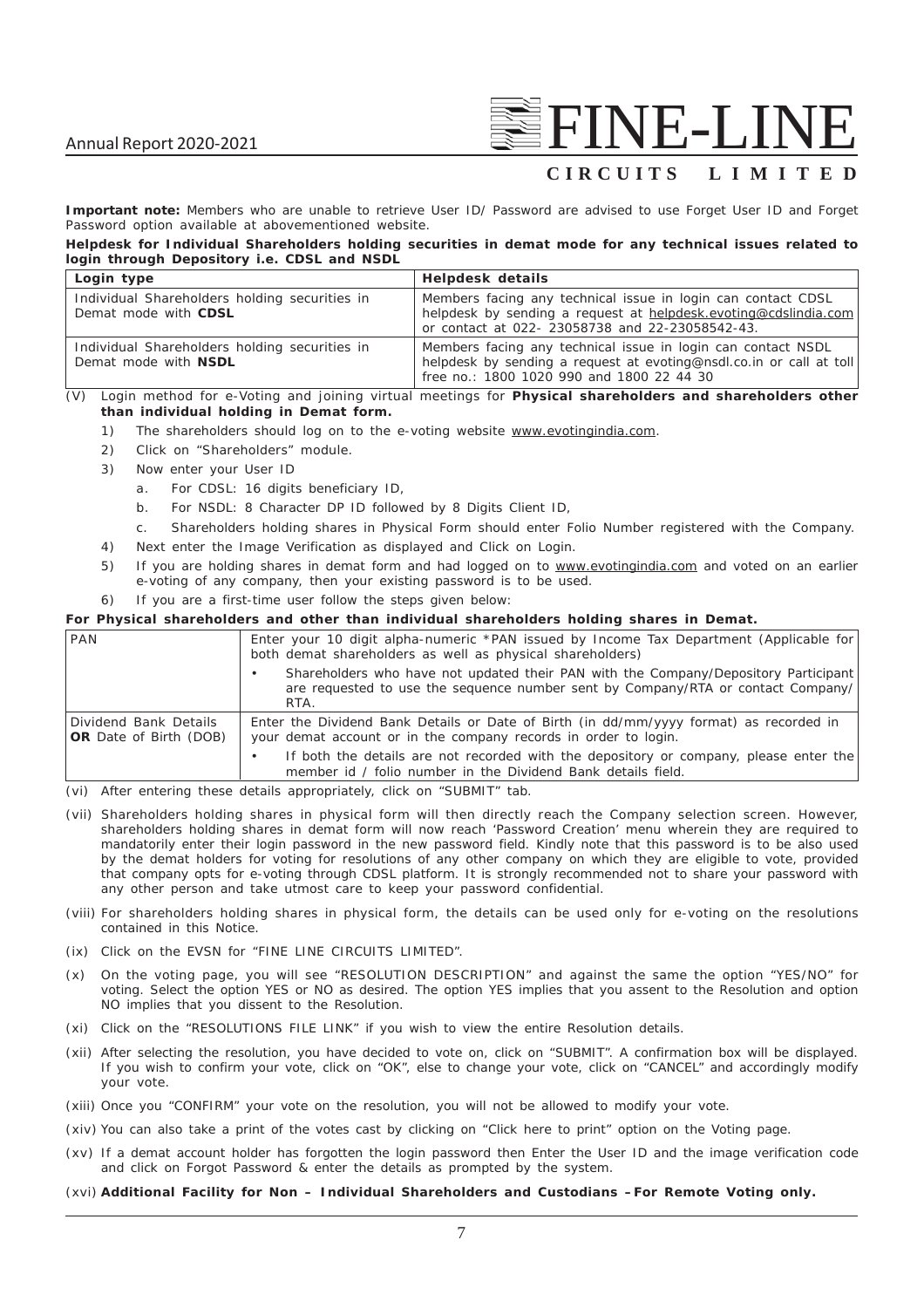**Important note:** Members who are unable to retrieve User ID/ Password are advised to use Forget User ID and Forget Password option available at abovementioned website.

**Helpdesk for Individual Shareholders holding securities in demat mode for any technical issues related to login through Depository i.e. CDSL and NSDL**

| Login type | Helpdesk details |
|---|---|
| Individual Shareholders holding securities in Demat mode with **CDSL** | Members facing any technical issue in login can contact CDSL helpdesk by sending a request at helpdesk.evoting@cdslindia.com or contact at 022- 23058738 and 22-23058542-43. |
| Individual Shareholders holding securities in Demat mode with **NSDL** | Members facing any technical issue in login can contact NSDL helpdesk by sending a request at evoting@nsdl.co.in or call at toll free no.: 1800 1020 990 and 1800 22 44 30 |

(V) Login method for e-Voting and joining virtual meetings for **Physical shareholders and shareholders other than individual holding in Demat form.**

1) The shareholders should log on to the e-voting website www.evotingindia.com.
2) Click on "Shareholders" module.
3) Now enter your User ID
   a. For CDSL: 16 digits beneficiary ID,
   b. For NSDL: 8 Character DP ID followed by 8 Digits Client ID,
   c. Shareholders holding shares in Physical Form should enter Folio Number registered with the Company.
4) Next enter the Image Verification as displayed and Click on Login.
5) If you are holding shares in demat form and had logged on to www.evotingindia.com and voted on an earlier e-voting of any company, then your existing password is to be used.
6) If you are a first-time user follow the steps given below:

**For Physical shareholders and other than individual shareholders holding shares in Demat.**

| | |
|---|---|
| PAN | Enter your 10 digit alpha-numeric *PAN issued by Income Tax Department (Applicable for both demat shareholders as well as physical shareholders)<br>• Shareholders who have not updated their PAN with the Company/Depository Participant are requested to use the sequence number sent by Company/RTA or contact Company/ RTA. |
| Dividend Bank Details **OR** Date of Birth (DOB) | Enter the Dividend Bank Details or Date of Birth (in dd/mm/yyyy format) as recorded in your demat account or in the company records in order to login.<br>• If both the details are not recorded with the depository or company, please enter the member id / folio number in the Dividend Bank details field. |

(vi) After entering these details appropriately, click on "SUBMIT" tab.

(vii) Shareholders holding shares in physical form will then directly reach the Company selection screen. However, shareholders holding shares in demat form will now reach 'Password Creation' menu wherein they are required to mandatorily enter their login password in the new password field. Kindly note that this password is to be also used by the demat holders for voting for resolutions of any other company on which they are eligible to vote, provided that company opts for e-voting through CDSL platform. It is strongly recommended not to share your password with any other person and take utmost care to keep your password confidential.

(viii) For shareholders holding shares in physical form, the details can be used only for e-voting on the resolutions contained in this Notice.

(ix) Click on the EVSN for "FINE LINE CIRCUITS LIMITED".

(x) On the voting page, you will see "RESOLUTION DESCRIPTION" and against the same the option "YES/NO" for voting. Select the option YES or NO as desired. The option YES implies that you assent to the Resolution and option NO implies that you dissent to the Resolution.

(xi) Click on the "RESOLUTIONS FILE LINK" if you wish to view the entire Resolution details.

(xii) After selecting the resolution, you have decided to vote on, click on "SUBMIT". A confirmation box will be displayed. If you wish to confirm your vote, click on "OK", else to change your vote, click on "CANCEL" and accordingly modify your vote.

(xiii) Once you "CONFIRM" your vote on the resolution, you will not be allowed to modify your vote.

(xiv) You can also take a print of the votes cast by clicking on "Click here to print" option on the Voting page.

(xv) If a demat account holder has forgotten the login password then Enter the User ID and the image verification code and click on Forgot Password & enter the details as prompted by the system.

(xvi) **Additional Facility for Non – Individual Shareholders and Custodians – For Remote Voting only.**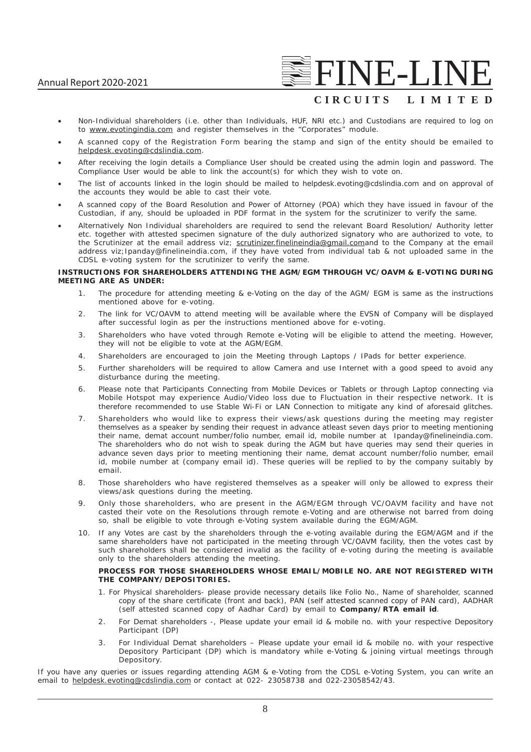- Non-Individual shareholders (i.e. other than Individuals, HUF, NRI etc.) and Custodians are required to log on to www.evotingindia.com and register themselves in the "Corporates" module.
- A scanned copy of the Registration Form bearing the stamp and sign of the entity should be emailed to helpdesk.evoting@cdslindia.com.
- After receiving the login details a Compliance User should be created using the admin login and password. The Compliance User would be able to link the account(s) for which they wish to vote on.
- The list of accounts linked in the login should be mailed to helpdesk.evoting@cdslindia.com and on approval of the accounts they would be able to cast their vote.
- A scanned copy of the Board Resolution and Power of Attorney (POA) which they have issued in favour of the Custodian, if any, should be uploaded in PDF format in the system for the scrutinizer to verify the same.
- Alternatively Non Individual shareholders are required to send the relevant Board Resolution/ Authority letter etc. together with attested specimen signature of the duly authorized signatory who are authorized to vote, to the Scrutinizer at the email address viz; scrutinizer.finelineindia@gmail.comand to the Company at the email address viz;Ipanday@finelineindia.com, if they have voted from individual tab & not uploaded same in the CDSL e-voting system for the scrutinizer to verify the same.

**INSTRUCTIONS FOR SHAREHOLDERS ATTENDING THE AGM/EGM THROUGH VC/OAVM & E-VOTING DURING MEETING ARE AS UNDER:**

1. The procedure for attending meeting & e-Voting on the day of the AGM/ EGM is same as the instructions mentioned above for e-voting.
2. The link for VC/OAVM to attend meeting will be available where the EVSN of Company will be displayed after successful login as per the instructions mentioned above for e-voting.
3. Shareholders who have voted through Remote e-Voting will be eligible to attend the meeting. However, they will not be eligible to vote at the AGM/EGM.
4. Shareholders are encouraged to join the Meeting through Laptops / IPads for better experience.
5. Further shareholders will be required to allow Camera and use Internet with a good speed to avoid any disturbance during the meeting.
6. Please note that Participants Connecting from Mobile Devices or Tablets or through Laptop connecting via Mobile Hotspot may experience Audio/Video loss due to Fluctuation in their respective network. It is therefore recommended to use Stable Wi-Fi or LAN Connection to mitigate any kind of aforesaid glitches.
7. Shareholders who would like to express their views/ask questions during the meeting may register themselves as a speaker by sending their request in advance atleast seven days prior to meeting mentioning their name, demat account number/folio number, email id, mobile number at Ipanday@finelineindia.com. The shareholders who do not wish to speak during the AGM but have queries may send their queries in advance seven days prior to meeting mentioning their name, demat account number/folio number, email id, mobile number at (company email id). These queries will be replied to by the company suitably by email.
8. Those shareholders who have registered themselves as a speaker will only be allowed to express their views/ask questions during the meeting.
9. Only those shareholders, who are present in the AGM/EGM through VC/OAVM facility and have not casted their vote on the Resolutions through remote e-Voting and are otherwise not barred from doing so, shall be eligible to vote through e-Voting system available during the EGM/AGM.
10. If any Votes are cast by the shareholders through the e-voting available during the EGM/AGM and if the same shareholders have not participated in the meeting through VC/OAVM facility, then the votes cast by such shareholders shall be considered invalid as the facility of e-voting during the meeting is available only to the shareholders attending the meeting.

**PROCESS FOR THOSE SHAREHOLDERS WHOSE EMAIL/MOBILE NO. ARE NOT REGISTERED WITH THE COMPANY/DEPOSITORIES.**

1. For Physical shareholders- please provide necessary details like Folio No., Name of shareholder, scanned copy of the share certificate (front and back), PAN (self attested scanned copy of PAN card), AADHAR (self attested scanned copy of Aadhar Card) by email to **Company/RTA email id**.
2. For Demat shareholders -, Please update your email id & mobile no. with your respective Depository Participant (DP)
3. For Individual Demat shareholders – Please update your email id & mobile no. with your respective Depository Participant (DP) which is mandatory while e-Voting & joining virtual meetings through Depository.

If you have any queries or issues regarding attending AGM & e-Voting from the CDSL e-Voting System, you can write an email to helpdesk.evoting@cdslindia.com or contact at 022- 23058738 and 022-23058542/43.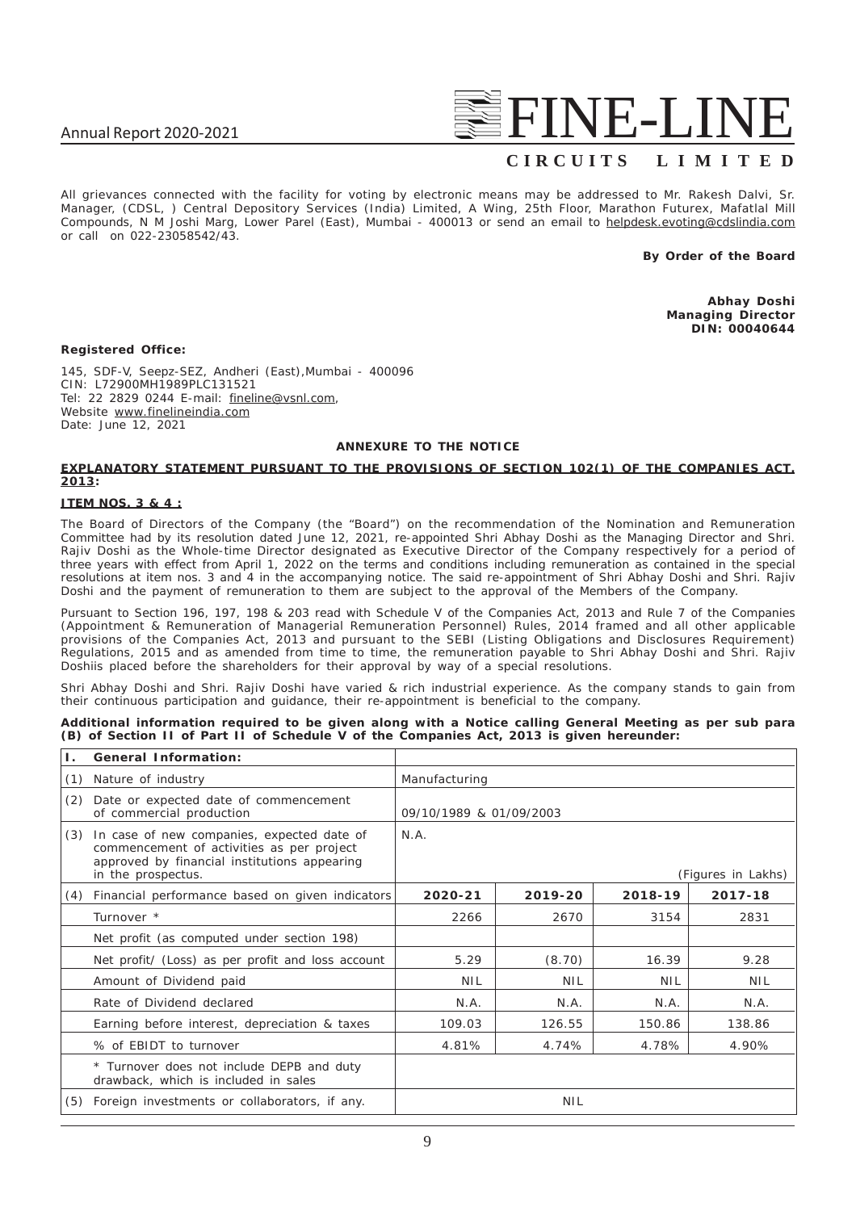All grievances connected with the facility for voting by electronic means may be addressed to Mr. Rakesh Dalvi, Sr. Manager, (CDSL, ) Central Depository Services (India) Limited, A Wing, 25th Floor, Marathon Futurex, Mafatlal Mill Compounds, N M Joshi Marg, Lower Parel (East), Mumbai - 400013 or send an email to helpdesk.evoting@cdslindia.com or call on 022-23058542/43.

**By Order of the Board**

**Abhay Doshi**
**Managing Director**
**DIN: 00040644**

**Registered Office:**

145, SDF-V, Seepz-SEZ, Andheri (East),Mumbai - 400096
CIN: L72900MH1989PLC131521
Tel: 22 2829 0244 E-mail: fineline@vsnl.com,
Website www.finelineindia.com
Date: June 12, 2021

**ANNEXURE TO THE NOTICE**

**EXPLANATORY STATEMENT PURSUANT TO THE PROVISIONS OF SECTION 102(1) OF THE COMPANIES ACT, 2013:**

**ITEM NOS. 3 & 4 :**

The Board of Directors of the Company (the "Board") on the recommendation of the Nomination and Remuneration Committee had by its resolution dated June 12, 2021, re-appointed Shri Abhay Doshi as the Managing Director and Shri. Rajiv Doshi as the Whole-time Director designated as Executive Director of the Company respectively for a period of three years with effect from April 1, 2022 on the terms and conditions including remuneration as contained in the special resolutions at item nos. 3 and 4 in the accompanying notice. The said re-appointment of Shri Abhay Doshi and Shri. Rajiv Doshi and the payment of remuneration to them are subject to the approval of the Members of the Company.

Pursuant to Section 196, 197, 198 & 203 read with Schedule V of the Companies Act, 2013 and Rule 7 of the Companies (Appointment & Remuneration of Managerial Remuneration Personnel) Rules, 2014 framed and all other applicable provisions of the Companies Act, 2013 and pursuant to the SEBI (Listing Obligations and Disclosures Requirement) Regulations, 2015 and as amended from time to time, the remuneration payable to Shri Abhay Doshi and Shri. Rajiv Doshiis placed before the shareholders for their approval by way of a special resolutions.

Shri Abhay Doshi and Shri. Rajiv Doshi have varied & rich industrial experience. As the company stands to gain from their continuous participation and guidance, their re-appointment is beneficial to the company.

**Additional information required to be given along with a Notice calling General Meeting as per sub para (B) of Section II of Part II of Schedule V of the Companies Act, 2013 is given hereunder:**

| **I.** | **General Information:** | | | | |
|---|---|---|---|---|---|
| (1) | Nature of industry | Manufacturing | | | |
| (2) | Date or expected date of commencement of commercial production | 09/10/1989 & 01/09/2003 | | | |
| (3) | In case of new companies, expected date of commencement of activities as per project approved by financial institutions appearing in the prospectus. | N.A. | | | (Figures in Lakhs) |
| (4) | Financial performance based on given indicators | **2020-21** | **2019-20** | **2018-19** | **2017-18** |
| | Turnover * | 2266 | 2670 | 3154 | 2831 |
| | Net profit (as computed under section 198) | | | | |
| | Net profit/ (Loss) as per profit and loss account | 5.29 | (8.70) | 16.39 | 9.28 |
| | Amount of Dividend paid | NIL | NIL | NIL | NIL |
| | Rate of Dividend declared | N.A. | N.A. | N.A. | N.A. |
| | Earning before interest, depreciation & taxes | 109.03 | 126.55 | 150.86 | 138.86 |
| | % of EBIDT to turnover | 4.81% | 4.74% | 4.78% | 4.90% |
| | * Turnover does not include DEPB and duty drawback, which is included in sales | | | | |
| (5) | Foreign investments or collaborators, if any. | NIL | | | |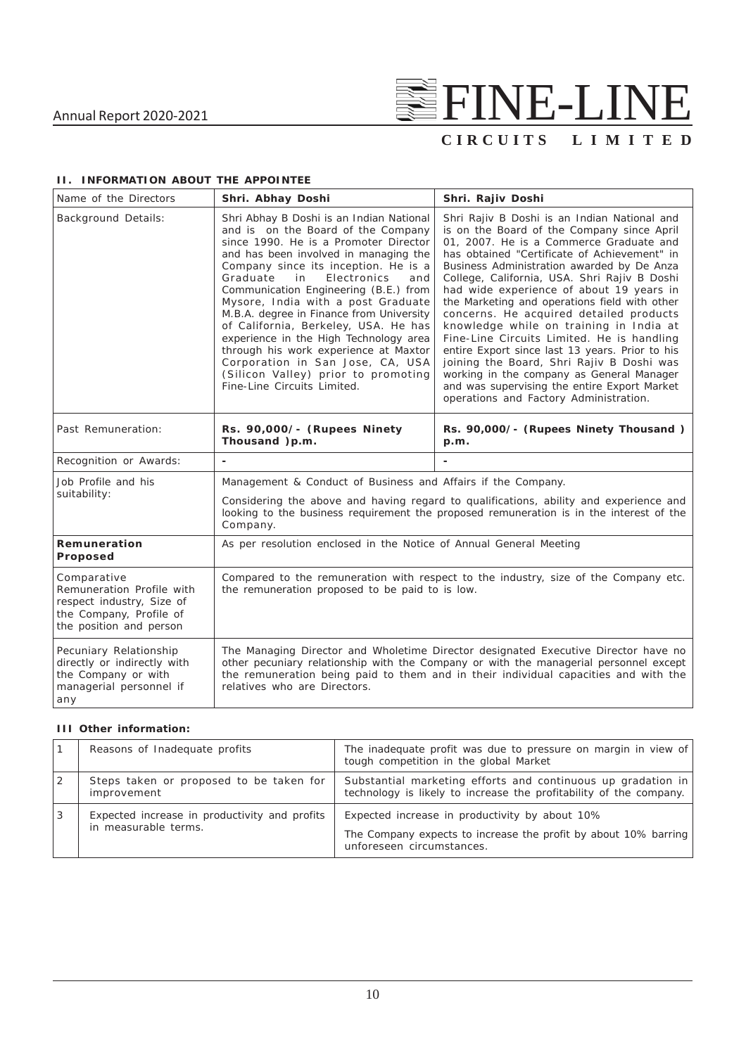## II. INFORMATION ABOUT THE APPOINTEE

| Name of the Directors | Shri. Abhay Doshi | Shri. Rajiv Doshi |
|---|---|---|
| Background Details: | Shri Abhay B Doshi is an Indian National and is on the Board of the Company since 1990. He is a Promoter Director and has been involved in managing the Company since its inception. He is a Graduate in Electronics and Communication Engineering (B.E.) from Mysore, India with a post Graduate M.B.A. degree in Finance from University of California, Berkeley, USA. He has experience in the High Technology area through his work experience at Maxtor Corporation in San Jose, CA, USA (Silicon Valley) prior to promoting Fine-Line Circuits Limited. | Shri Rajiv B Doshi is an Indian National and is on the Board of the Company since April 01, 2007. He is a Commerce Graduate and has obtained "Certificate of Achievement" in Business Administration awarded by De Anza College, California, USA. Shri Rajiv B Doshi had wide experience of about 19 years in the Marketing and operations field with other concerns. He acquired detailed products knowledge while on training in India at Fine-Line Circuits Limited. He is handling entire Export since last 13 years. Prior to his joining the Board, Shri Rajiv B Doshi was working in the company as General Manager and was supervising the entire Export Market operations and Factory Administration. |
| Past Remuneration: | **Rs. 90,000/- (Rupees Ninety Thousand )p.m.** | **Rs. 90,000/- (Rupees Ninety Thousand ) p.m.** |
| Recognition or Awards: | - | - |
| Job Profile and his suitability: | Management & Conduct of Business and Affairs if the Company.<br><br>Considering the above and having regard to qualifications, ability and experience and looking to the business requirement the proposed remuneration is in the interest of the Company. | |
| **Remuneration Proposed** | As per resolution enclosed in the Notice of Annual General Meeting | |
| Comparative Remuneration Profile with respect industry, Size of the Company, Profile of the position and person | Compared to the remuneration with respect to the industry, size of the Company etc. the remuneration proposed to be paid to is low. | |
| Pecuniary Relationship directly or indirectly with the Company or with managerial personnel if any | The Managing Director and Wholetime Director designated Executive Director have no other pecuniary relationship with the Company or with the managerial personnel except the remuneration being paid to them and in their individual capacities and with the relatives who are Directors. | |

## III Other information:

| | | |
|---|---|---|
| 1 | Reasons of Inadequate profits | The inadequate profit was due to pressure on margin in view of tough competition in the global Market |
| 2 | Steps taken or proposed to be taken for improvement | Substantial marketing efforts and continuous up gradation in technology is likely to increase the profitability of the company. |
| 3 | Expected increase in productivity and profits in measurable terms. | Expected increase in productivity by about 10%<br><br>The Company expects to increase the profit by about 10% barring unforeseen circumstances. |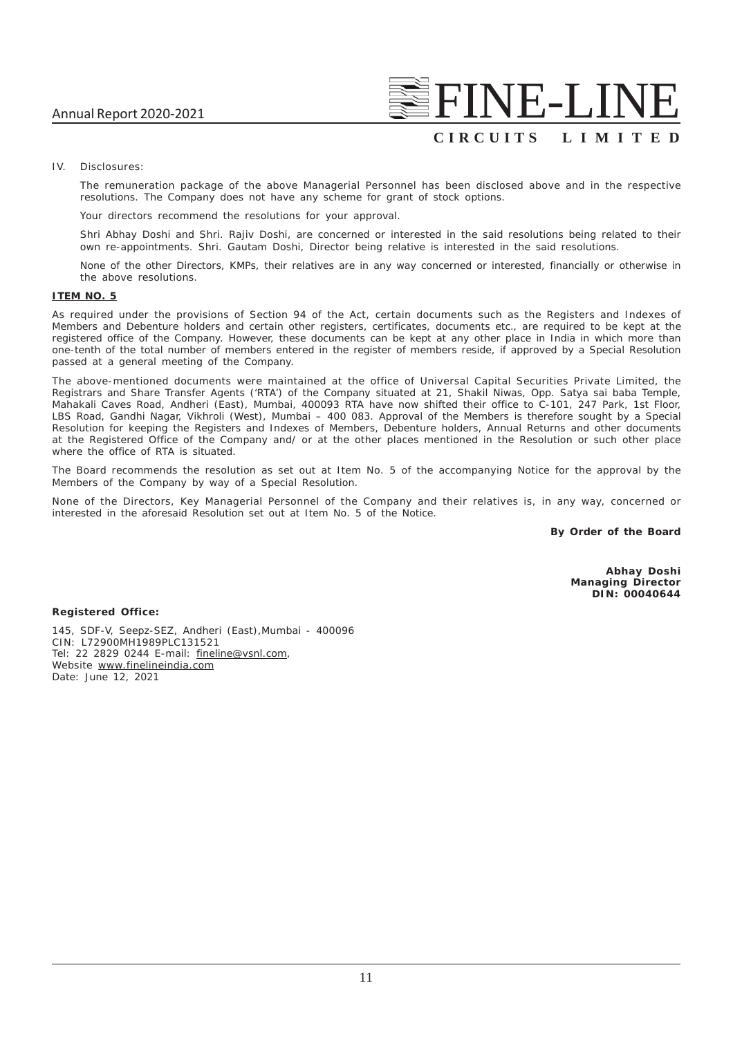IV. Disclosures:

The remuneration package of the above Managerial Personnel has been disclosed above and in the respective resolutions. The Company does not have any scheme for grant of stock options.

Your directors recommend the resolutions for your approval.

Shri Abhay Doshi and Shri. Rajiv Doshi, are concerned or interested in the said resolutions being related to their own re-appointments. Shri. Gautam Doshi, Director being relative is interested in the said resolutions.

None of the other Directors, KMPs, their relatives are in any way concerned or interested, financially or otherwise in the above resolutions.

**ITEM NO. 5**

As required under the provisions of Section 94 of the Act, certain documents such as the Registers and Indexes of Members and Debenture holders and certain other registers, certificates, documents etc., are required to be kept at the registered office of the Company. However, these documents can be kept at any other place in India in which more than one-tenth of the total number of members entered in the register of members reside, if approved by a Special Resolution passed at a general meeting of the Company.

The above-mentioned documents were maintained at the office of Universal Capital Securities Private Limited, the Registrars and Share Transfer Agents ('RTA') of the Company situated at 21, Shakil Niwas, Opp. Satya sai baba Temple, Mahakali Caves Road, Andheri (East), Mumbai, 400093 RTA have now shifted their office to C-101, 247 Park, 1st Floor, LBS Road, Gandhi Nagar, Vikhroli (West), Mumbai – 400 083. Approval of the Members is therefore sought by a Special Resolution for keeping the Registers and Indexes of Members, Debenture holders, Annual Returns and other documents at the Registered Office of the Company and/ or at the other places mentioned in the Resolution or such other place where the office of RTA is situated.

The Board recommends the resolution as set out at Item No. 5 of the accompanying Notice for the approval by the Members of the Company by way of a Special Resolution.

None of the Directors, Key Managerial Personnel of the Company and their relatives is, in any way, concerned or interested in the aforesaid Resolution set out at Item No. 5 of the Notice.

**By Order of the Board**

**Abhay Doshi**
**Managing Director**
**DIN: 00040644**

**Registered Office:**

145, SDF-V, Seepz-SEZ, Andheri (East),Mumbai - 400096
CIN: L72900MH1989PLC131521
Tel: 22 2829 0244 E-mail: fineline@vsnl.com,
Website www.finelineindia.com
Date: June 12, 2021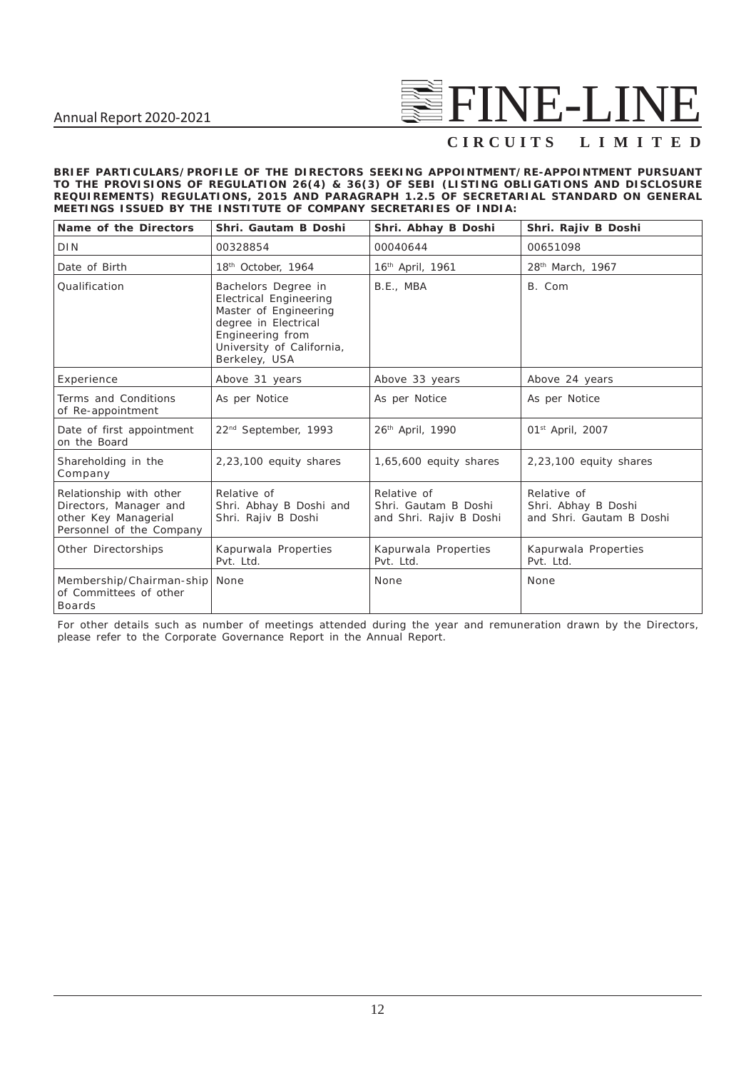**BRIEF PARTICULARS/PROFILE OF THE DIRECTORS SEEKING APPOINTMENT/RE-APPOINTMENT PURSUANT TO THE PROVISIONS OF REGULATION 26(4) & 36(3) OF SEBI (LISTING OBLIGATIONS AND DISCLOSURE REQUIREMENTS) REGULATIONS, 2015 AND PARAGRAPH 1.2.5 OF SECRETARIAL STANDARD ON GENERAL MEETINGS ISSUED BY THE INSTITUTE OF COMPANY SECRETARIES OF INDIA:**

| Name of the Directors | Shri. Gautam B Doshi | Shri. Abhay B Doshi | Shri. Rajiv B Doshi |
|---|---|---|---|
| DIN | 00328854 | 00040644 | 00651098 |
| Date of Birth | 18th October, 1964 | 16th April, 1961 | 28th March, 1967 |
| Qualification | Bachelors Degree in Electrical Engineering Master of Engineering degree in Electrical Engineering from University of California, Berkeley, USA | B.E., MBA | B. Com |
| Experience | Above 31 years | Above 33 years | Above 24 years |
| Terms and Conditions of Re-appointment | As per Notice | As per Notice | As per Notice |
| Date of first appointment on the Board | 22nd September, 1993 | 26th April, 1990 | 01st April, 2007 |
| Shareholding in the Company | 2,23,100 equity shares | 1,65,600 equity shares | 2,23,100 equity shares |
| Relationship with other Directors, Manager and other Key Managerial Personnel of the Company | Relative of Shri. Abhay B Doshi and Shri. Rajiv B Doshi | Relative of Shri. Gautam B Doshi and Shri. Rajiv B Doshi | Relative of Shri. Abhay B Doshi and Shri. Gautam B Doshi |
| Other Directorships | Kapurwala Properties Pvt. Ltd. | Kapurwala Properties Pvt. Ltd. | Kapurwala Properties Pvt. Ltd. |
| Membership/Chairman-ship of Committees of other Boards | None | None | None |

For other details such as number of meetings attended during the year and remuneration drawn by the Directors, please refer to the Corporate Governance Report in the Annual Report.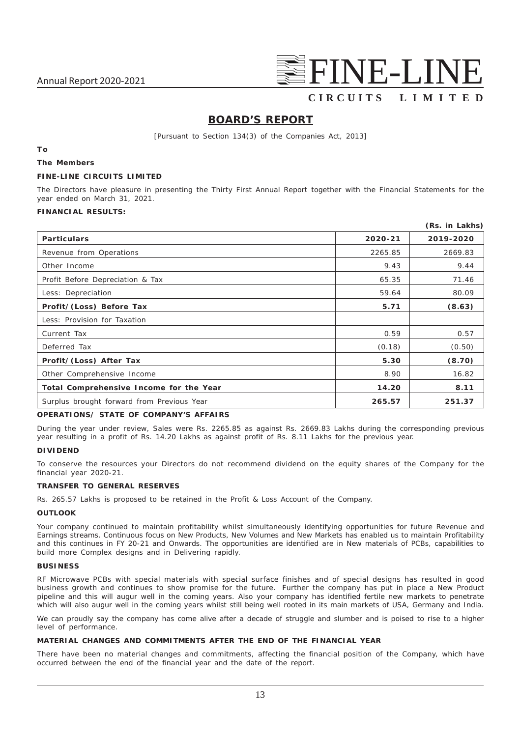# BOARD'S REPORT

[Pursuant to Section 134(3) of the Companies Act, 2013]

**To**

**The Members**

**FINE-LINE CIRCUITS LIMITED**

The Directors have pleasure in presenting the Thirty First Annual Report together with the Financial Statements for the year ended on March 31, 2021.

**FINANCIAL RESULTS:**

**(Rs. in Lakhs)**

| **Particulars** | **2020-21** | **2019-2020** |
|---|---|---|
| Revenue from Operations | 2265.85 | 2669.83 |
| Other Income | 9.43 | 9.44 |
| Profit Before Depreciation & Tax | 65.35 | 71.46 |
| Less: Depreciation | 59.64 | 80.09 |
| **Profit/(Loss) Before Tax** | **5.71** | **(8.63)** |
| Less: Provision for Taxation | | |
| Current Tax | 0.59 | 0.57 |
| Deferred Tax | (0.18) | (0.50) |
| **Profit/(Loss) After Tax** | **5.30** | **(8.70)** |
| Other Comprehensive Income | 8.90 | 16.82 |
| **Total Comprehensive Income for the Year** | **14.20** | **8.11** |
| Surplus brought forward from Previous Year | **265.57** | **251.37** |

**OPERATIONS/ STATE OF COMPANY'S AFFAIRS**

During the year under review, Sales were Rs. 2265.85 as against Rs. 2669.83 Lakhs during the corresponding previous year resulting in a profit of Rs. 14.20 Lakhs as against profit of Rs. 8.11 Lakhs for the previous year.

**DIVIDEND**

To conserve the resources your Directors do not recommend dividend on the equity shares of the Company for the financial year 2020-21.

**TRANSFER TO GENERAL RESERVES**

Rs. 265.57 Lakhs is proposed to be retained in the Profit & Loss Account of the Company.

**OUTLOOK**

Your company continued to maintain profitability whilst simultaneously identifying opportunities for future Revenue and Earnings streams. Continuous focus on New Products, New Volumes and New Markets has enabled us to maintain Profitability and this continues in FY 20-21 and Onwards. The opportunities are identified are in New materials of PCBs, capabilities to build more Complex designs and in Delivering rapidly.

**BUSINESS**

RF Microwave PCBs with special materials with special surface finishes and of special designs has resulted in good business growth and continues to show promise for the future. Further the company has put in place a New Product pipeline and this will augur well in the coming years. Also your company has identified fertile new markets to penetrate which will also augur well in the coming years whilst still being well rooted in its main markets of USA, Germany and India.

We can proudly say the company has come alive after a decade of struggle and slumber and is poised to rise to a higher level of performance.

**MATERIAL CHANGES AND COMMITMENTS AFTER THE END OF THE FINANCIAL YEAR**

There have been no material changes and commitments, affecting the financial position of the Company, which have occurred between the end of the financial year and the date of the report.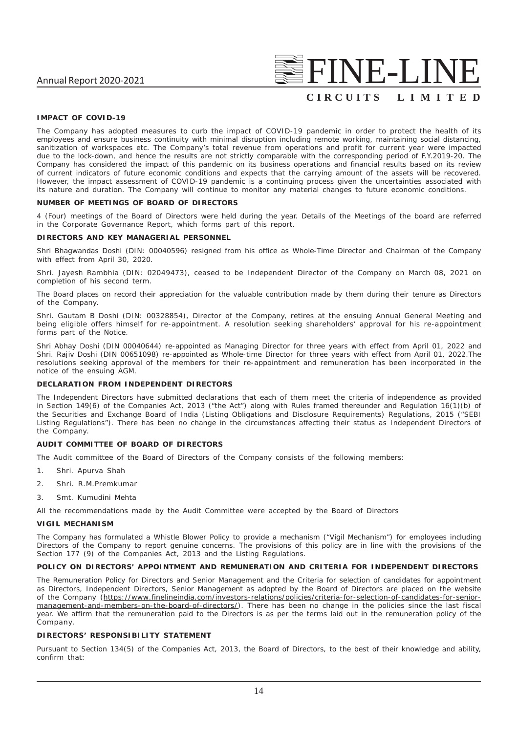## IMPACT OF COVID-19

The Company has adopted measures to curb the impact of COVID-19 pandemic in order to protect the health of its employees and ensure business continuity with minimal disruption including remote working, maintaining social distancing, sanitization of workspaces etc. The Company's total revenue from operations and profit for current year were impacted due to the lock-down, and hence the results are not strictly comparable with the corresponding period of F.Y.2019-20. The Company has considered the impact of this pandemic on its business operations and financial results based on its review of current indicators of future economic conditions and expects that the carrying amount of the assets will be recovered. However, the impact assessment of COVID-19 pandemic is a continuing process given the uncertainties associated with its nature and duration. The Company will continue to monitor any material changes to future economic conditions.

## NUMBER OF MEETINGS OF BOARD OF DIRECTORS

4 (Four) meetings of the Board of Directors were held during the year. Details of the Meetings of the board are referred in the Corporate Governance Report, which forms part of this report.

## DIRECTORS AND KEY MANAGERIAL PERSONNEL

Shri Bhagwandas Doshi (DIN: 00040596) resigned from his office as Whole-Time Director and Chairman of the Company with effect from April 30, 2020.

Shri. Jayesh Rambhia (DIN: 02049473), ceased to be Independent Director of the Company on March 08, 2021 on completion of his second term.

The Board places on record their appreciation for the valuable contribution made by them during their tenure as Directors of the Company.

Shri. Gautam B Doshi (DIN: 00328854), Director of the Company, retires at the ensuing Annual General Meeting and being eligible offers himself for re-appointment. A resolution seeking shareholders' approval for his re-appointment forms part of the Notice.

Shri Abhay Doshi (DIN 00040644) re-appointed as Managing Director for three years with effect from April 01, 2022 and Shri. Rajiv Doshi (DIN 00651098) re-appointed as Whole-time Director for three years with effect from April 01, 2022.The resolutions seeking approval of the members for their re-appointment and remuneration has been incorporated in the notice of the ensuing AGM.

## DECLARATION FROM INDEPENDENT DIRECTORS

The Independent Directors have submitted declarations that each of them meet the criteria of independence as provided in Section 149(6) of the Companies Act, 2013 ("the Act") along with Rules framed thereunder and Regulation 16(1)(b) of the Securities and Exchange Board of India (Listing Obligations and Disclosure Requirements) Regulations, 2015 ("SEBI Listing Regulations"). There has been no change in the circumstances affecting their status as Independent Directors of the Company.

## AUDIT COMMITTEE OF BOARD OF DIRECTORS

The Audit committee of the Board of Directors of the Company consists of the following members:

1. Shri. Apurva Shah
2. Shri. R.M.Premkumar
3. Smt. Kumudini Mehta

All the recommendations made by the Audit Committee were accepted by the Board of Directors

## VIGIL MECHANISM

The Company has formulated a Whistle Blower Policy to provide a mechanism ("Vigil Mechanism") for employees including Directors of the Company to report genuine concerns. The provisions of this policy are in line with the provisions of the Section 177 (9) of the Companies Act, 2013 and the Listing Regulations.

## POLICY ON DIRECTORS' APPOINTMENT AND REMUNERATION AND CRITERIA FOR INDEPENDENT DIRECTORS

The Remuneration Policy for Directors and Senior Management and the Criteria for selection of candidates for appointment as Directors, Independent Directors, Senior Management as adopted by the Board of Directors are placed on the website of the Company (https://www.finelineindia.com/investors-relations/policies/criteria-for-selection-of-candidates-for-senior-management-and-members-on-the-board-of-directors/). There has been no change in the policies since the last fiscal year. We affirm that the remuneration paid to the Directors is as per the terms laid out in the remuneration policy of the Company.

## DIRECTORS' RESPONSIBILITY STATEMENT

Pursuant to Section 134(5) of the Companies Act, 2013, the Board of Directors, to the best of their knowledge and ability, confirm that: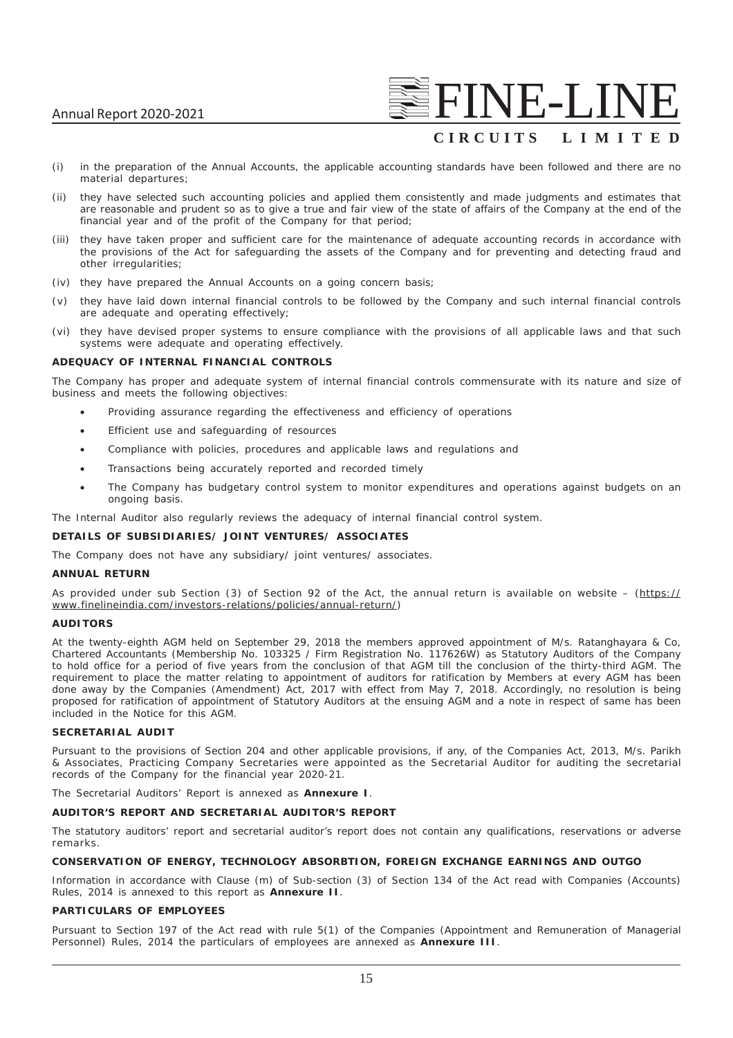(i) in the preparation of the Annual Accounts, the applicable accounting standards have been followed and there are no material departures;

(ii) they have selected such accounting policies and applied them consistently and made judgments and estimates that are reasonable and prudent so as to give a true and fair view of the state of affairs of the Company at the end of the financial year and of the profit of the Company for that period;

(iii) they have taken proper and sufficient care for the maintenance of adequate accounting records in accordance with the provisions of the Act for safeguarding the assets of the Company and for preventing and detecting fraud and other irregularities;

(iv) they have prepared the Annual Accounts on a going concern basis;

(v) they have laid down internal financial controls to be followed by the Company and such internal financial controls are adequate and operating effectively;

(vi) they have devised proper systems to ensure compliance with the provisions of all applicable laws and that such systems were adequate and operating effectively.

**ADEQUACY OF INTERNAL FINANCIAL CONTROLS**

The Company has proper and adequate system of internal financial controls commensurate with its nature and size of business and meets the following objectives:

- Providing assurance regarding the effectiveness and efficiency of operations
- Efficient use and safeguarding of resources
- Compliance with policies, procedures and applicable laws and regulations and
- Transactions being accurately reported and recorded timely
- The Company has budgetary control system to monitor expenditures and operations against budgets on an ongoing basis.

The Internal Auditor also regularly reviews the adequacy of internal financial control system.

**DETAILS OF SUBSIDIARIES/ JOINT VENTURES/ ASSOCIATES**

The Company does not have any subsidiary/ joint ventures/ associates.

**ANNUAL RETURN**

As provided under sub Section (3) of Section 92 of the Act, the annual return is available on website – (https://www.finelineindia.com/investors-relations/policies/annual-return/)

**AUDITORS**

At the twenty-eighth AGM held on September 29, 2018 the members approved appointment of M/s. Ratanghayara & Co, Chartered Accountants (Membership No. 103325 / Firm Registration No. 117626W) as Statutory Auditors of the Company to hold office for a period of five years from the conclusion of that AGM till the conclusion of the thirty-third AGM. The requirement to place the matter relating to appointment of auditors for ratification by Members at every AGM has been done away by the Companies (Amendment) Act, 2017 with effect from May 7, 2018. Accordingly, no resolution is being proposed for ratification of appointment of Statutory Auditors at the ensuing AGM and a note in respect of same has been included in the Notice for this AGM.

**SECRETARIAL AUDIT**

Pursuant to the provisions of Section 204 and other applicable provisions, if any, of the Companies Act, 2013, M/s. Parikh & Associates, Practicing Company Secretaries were appointed as the Secretarial Auditor for auditing the secretarial records of the Company for the financial year 2020-21.

The Secretarial Auditors' Report is annexed as **Annexure I**.

**AUDITOR'S REPORT AND SECRETARIAL AUDITOR'S REPORT**

The statutory auditors' report and secretarial auditor's report does not contain any qualifications, reservations or adverse remarks.

**CONSERVATION OF ENERGY, TECHNOLOGY ABSORBTION, FOREIGN EXCHANGE EARNINGS AND OUTGO**

Information in accordance with Clause (m) of Sub-section (3) of Section 134 of the Act read with Companies (Accounts) Rules, 2014 is annexed to this report as **Annexure II**.

**PARTICULARS OF EMPLOYEES**

Pursuant to Section 197 of the Act read with rule 5(1) of the Companies (Appointment and Remuneration of Managerial Personnel) Rules, 2014 the particulars of employees are annexed as **Annexure III**.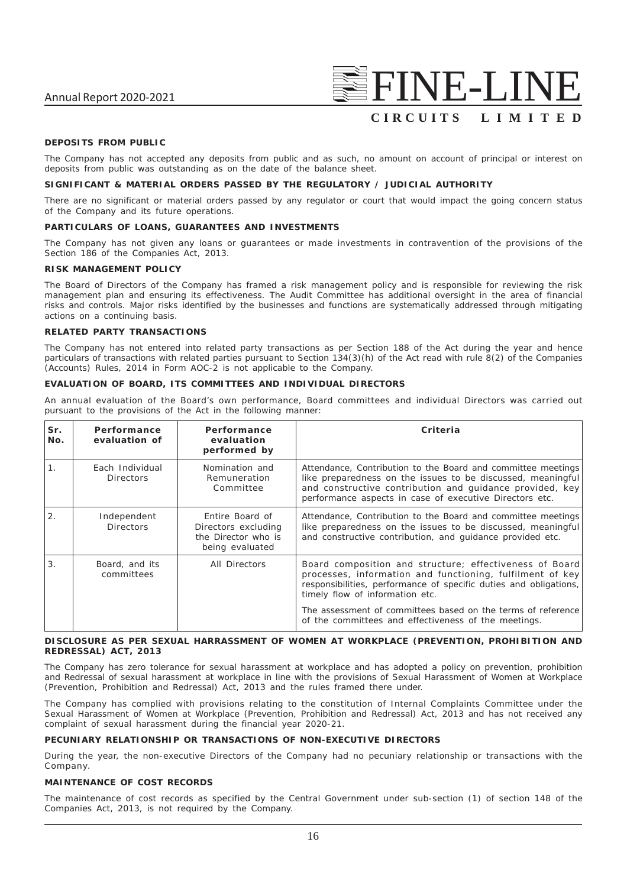## DEPOSITS FROM PUBLIC

The Company has not accepted any deposits from public and as such, no amount on account of principal or interest on deposits from public was outstanding as on the date of the balance sheet.

## SIGNIFICANT & MATERIAL ORDERS PASSED BY THE REGULATORY / JUDICIAL AUTHORITY

There are no significant or material orders passed by any regulator or court that would impact the going concern status of the Company and its future operations.

## PARTICULARS OF LOANS, GUARANTEES AND INVESTMENTS

The Company has not given any loans or guarantees or made investments in contravention of the provisions of the Section 186 of the Companies Act, 2013.

## RISK MANAGEMENT POLICY

The Board of Directors of the Company has framed a risk management policy and is responsible for reviewing the risk management plan and ensuring its effectiveness. The Audit Committee has additional oversight in the area of financial risks and controls. Major risks identified by the businesses and functions are systematically addressed through mitigating actions on a continuing basis.

## RELATED PARTY TRANSACTIONS

The Company has not entered into related party transactions as per Section 188 of the Act during the year and hence particulars of transactions with related parties pursuant to Section 134(3)(h) of the Act read with rule 8(2) of the Companies (Accounts) Rules, 2014 in Form AOC-2 is not applicable to the Company.

## EVALUATION OF BOARD, ITS COMMITTEES AND INDIVIDUAL DIRECTORS

An annual evaluation of the Board's own performance, Board committees and individual Directors was carried out pursuant to the provisions of the Act in the following manner:

| Sr. No. | Performance evaluation of | Performance evaluation performed by | Criteria |
|---|---|---|---|
| 1. | Each Individual Directors | Nomination and Remuneration Committee | Attendance, Contribution to the Board and committee meetings like preparedness on the issues to be discussed, meaningful and constructive contribution and guidance provided, key performance aspects in case of executive Directors etc. |
| 2. | Independent Directors | Entire Board of Directors excluding the Director who is being evaluated | Attendance, Contribution to the Board and committee meetings like preparedness on the issues to be discussed, meaningful and constructive contribution, and guidance provided etc. |
| 3. | Board, and its committees | All Directors | Board composition and structure; effectiveness of Board processes, information and functioning, fulfilment of key responsibilities, performance of specific duties and obligations, timely flow of information etc.<br><br>The assessment of committees based on the terms of reference of the committees and effectiveness of the meetings. |

## DISCLOSURE AS PER SEXUAL HARRASSMENT OF WOMEN AT WORKPLACE (PREVENTION, PROHIBITION AND REDRESSAL) ACT, 2013

The Company has zero tolerance for sexual harassment at workplace and has adopted a policy on prevention, prohibition and Redressal of sexual harassment at workplace in line with the provisions of Sexual Harassment of Women at Workplace (Prevention, Prohibition and Redressal) Act, 2013 and the rules framed there under.

The Company has complied with provisions relating to the constitution of Internal Complaints Committee under the Sexual Harassment of Women at Workplace (Prevention, Prohibition and Redressal) Act, 2013 and has not received any complaint of sexual harassment during the financial year 2020-21.

## PECUNIARY RELATIONSHIP OR TRANSACTIONS OF NON-EXECUTIVE DIRECTORS

During the year, the non-executive Directors of the Company had no pecuniary relationship or transactions with the Company.

## MAINTENANCE OF COST RECORDS

The maintenance of cost records as specified by the Central Government under sub-section (1) of section 148 of the Companies Act, 2013, is not required by the Company.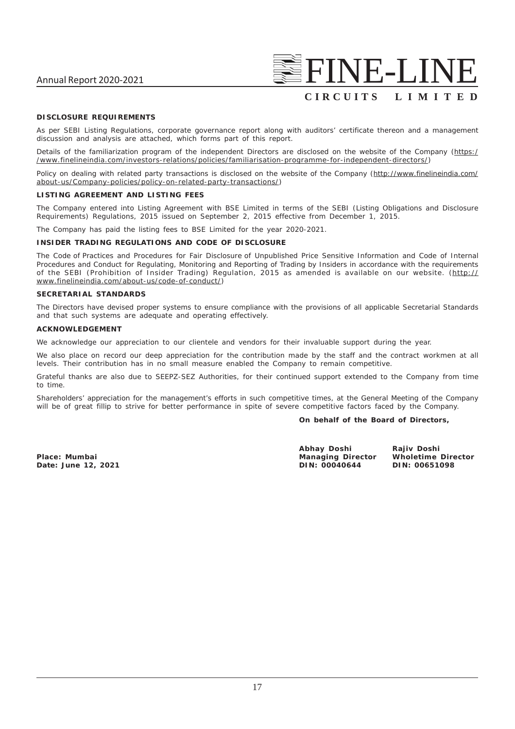### DISCLOSURE REQUIREMENTS

As per SEBI Listing Regulations, corporate governance report along with auditors' certificate thereon and a management discussion and analysis are attached, which forms part of this report.

Details of the familiarization program of the independent Directors are disclosed on the website of the Company (https://www.finelineindia.com/investors-relations/policies/familiarisation-programme-for-independent-directors/)

Policy on dealing with related party transactions is disclosed on the website of the Company (http://www.finelineindia.com/about-us/Company-policies/policy-on-related-party-transactions/)

### LISTING AGREEMENT AND LISTING FEES

The Company entered into Listing Agreement with BSE Limited in terms of the SEBI (Listing Obligations and Disclosure Requirements) Regulations, 2015 issued on September 2, 2015 effective from December 1, 2015.

The Company has paid the listing fees to BSE Limited for the year 2020-2021.

### INSIDER TRADING REGULATIONS AND CODE OF DISCLOSURE

The Code of Practices and Procedures for Fair Disclosure of Unpublished Price Sensitive Information and Code of Internal Procedures and Conduct for Regulating, Monitoring and Reporting of Trading by Insiders in accordance with the requirements of the SEBI (Prohibition of Insider Trading) Regulation, 2015 as amended is available on our website. (http://www.finelineindia.com/about-us/code-of-conduct/)

### SECRETARIAL STANDARDS

The Directors have devised proper systems to ensure compliance with the provisions of all applicable Secretarial Standards and that such systems are adequate and operating effectively.

### ACKNOWLEDGEMENT

We acknowledge our appreciation to our clientele and vendors for their invaluable support during the year.

We also place on record our deep appreciation for the contribution made by the staff and the contract workmen at all levels. Their contribution has in no small measure enabled the Company to remain competitive.

Grateful thanks are also due to SEEPZ-SEZ Authorities, for their continued support extended to the Company from time to time.

Shareholders' appreciation for the management's efforts in such competitive times, at the General Meeting of the Company will be of great fillip to strive for better performance in spite of severe competitive factors faced by the Company.

**On behalf of the Board of Directors,**

| | | |
|---|---|---|
| **Place: Mumbai** | **Abhay Doshi** | **Rajiv Doshi** |
| **Date: June 12, 2021** | **Managing Director** | **Wholetime Director** |
| | **DIN: 00040644** | **DIN: 00651098** |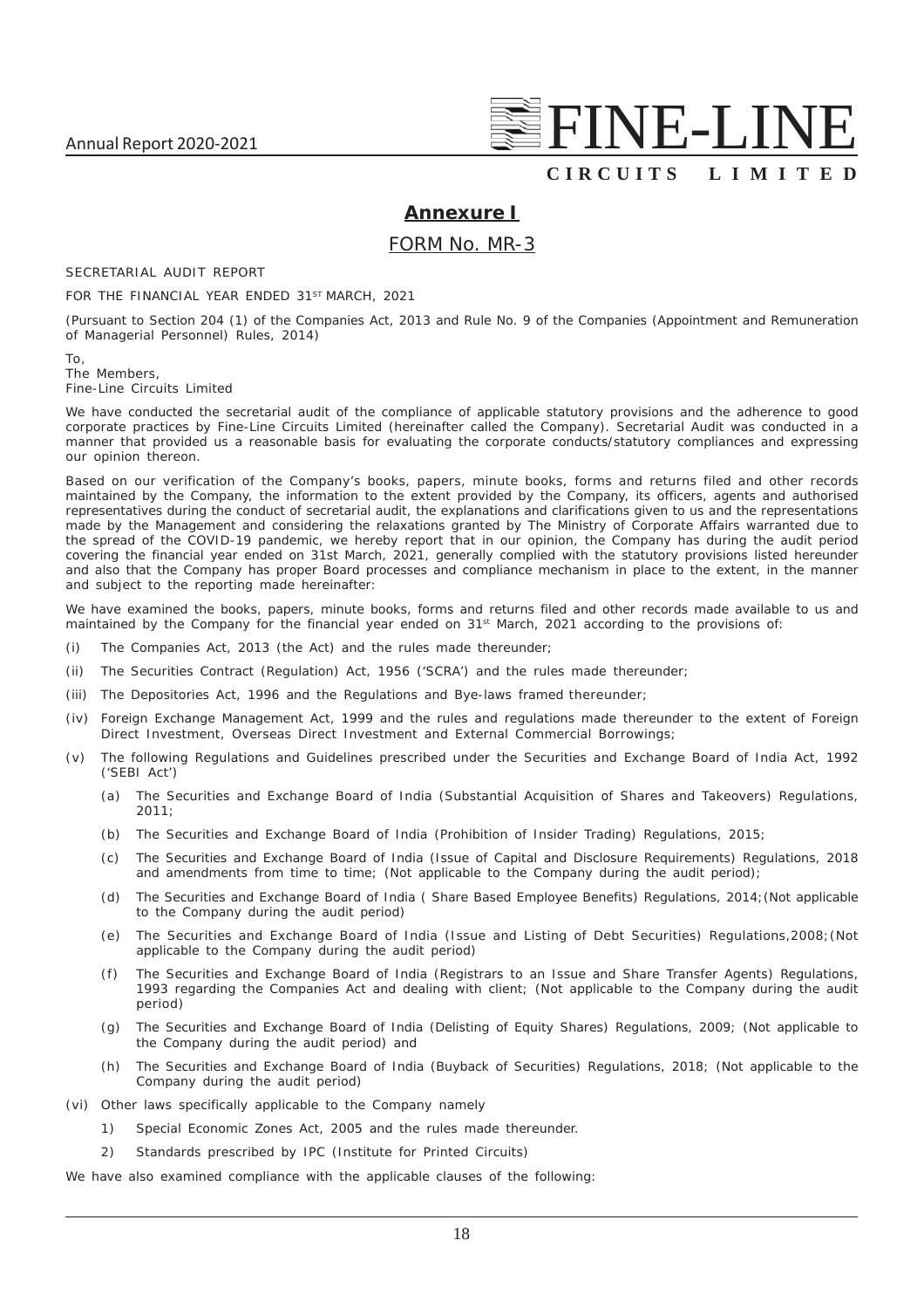## Annexure I

## FORM No. MR-3

SECRETARIAL AUDIT REPORT

FOR THE FINANCIAL YEAR ENDED 31ST MARCH, 2021

(Pursuant to Section 204 (1) of the Companies Act, 2013 and Rule No. 9 of the Companies (Appointment and Remuneration of Managerial Personnel) Rules, 2014)

To,
The Members,
Fine-Line Circuits Limited

We have conducted the secretarial audit of the compliance of applicable statutory provisions and the adherence to good corporate practices by Fine-Line Circuits Limited (hereinafter called the Company). Secretarial Audit was conducted in a manner that provided us a reasonable basis for evaluating the corporate conducts/statutory compliances and expressing our opinion thereon.

Based on our verification of the Company's books, papers, minute books, forms and returns filed and other records maintained by the Company, the information to the extent provided by the Company, its officers, agents and authorised representatives during the conduct of secretarial audit, the explanations and clarifications given to us and the representations made by the Management and considering the relaxations granted by The Ministry of Corporate Affairs warranted due to the spread of the COVID-19 pandemic, we hereby report that in our opinion, the Company has during the audit period covering the financial year ended on 31st March, 2021, generally complied with the statutory provisions listed hereunder and also that the Company has proper Board processes and compliance mechanism in place to the extent, in the manner and subject to the reporting made hereinafter:

We have examined the books, papers, minute books, forms and returns filed and other records made available to us and maintained by the Company for the financial year ended on 31st March, 2021 according to the provisions of:

(i) The Companies Act, 2013 (the Act) and the rules made thereunder;

(ii) The Securities Contract (Regulation) Act, 1956 ('SCRA') and the rules made thereunder;

(iii) The Depositories Act, 1996 and the Regulations and Bye-laws framed thereunder;

(iv) Foreign Exchange Management Act, 1999 and the rules and regulations made thereunder to the extent of Foreign Direct Investment, Overseas Direct Investment and External Commercial Borrowings;

(v) The following Regulations and Guidelines prescribed under the Securities and Exchange Board of India Act, 1992 ('SEBI Act')

   (a) The Securities and Exchange Board of India (Substantial Acquisition of Shares and Takeovers) Regulations, 2011;

   (b) The Securities and Exchange Board of India (Prohibition of Insider Trading) Regulations, 2015;

   (c) The Securities and Exchange Board of India (Issue of Capital and Disclosure Requirements) Regulations, 2018 and amendments from time to time; (Not applicable to the Company during the audit period);

   (d) The Securities and Exchange Board of India ( Share Based Employee Benefits) Regulations, 2014;(Not applicable to the Company during the audit period)

   (e) The Securities and Exchange Board of India (Issue and Listing of Debt Securities) Regulations,2008;(Not applicable to the Company during the audit period)

   (f) The Securities and Exchange Board of India (Registrars to an Issue and Share Transfer Agents) Regulations, 1993 regarding the Companies Act and dealing with client; (Not applicable to the Company during the audit period)

   (g) The Securities and Exchange Board of India (Delisting of Equity Shares) Regulations, 2009; (Not applicable to the Company during the audit period) and

   (h) The Securities and Exchange Board of India (Buyback of Securities) Regulations, 2018; (Not applicable to the Company during the audit period)

(vi) Other laws specifically applicable to the Company namely

   1) Special Economic Zones Act, 2005 and the rules made thereunder.

   2) Standards prescribed by IPC (Institute for Printed Circuits)

We have also examined compliance with the applicable clauses of the following: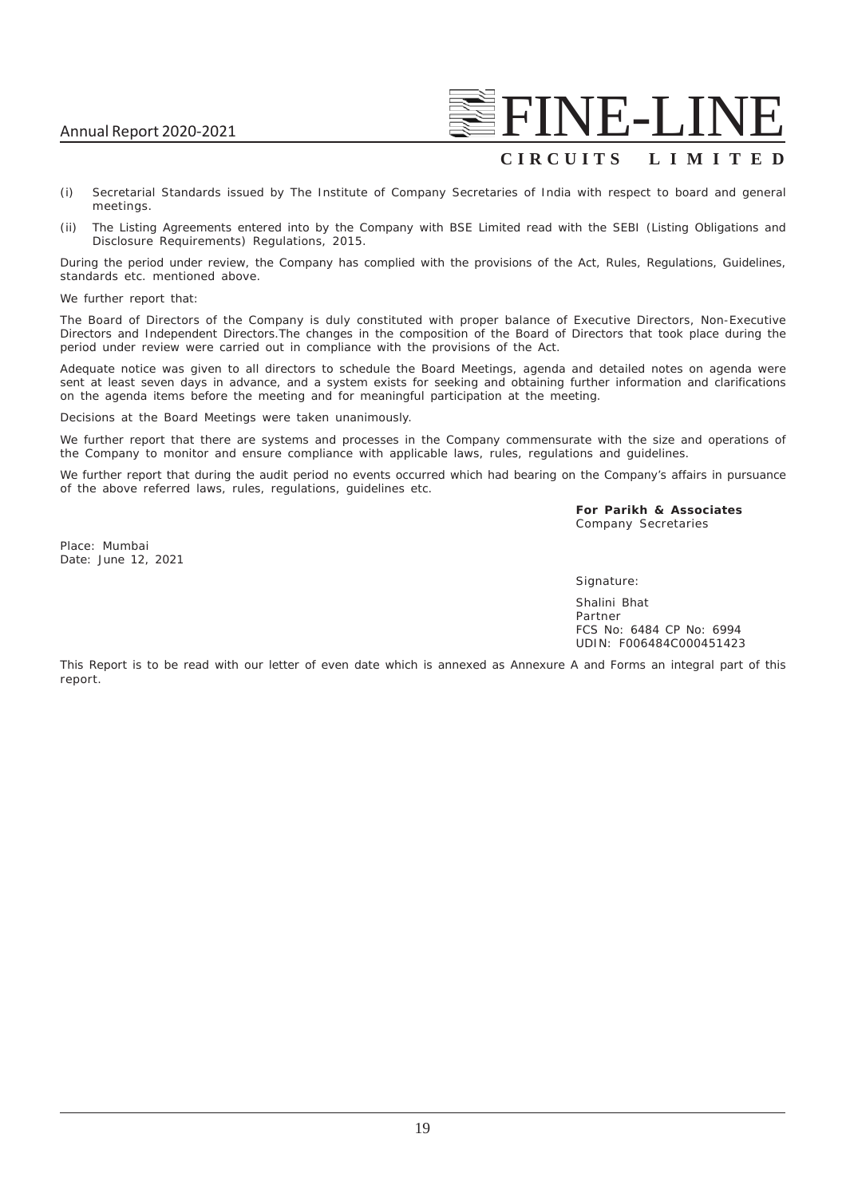(i) Secretarial Standards issued by The Institute of Company Secretaries of India with respect to board and general meetings.

(ii) The Listing Agreements entered into by the Company with BSE Limited read with the SEBI (Listing Obligations and Disclosure Requirements) Regulations, 2015.

During the period under review, the Company has complied with the provisions of the Act, Rules, Regulations, Guidelines, standards etc. mentioned above.

We further report that:

The Board of Directors of the Company is duly constituted with proper balance of Executive Directors, Non-Executive Directors and Independent Directors.The changes in the composition of the Board of Directors that took place during the period under review were carried out in compliance with the provisions of the Act.

Adequate notice was given to all directors to schedule the Board Meetings, agenda and detailed notes on agenda were sent at least seven days in advance, and a system exists for seeking and obtaining further information and clarifications on the agenda items before the meeting and for meaningful participation at the meeting.

Decisions at the Board Meetings were taken unanimously.

We further report that there are systems and processes in the Company commensurate with the size and operations of the Company to monitor and ensure compliance with applicable laws, rules, regulations and guidelines.

We further report that during the audit period no events occurred which had bearing on the Company's affairs in pursuance of the above referred laws, rules, regulations, guidelines etc.

**For Parikh & Associates**
Company Secretaries

Place: Mumbai
Date: June 12, 2021

Signature:

Shalini Bhat
Partner
FCS No: 6484 CP No: 6994
UDIN: F006484C000451423

This Report is to be read with our letter of even date which is annexed as Annexure A and Forms an integral part of this report.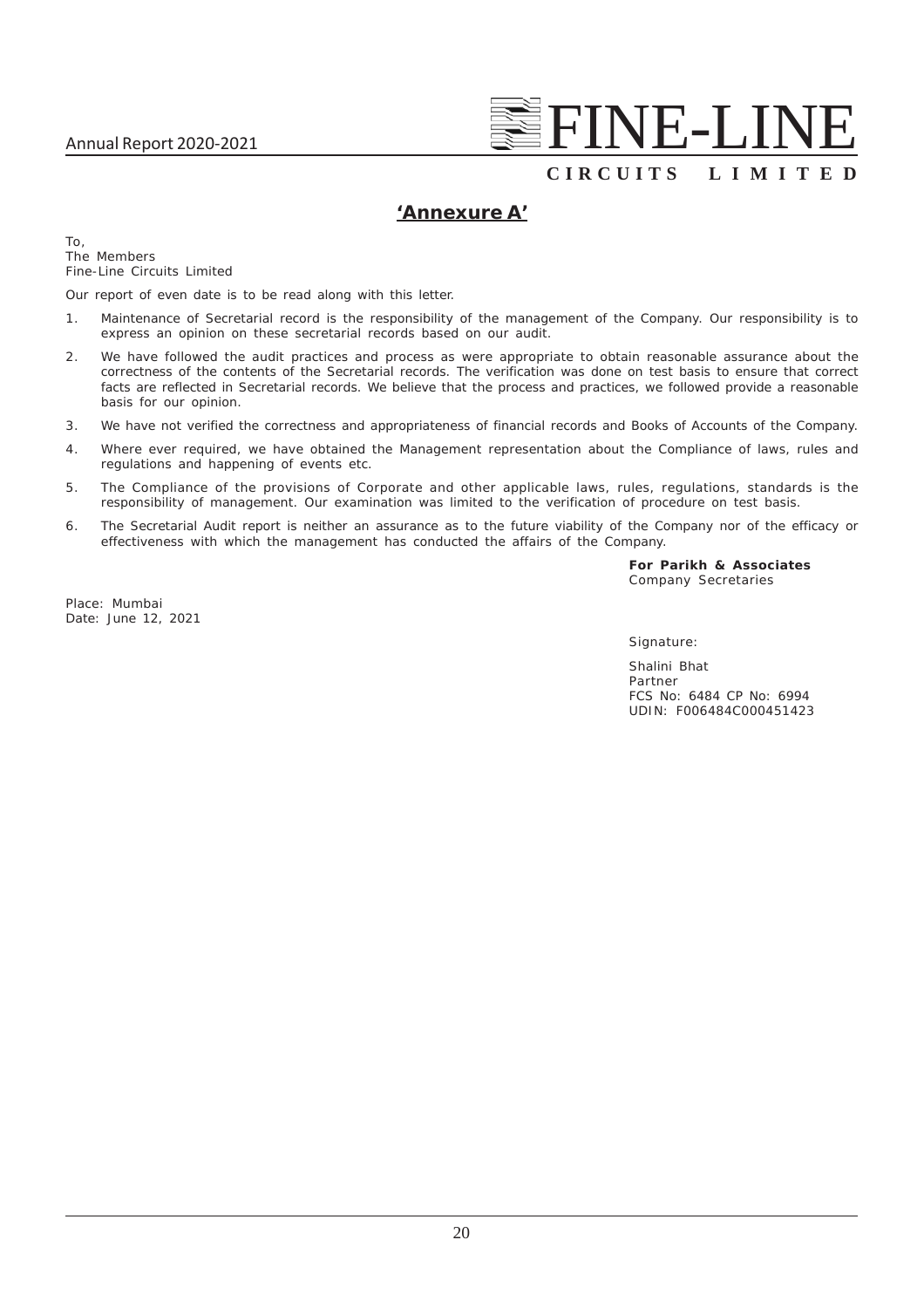## 'Annexure A'

To,
The Members
Fine-Line Circuits Limited

Our report of even date is to be read along with this letter.

1. Maintenance of Secretarial record is the responsibility of the management of the Company. Our responsibility is to express an opinion on these secretarial records based on our audit.
2. We have followed the audit practices and process as were appropriate to obtain reasonable assurance about the correctness of the contents of the Secretarial records. The verification was done on test basis to ensure that correct facts are reflected in Secretarial records. We believe that the process and practices, we followed provide a reasonable basis for our opinion.
3. We have not verified the correctness and appropriateness of financial records and Books of Accounts of the Company.
4. Where ever required, we have obtained the Management representation about the Compliance of laws, rules and regulations and happening of events etc.
5. The Compliance of the provisions of Corporate and other applicable laws, rules, regulations, standards is the responsibility of management. Our examination was limited to the verification of procedure on test basis.
6. The Secretarial Audit report is neither an assurance as to the future viability of the Company nor of the efficacy or effectiveness with which the management has conducted the affairs of the Company.

**For Parikh & Associates**
Company Secretaries

Place: Mumbai
Date: June 12, 2021

Signature:

Shalini Bhat
Partner
FCS No: 6484 CP No: 6994
UDIN: F006484C000451423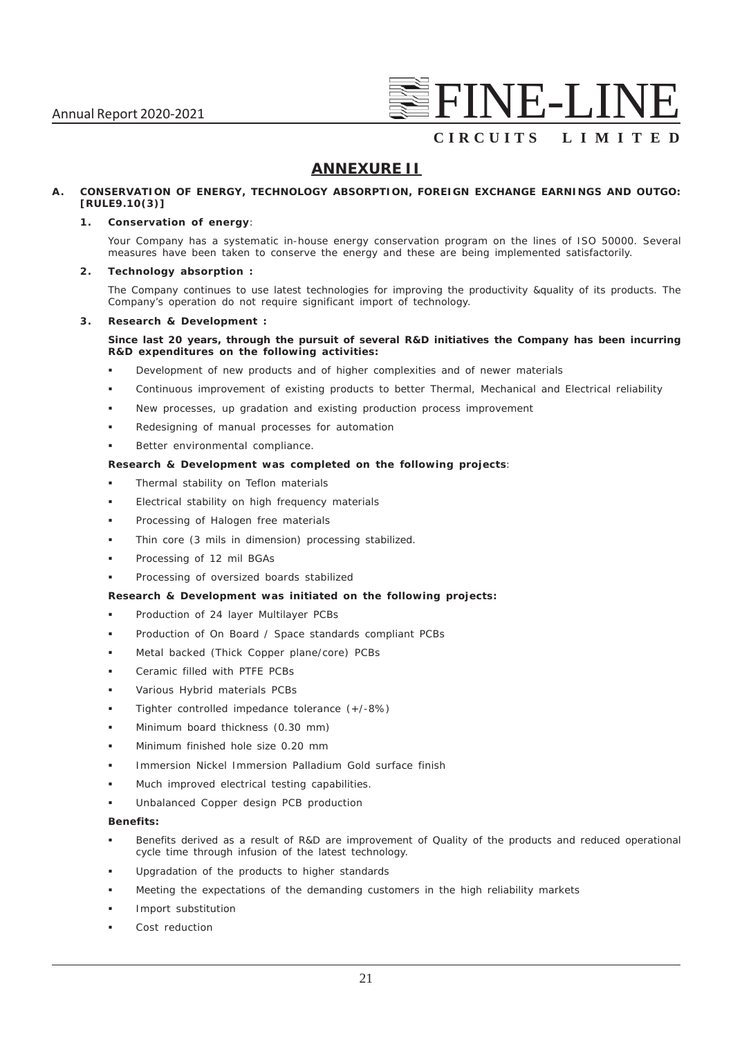## ANNEXURE II

**A. CONSERVATION OF ENERGY, TECHNOLOGY ABSORPTION, FOREIGN EXCHANGE EARNINGS AND OUTGO: [RULE9.10(3)]**

**1. Conservation of energy**:

Your Company has a systematic in-house energy conservation program on the lines of ISO 50000. Several measures have been taken to conserve the energy and these are being implemented satisfactorily.

**2. Technology absorption :**

The Company continues to use latest technologies for improving the productivity &quality of its products. The Company's operation do not require significant import of technology.

**3. Research & Development :**

**Since last 20 years, through the pursuit of several R&D initiatives the Company has been incurring R&D expenditures on the following activities:**

- Development of new products and of higher complexities and of newer materials
- Continuous improvement of existing products to better Thermal, Mechanical and Electrical reliability
- New processes, up gradation and existing production process improvement
- Redesigning of manual processes for automation
- Better environmental compliance.

**Research & Development was completed on the following projects**:

- Thermal stability on Teflon materials
- Electrical stability on high frequency materials
- Processing of Halogen free materials
- Thin core (3 mils in dimension) processing stabilized.
- Processing of 12 mil BGAs
- Processing of oversized boards stabilized

**Research & Development was initiated on the following projects:**

- Production of 24 layer Multilayer PCBs
- Production of On Board / Space standards compliant PCBs
- Metal backed (Thick Copper plane/core) PCBs
- Ceramic filled with PTFE PCBs
- Various Hybrid materials PCBs
- Tighter controlled impedance tolerance (+/-8%)
- Minimum board thickness (0.30 mm)
- Minimum finished hole size 0.20 mm
- Immersion Nickel Immersion Palladium Gold surface finish
- Much improved electrical testing capabilities.
- Unbalanced Copper design PCB production

**Benefits:**

- Benefits derived as a result of R&D are improvement of Quality of the products and reduced operational cycle time through infusion of the latest technology.
- Upgradation of the products to higher standards
- Meeting the expectations of the demanding customers in the high reliability markets
- Import substitution
- Cost reduction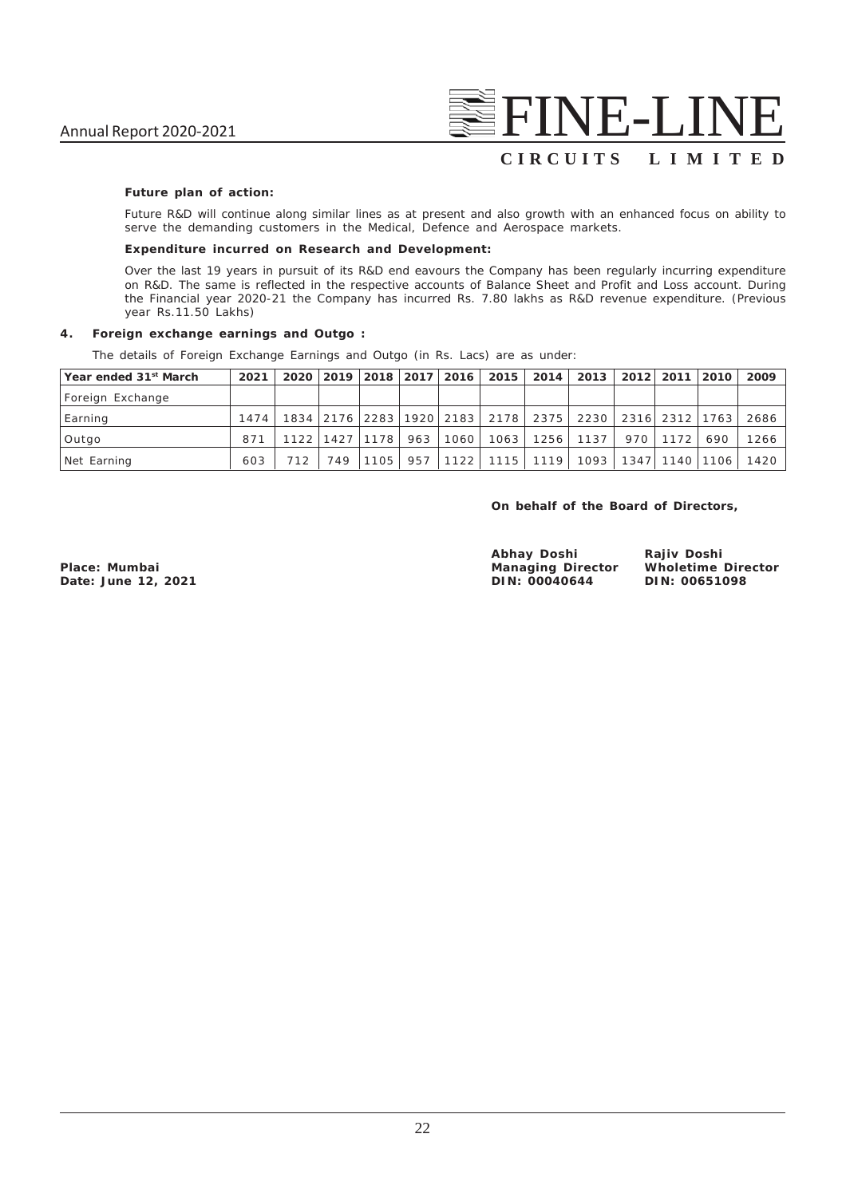**Future plan of action:**

Future R&D will continue along similar lines as at present and also growth with an enhanced focus on ability to serve the demanding customers in the Medical, Defence and Aerospace markets.

**Expenditure incurred on Research and Development:**

Over the last 19 years in pursuit of its R&D end eavours the Company has been regularly incurring expenditure on R&D. The same is reflected in the respective accounts of Balance Sheet and Profit and Loss account. During the Financial year 2020-21 the Company has incurred Rs. 7.80 lakhs as R&D revenue expenditure. (Previous year Rs.11.50 Lakhs)

**4. Foreign exchange earnings and Outgo :**

The details of Foreign Exchange Earnings and Outgo (in Rs. Lacs) are as under:

| Year ended 31st March | 2021 | 2020 | 2019 | 2018 | 2017 | 2016 | 2015 | 2014 | 2013 | 2012 | 2011 | 2010 | 2009 |
|---|---|---|---|---|---|---|---|---|---|---|---|---|---|
| Foreign Exchange | | | | | | | | | | | | | |
| Earning | 1474 | 1834 | 2176 | 2283 | 1920 | 2183 | 2178 | 2375 | 2230 | 2316 | 2312 | 1763 | 2686 |
| Outgo | 871 | 1122 | 1427 | 1178 | 963 | 1060 | 1063 | 1256 | 1137 | 970 | 1172 | 690 | 1266 |
| Net Earning | 603 | 712 | 749 | 1105 | 957 | 1122 | 1115 | 1119 | 1093 | 1347 | 1140 | 1106 | 1420 |

**On behalf of the Board of Directors,**

**Place: Mumbai**
**Date: June 12, 2021**

**Abhay Doshi**
**Managing Director**
**DIN: 00040644**

**Rajiv Doshi**
**Wholetime Director**
**DIN: 00651098**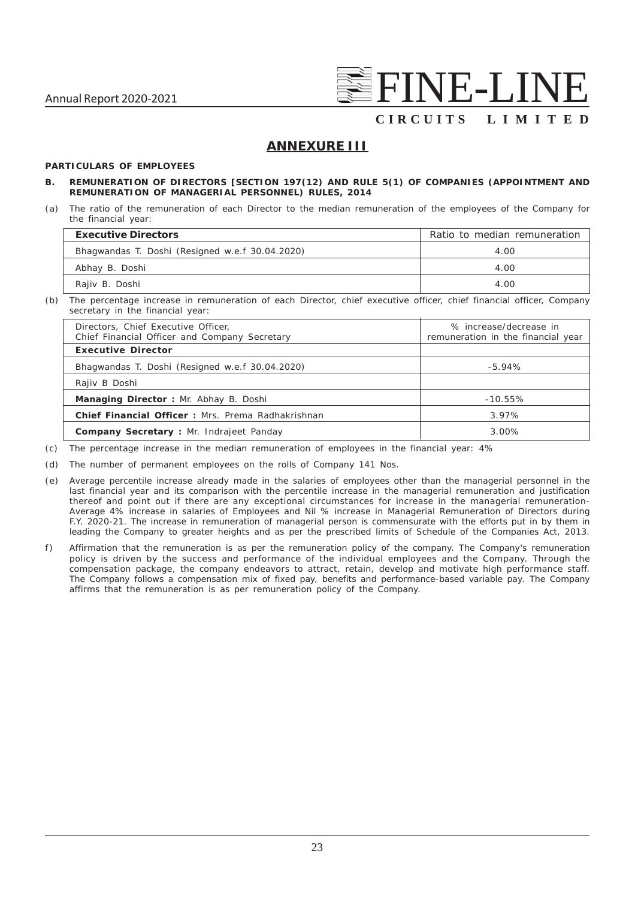## ANNEXURE III

**PARTICULARS OF EMPLOYEES**

**B. REMUNERATION OF DIRECTORS [SECTION 197(12) AND RULE 5(1) OF COMPANIES (APPOINTMENT AND REMUNERATION OF MANAGERIAL PERSONNEL) RULES, 2014**

(a) The ratio of the remuneration of each Director to the median remuneration of the employees of the Company for the financial year:

| **Executive Directors** | Ratio to median remuneration |
|---|---|
| Bhagwandas T. Doshi (Resigned w.e.f 30.04.2020) | 4.00 |
| Abhay B. Doshi | 4.00 |
| Rajiv B. Doshi | 4.00 |

(b) The percentage increase in remuneration of each Director, chief executive officer, chief financial officer, Company secretary in the financial year:

| Directors, Chief Executive Officer, Chief Financial Officer and Company Secretary | % increase/decrease in remuneration in the financial year |
|---|---|
| **Executive Director** | |
| Bhagwandas T. Doshi (Resigned w.e.f 30.04.2020) | -5.94% |
| Rajiv B Doshi | |
| **Managing Director :** Mr. Abhay B. Doshi | -10.55% |
| **Chief Financial Officer :** Mrs. Prema Radhakrishnan | 3.97% |
| **Company Secretary :** Mr. Indrajeet Panday | 3.00% |

(c) The percentage increase in the median remuneration of employees in the financial year: 4%

(d) The number of permanent employees on the rolls of Company 141 Nos.

(e) Average percentile increase already made in the salaries of employees other than the managerial personnel in the last financial year and its comparison with the percentile increase in the managerial remuneration and justification thereof and point out if there are any exceptional circumstances for increase in the managerial remuneration- Average 4% increase in salaries of Employees and Nil % increase in Managerial Remuneration of Directors during F.Y. 2020-21. The increase in remuneration of managerial person is commensurate with the efforts put in by them in leading the Company to greater heights and as per the prescribed limits of Schedule of the Companies Act, 2013.

f) Affirmation that the remuneration is as per the remuneration policy of the company. The Company's remuneration policy is driven by the success and performance of the individual employees and the Company. Through the compensation package, the company endeavors to attract, retain, develop and motivate high performance staff. The Company follows a compensation mix of fixed pay, benefits and performance-based variable pay. The Company affirms that the remuneration is as per remuneration policy of the Company.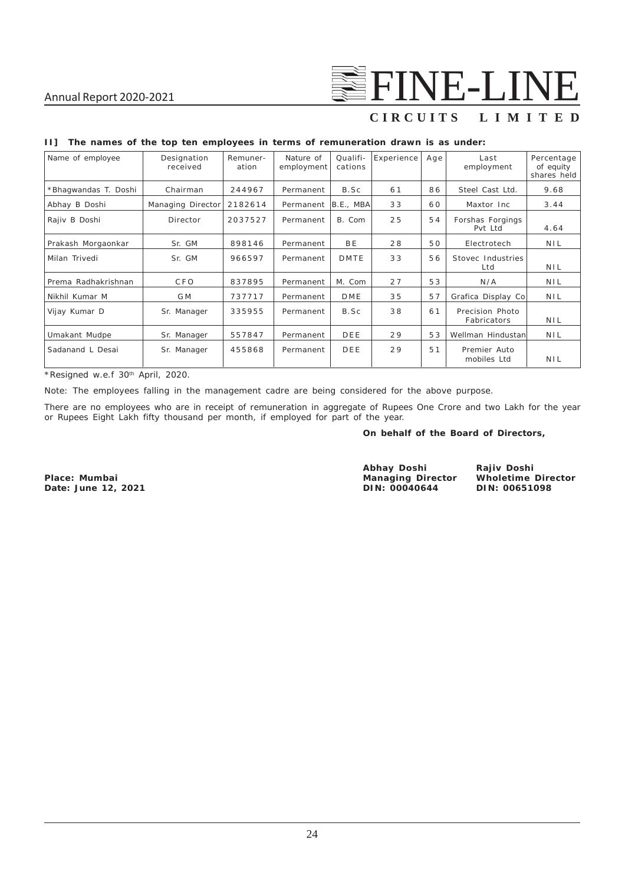**II] The names of the top ten employees in terms of remuneration drawn is as under:**

| Name of employee | Designation received | Remuneration | Nature of employment | Qualifications | Experience | Age | Last employment | Percentage of equity shares held |
|---|---|---|---|---|---|---|---|---|
| *Bhagwandas T. Doshi | Chairman | 244967 | Permanent | B.Sc | 61 | 86 | Steel Cast Ltd. | 9.68 |
| Abhay B Doshi | Managing Director | 2182614 | Permanent | B.E., MBA | 33 | 60 | Maxtor Inc | 3.44 |
| Rajiv B Doshi | Director | 2037527 | Permanent | B. Com | 25 | 54 | Forshas Forgings Pvt Ltd | 4.64 |
| Prakash Morgaonkar | Sr. GM | 898146 | Permanent | BE | 28 | 50 | Electrotech | NIL |
| Milan Trivedi | Sr. GM | 966597 | Permanent | DMTE | 33 | 56 | Stovec Industries Ltd | NIL |
| Prema Radhakrishnan | CFO | 837895 | Permanent | M. Com | 27 | 53 | N/A | NIL |
| Nikhil Kumar M | GM | 737717 | Permanent | DME | 35 | 57 | Grafica Display Co | NIL |
| Vijay Kumar D | Sr. Manager | 335955 | Permanent | B.Sc | 38 | 61 | Precision Photo Fabricators | NIL |
| Umakant Mudpe | Sr. Manager | 557847 | Permanent | DEE | 29 | 53 | Wellman Hindustan | NIL |
| Sadanand L Desai | Sr. Manager | 455868 | Permanent | DEE | 29 | 51 | Premier Auto mobiles Ltd | NIL |

*Resigned w.e.f 30th April, 2020.

Note: The employees falling in the management cadre are being considered for the above purpose.

There are no employees who are in receipt of remuneration in aggregate of Rupees One Crore and two Lakh for the year or Rupees Eight Lakh fifty thousand per month, if employed for part of the year.

**On behalf of the Board of Directors,**

**Place: Mumbai**
**Date: June 12, 2021**

**Abhay Doshi**
**Managing Director**
**DIN: 00040644**

**Rajiv Doshi**
**Wholetime Director**
**DIN: 00651098**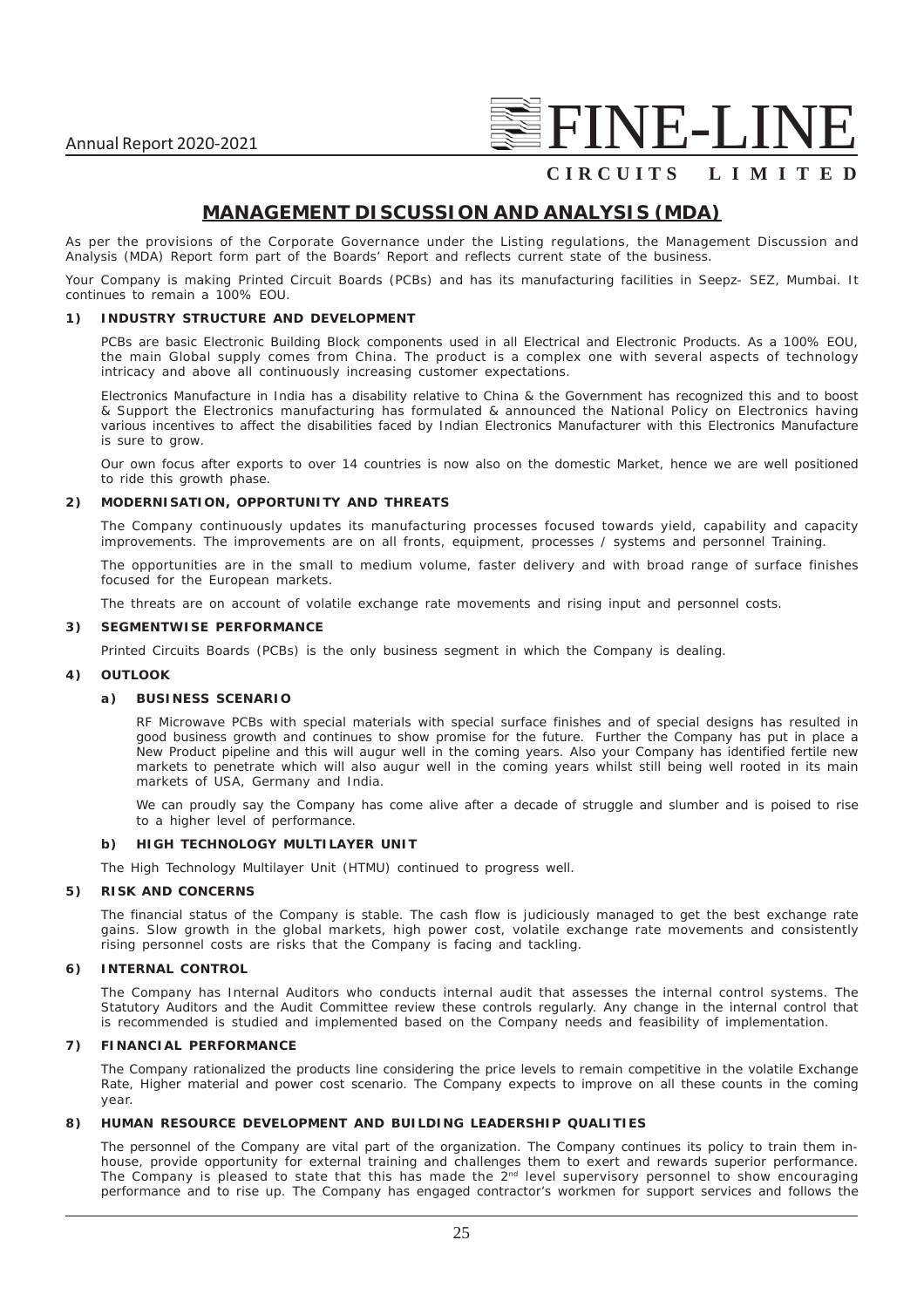# MANAGEMENT DISCUSSION AND ANALYSIS (MDA)

As per the provisions of the Corporate Governance under the Listing regulations, the Management Discussion and Analysis (MDA) Report form part of the Boards' Report and reflects current state of the business.

Your Company is making Printed Circuit Boards (PCBs) and has its manufacturing facilities in Seepz- SEZ, Mumbai. It continues to remain a 100% EOU.

## 1) INDUSTRY STRUCTURE AND DEVELOPMENT

PCBs are basic Electronic Building Block components used in all Electrical and Electronic Products. As a 100% EOU, the main Global supply comes from China. The product is a complex one with several aspects of technology intricacy and above all continuously increasing customer expectations.

Electronics Manufacture in India has a disability relative to China & the Government has recognized this and to boost & Support the Electronics manufacturing has formulated & announced the National Policy on Electronics having various incentives to affect the disabilities faced by Indian Electronics Manufacturer with this Electronics Manufacture is sure to grow.

Our own focus after exports to over 14 countries is now also on the domestic Market, hence we are well positioned to ride this growth phase.

## 2) MODERNISATION, OPPORTUNITY AND THREATS

The Company continuously updates its manufacturing processes focused towards yield, capability and capacity improvements. The improvements are on all fronts, equipment, processes / systems and personnel Training.

The opportunities are in the small to medium volume, faster delivery and with broad range of surface finishes focused for the European markets.

The threats are on account of volatile exchange rate movements and rising input and personnel costs.

## 3) SEGMENTWISE PERFORMANCE

Printed Circuits Boards (PCBs) is the only business segment in which the Company is dealing.

## 4) OUTLOOK

### a) BUSINESS SCENARIO

RF Microwave PCBs with special materials with special surface finishes and of special designs has resulted in good business growth and continues to show promise for the future. Further the Company has put in place a New Product pipeline and this will augur well in the coming years. Also your Company has identified fertile new markets to penetrate which will also augur well in the coming years whilst still being well rooted in its main markets of USA, Germany and India.

We can proudly say the Company has come alive after a decade of struggle and slumber and is poised to rise to a higher level of performance.

### b) HIGH TECHNOLOGY MULTILAYER UNIT

The High Technology Multilayer Unit (HTMU) continued to progress well.

## 5) RISK AND CONCERNS

The financial status of the Company is stable. The cash flow is judiciously managed to get the best exchange rate gains. Slow growth in the global markets, high power cost, volatile exchange rate movements and consistently rising personnel costs are risks that the Company is facing and tackling.

## 6) INTERNAL CONTROL

The Company has Internal Auditors who conducts internal audit that assesses the internal control systems. The Statutory Auditors and the Audit Committee review these controls regularly. Any change in the internal control that is recommended is studied and implemented based on the Company needs and feasibility of implementation.

## 7) FINANCIAL PERFORMANCE

The Company rationalized the products line considering the price levels to remain competitive in the volatile Exchange Rate, Higher material and power cost scenario. The Company expects to improve on all these counts in the coming year.

## 8) HUMAN RESOURCE DEVELOPMENT AND BUILDING LEADERSHIP QUALITIES

The personnel of the Company are vital part of the organization. The Company continues its policy to train them in-house, provide opportunity for external training and challenges them to exert and rewards superior performance. The Company is pleased to state that this has made the 2nd level supervisory personnel to show encouraging performance and to rise up. The Company has engaged contractor's workmen for support services and follows the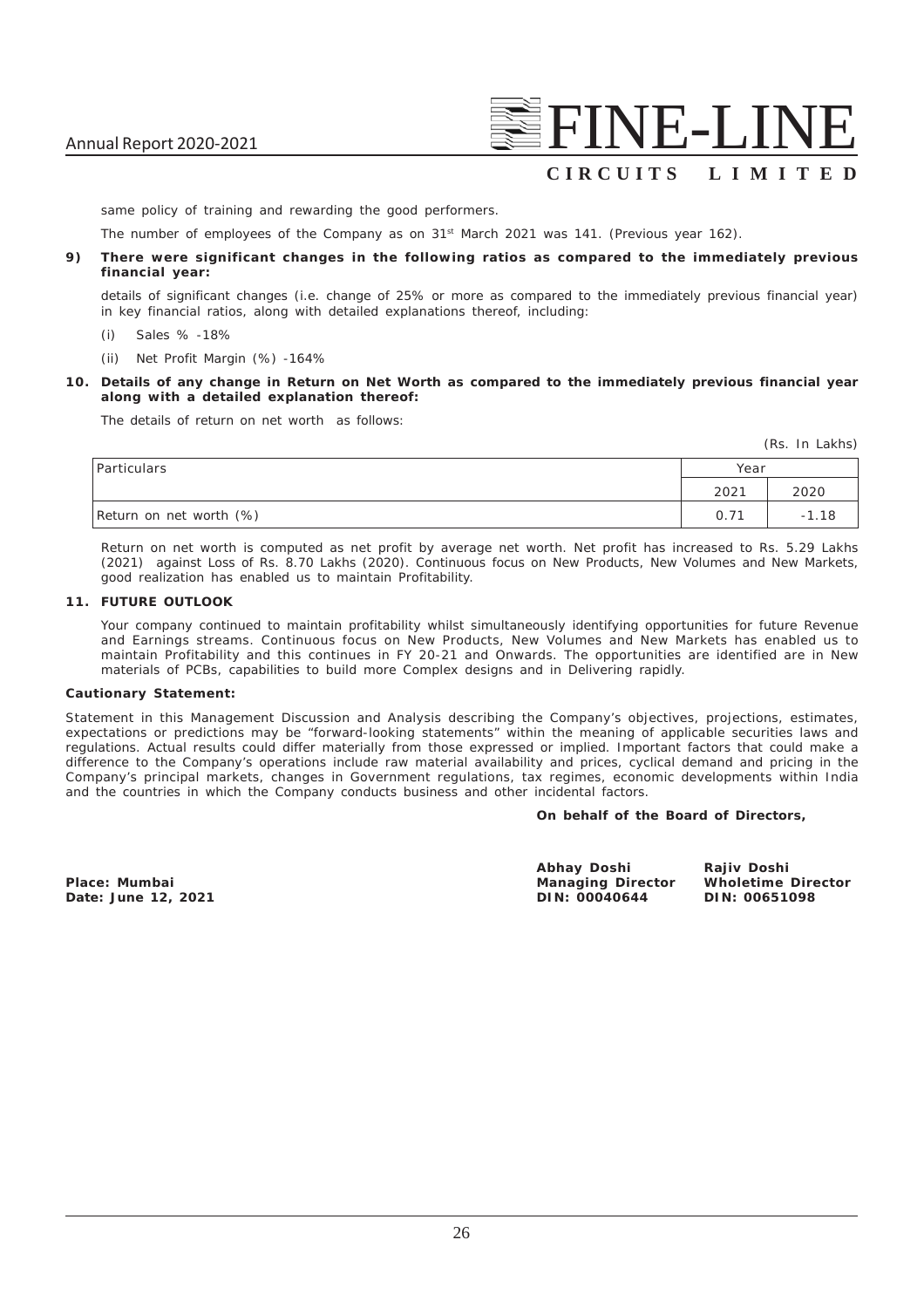same policy of training and rewarding the good performers.

The number of employees of the Company as on 31st March 2021 was 141. (Previous year 162).

**9) There were significant changes in the following ratios as compared to the immediately previous financial year:**

details of significant changes (i.e. change of 25% or more as compared to the immediately previous financial year) in key financial ratios, along with detailed explanations thereof, including:

(i) Sales % -18%

(ii) Net Profit Margin (%) -164%

**10. Details of any change in Return on Net Worth as compared to the immediately previous financial year along with a detailed explanation thereof:**

The details of return on net worth as follows:

(Rs. In Lakhs)

| Particulars | Year | |
|---|---|---|
| | 2021 | 2020 |
| Return on net worth (%) | 0.71 | -1.18 |

Return on net worth is computed as net profit by average net worth. Net profit has increased to Rs. 5.29 Lakhs (2021) against Loss of Rs. 8.70 Lakhs (2020). Continuous focus on New Products, New Volumes and New Markets, good realization has enabled us to maintain Profitability.

**11. FUTURE OUTLOOK**

Your company continued to maintain profitability whilst simultaneously identifying opportunities for future Revenue and Earnings streams. Continuous focus on New Products, New Volumes and New Markets has enabled us to maintain Profitability and this continues in FY 20-21 and Onwards. The opportunities are identified are in New materials of PCBs, capabilities to build more Complex designs and in Delivering rapidly.

**Cautionary Statement:**

Statement in this Management Discussion and Analysis describing the Company's objectives, projections, estimates, expectations or predictions may be "forward-looking statements" within the meaning of applicable securities laws and regulations. Actual results could differ materially from those expressed or implied. Important factors that could make a difference to the Company's operations include raw material availability and prices, cyclical demand and pricing in the Company's principal markets, changes in Government regulations, tax regimes, economic developments within India and the countries in which the Company conducts business and other incidental factors.

**On behalf of the Board of Directors,**

**Place: Mumbai**
**Date: June 12, 2021**

**Abhay Doshi**
**Managing Director**
**DIN: 00040644**

**Rajiv Doshi**
**Wholetime Director**
**DIN: 00651098**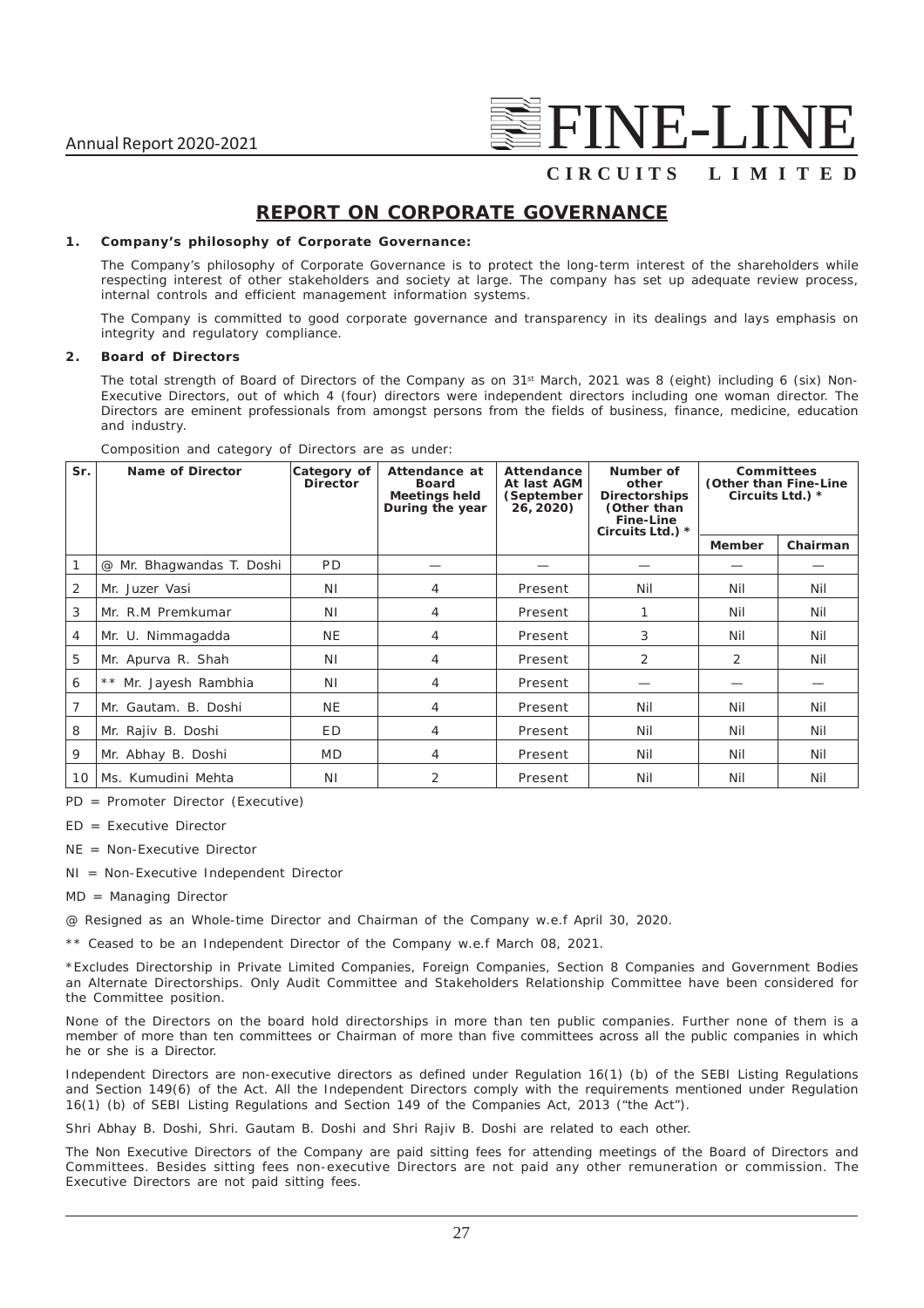## REPORT ON CORPORATE GOVERNANCE

**1. Company's philosophy of Corporate Governance:**

The Company's philosophy of Corporate Governance is to protect the long-term interest of the shareholders while respecting interest of other stakeholders and society at large. The company has set up adequate review process, internal controls and efficient management information systems.

The Company is committed to good corporate governance and transparency in its dealings and lays emphasis on integrity and regulatory compliance.

**2. Board of Directors**

The total strength of Board of Directors of the Company as on 31st March, 2021 was 8 (eight) including 6 (six) Non-Executive Directors, out of which 4 (four) directors were independent directors including one woman director. The Directors are eminent professionals from amongst persons from the fields of business, finance, medicine, education and industry.

Composition and category of Directors are as under:

| Sr. | Name of Director | Category of Director | Attendance at Board Meetings held During the year | Attendance At last AGM (September 26, 2020) | Number of other Directorships (Other than Fine-Line Circuits Ltd.) * | Committees (Other than Fine-Line Circuits Ltd.) * | |
|---|---|---|---|---|---|---|---|
| | | | | | | Member | Chairman |
| 1 | @ Mr. Bhagwandas T. Doshi | PD | — | — | — | — | — |
| 2 | Mr. Juzer Vasi | NI | 4 | Present | Nil | Nil | Nil |
| 3 | Mr. R.M Premkumar | NI | 4 | Present | 1 | Nil | Nil |
| 4 | Mr. U. Nimmagadda | NE | 4 | Present | 3 | Nil | Nil |
| 5 | Mr. Apurva R. Shah | NI | 4 | Present | 2 | 2 | Nil |
| 6 | ** Mr. Jayesh Rambhia | NI | 4 | Present | — | — | — |
| 7 | Mr. Gautam. B. Doshi | NE | 4 | Present | Nil | Nil | Nil |
| 8 | Mr. Rajiv B. Doshi | ED | 4 | Present | Nil | Nil | Nil |
| 9 | Mr. Abhay B. Doshi | MD | 4 | Present | Nil | Nil | Nil |
| 10 | Ms. Kumudini Mehta | NI | 2 | Present | Nil | Nil | Nil |

PD = Promoter Director (Executive)

ED = Executive Director

NE = Non-Executive Director

NI = Non-Executive Independent Director

MD = Managing Director

@ Resigned as an Whole-time Director and Chairman of the Company w.e.f April 30, 2020.

** Ceased to be an Independent Director of the Company w.e.f March 08, 2021.

*Excludes Directorship in Private Limited Companies, Foreign Companies, Section 8 Companies and Government Bodies an Alternate Directorships. Only Audit Committee and Stakeholders Relationship Committee have been considered for the Committee position.

None of the Directors on the board hold directorships in more than ten public companies. Further none of them is a member of more than ten committees or Chairman of more than five committees across all the public companies in which he or she is a Director.

Independent Directors are non-executive directors as defined under Regulation 16(1) (b) of the SEBI Listing Regulations and Section 149(6) of the Act. All the Independent Directors comply with the requirements mentioned under Regulation 16(1) (b) of SEBI Listing Regulations and Section 149 of the Companies Act, 2013 ("the Act").

Shri Abhay B. Doshi, Shri. Gautam B. Doshi and Shri Rajiv B. Doshi are related to each other.

The Non Executive Directors of the Company are paid sitting fees for attending meetings of the Board of Directors and Committees. Besides sitting fees non-executive Directors are not paid any other remuneration or commission. The Executive Directors are not paid sitting fees.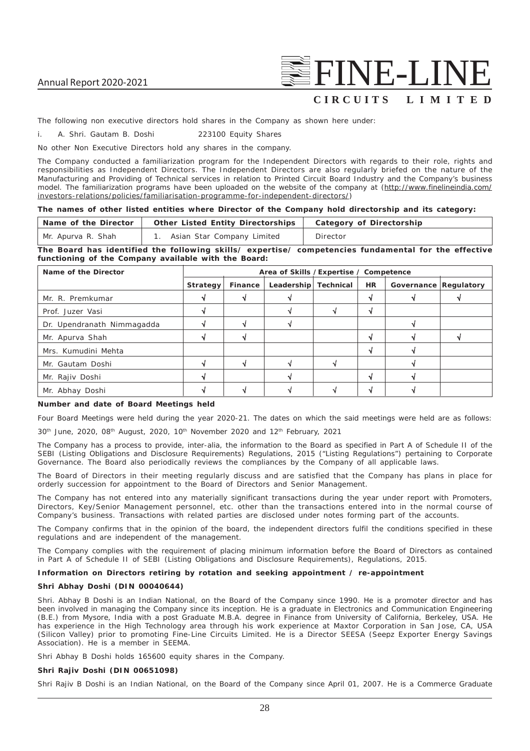The following non executive directors hold shares in the Company as shown here under:

i. A. Shri. Gautam B. Doshi 223100 Equity Shares

No other Non Executive Directors hold any shares in the company.

The Company conducted a familiarization program for the Independent Directors with regards to their role, rights and responsibilities as Independent Directors. The Independent Directors are also regularly briefed on the nature of the Manufacturing and Providing of Technical services in relation to Printed Circuit Board Industry and the Company's business model. The familiarization programs have been uploaded on the website of the company at (http://www.finelineindia.com/investors-relations/policies/familiarisation-programme-for-independent-directors/)

**The names of other listed entities where Director of the Company hold directorship and its category:**

| Name of the Director | Other Listed Entity Directorships | Category of Directorship |
|---|---|---|
| Mr. Apurva R. Shah | 1. Asian Star Company Limited | Director |

**The Board has identified the following skills/ expertise/ competencies fundamental for the effective functioning of the Company available with the Board:**

| Name of the Director | Area of Skills / Expertise / Competence | | | | | | |
|---|---|---|---|---|---|---|---|
| | Strategy | Finance | Leadership | Technical | HR | Governance | Regulatory |
| Mr. R. Premkumar | √ | √ | √ | | √ | √ | √ |
| Prof. Juzer Vasi | √ | | √ | √ | √ | | |
| Dr. Upendranath Nimmagadda | √ | √ | √ | | | √ | |
| Mr. Apurva Shah | √ | √ | | | √ | √ | √ |
| Mrs. Kumudini Mehta | | | | | √ | √ | |
| Mr. Gautam Doshi | √ | √ | √ | √ | | √ | |
| Mr. Rajiv Doshi | √ | | √ | | √ | √ | |
| Mr. Abhay Doshi | √ | √ | √ | √ | √ | √ | |

**Number and date of Board Meetings held**

Four Board Meetings were held during the year 2020-21. The dates on which the said meetings were held are as follows:

30th June, 2020, 08th August, 2020, 10th November 2020 and 12th February, 2021

The Company has a process to provide, inter-alia, the information to the Board as specified in Part A of Schedule II of the SEBI (Listing Obligations and Disclosure Requirements) Regulations, 2015 ("Listing Regulations") pertaining to Corporate Governance. The Board also periodically reviews the compliances by the Company of all applicable laws.

The Board of Directors in their meeting regularly discuss and are satisfied that the Company has plans in place for orderly succession for appointment to the Board of Directors and Senior Management.

The Company has not entered into any materially significant transactions during the year under report with Promoters, Directors, Key/Senior Management personnel, etc. other than the transactions entered into in the normal course of Company's business. Transactions with related parties are disclosed under notes forming part of the accounts.

The Company confirms that in the opinion of the board, the independent directors fulfil the conditions specified in these regulations and are independent of the management.

The Company complies with the requirement of placing minimum information before the Board of Directors as contained in Part A of Schedule II of SEBI (Listing Obligations and Disclosure Requirements), Regulations, 2015.

**Information on Directors retiring by rotation and seeking appointment / re-appointment**

**Shri Abhay Doshi (DIN 00040644)**

Shri. Abhay B Doshi is an Indian National, on the Board of the Company since 1990. He is a promoter director and has been involved in managing the Company since its inception. He is a graduate in Electronics and Communication Engineering (B.E.) from Mysore, India with a post Graduate M.B.A. degree in Finance from University of California, Berkeley, USA. He has experience in the High Technology area through his work experience at Maxtor Corporation in San Jose, CA, USA (Silicon Valley) prior to promoting Fine-Line Circuits Limited. He is a Director SEESA (Seepz Exporter Energy Savings Association). He is a member in SEEMA.

Shri Abhay B Doshi holds 165600 equity shares in the Company.

**Shri Rajiv Doshi (DIN 00651098)**

Shri Rajiv B Doshi is an Indian National, on the Board of the Company since April 01, 2007. He is a Commerce Graduate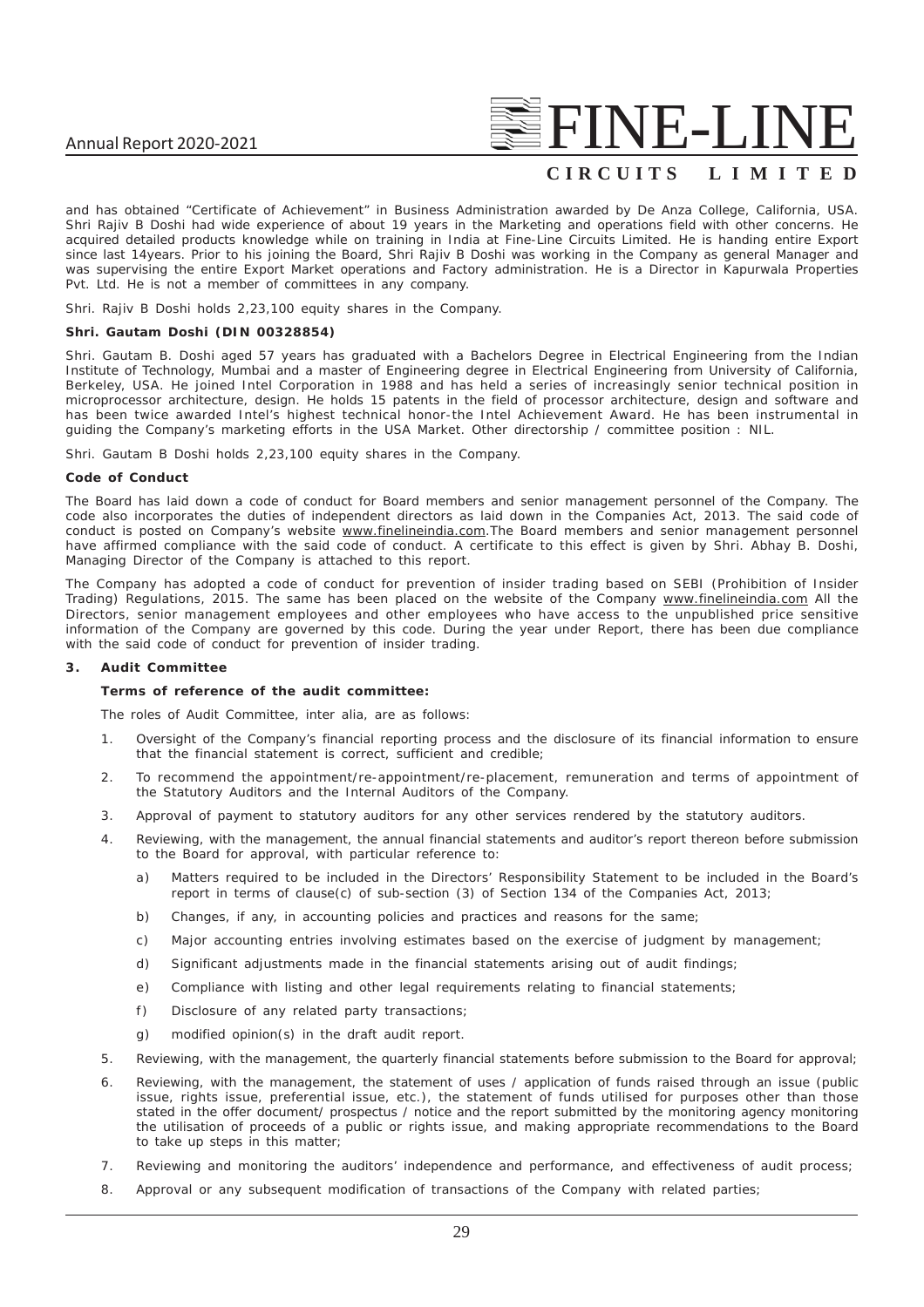and has obtained "Certificate of Achievement" in Business Administration awarded by De Anza College, California, USA. Shri Rajiv B Doshi had wide experience of about 19 years in the Marketing and operations field with other concerns. He acquired detailed products knowledge while on training in India at Fine-Line Circuits Limited. He is handing entire Export since last 14years. Prior to his joining the Board, Shri Rajiv B Doshi was working in the Company as general Manager and was supervising the entire Export Market operations and Factory administration. He is a Director in Kapurwala Properties Pvt. Ltd. He is not a member of committees in any company.

Shri. Rajiv B Doshi holds 2,23,100 equity shares in the Company.

**Shri. Gautam Doshi (DIN 00328854)**

Shri. Gautam B. Doshi aged 57 years has graduated with a Bachelors Degree in Electrical Engineering from the Indian Institute of Technology, Mumbai and a master of Engineering degree in Electrical Engineering from University of California, Berkeley, USA. He joined Intel Corporation in 1988 and has held a series of increasingly senior technical position in microprocessor architecture, design. He holds 15 patents in the field of processor architecture, design and software and has been twice awarded Intel's highest technical honor-the Intel Achievement Award. He has been instrumental in guiding the Company's marketing efforts in the USA Market. Other directorship / committee position : NIL.

Shri. Gautam B Doshi holds 2,23,100 equity shares in the Company.

**Code of Conduct**

The Board has laid down a code of conduct for Board members and senior management personnel of the Company. The code also incorporates the duties of independent directors as laid down in the Companies Act, 2013. The said code of conduct is posted on Company's website www.finelineindia.com.The Board members and senior management personnel have affirmed compliance with the said code of conduct. A certificate to this effect is given by Shri. Abhay B. Doshi, Managing Director of the Company is attached to this report.

The Company has adopted a code of conduct for prevention of insider trading based on SEBI (Prohibition of Insider Trading) Regulations, 2015. The same has been placed on the website of the Company www.finelineindia.com All the Directors, senior management employees and other employees who have access to the unpublished price sensitive information of the Company are governed by this code. During the year under Report, there has been due compliance with the said code of conduct for prevention of insider trading.

**3. Audit Committee**

**Terms of reference of the audit committee:**

The roles of Audit Committee, inter alia, are as follows:

1. Oversight of the Company's financial reporting process and the disclosure of its financial information to ensure that the financial statement is correct, sufficient and credible;
2. To recommend the appointment/re-appointment/re-placement, remuneration and terms of appointment of the Statutory Auditors and the Internal Auditors of the Company.
3. Approval of payment to statutory auditors for any other services rendered by the statutory auditors.
4. Reviewing, with the management, the annual financial statements and auditor's report thereon before submission to the Board for approval, with particular reference to:
   a) Matters required to be included in the Directors' Responsibility Statement to be included in the Board's report in terms of clause(c) of sub-section (3) of Section 134 of the Companies Act, 2013;
   b) Changes, if any, in accounting policies and practices and reasons for the same;
   c) Major accounting entries involving estimates based on the exercise of judgment by management;
   d) Significant adjustments made in the financial statements arising out of audit findings;
   e) Compliance with listing and other legal requirements relating to financial statements;
   f) Disclosure of any related party transactions;
   g) modified opinion(s) in the draft audit report.
5. Reviewing, with the management, the quarterly financial statements before submission to the Board for approval;
6. Reviewing, with the management, the statement of uses / application of funds raised through an issue (public issue, rights issue, preferential issue, etc.), the statement of funds utilised for purposes other than those stated in the offer document/ prospectus / notice and the report submitted by the monitoring agency monitoring the utilisation of proceeds of a public or rights issue, and making appropriate recommendations to the Board to take up steps in this matter;
7. Reviewing and monitoring the auditors' independence and performance, and effectiveness of audit process;
8. Approval or any subsequent modification of transactions of the Company with related parties;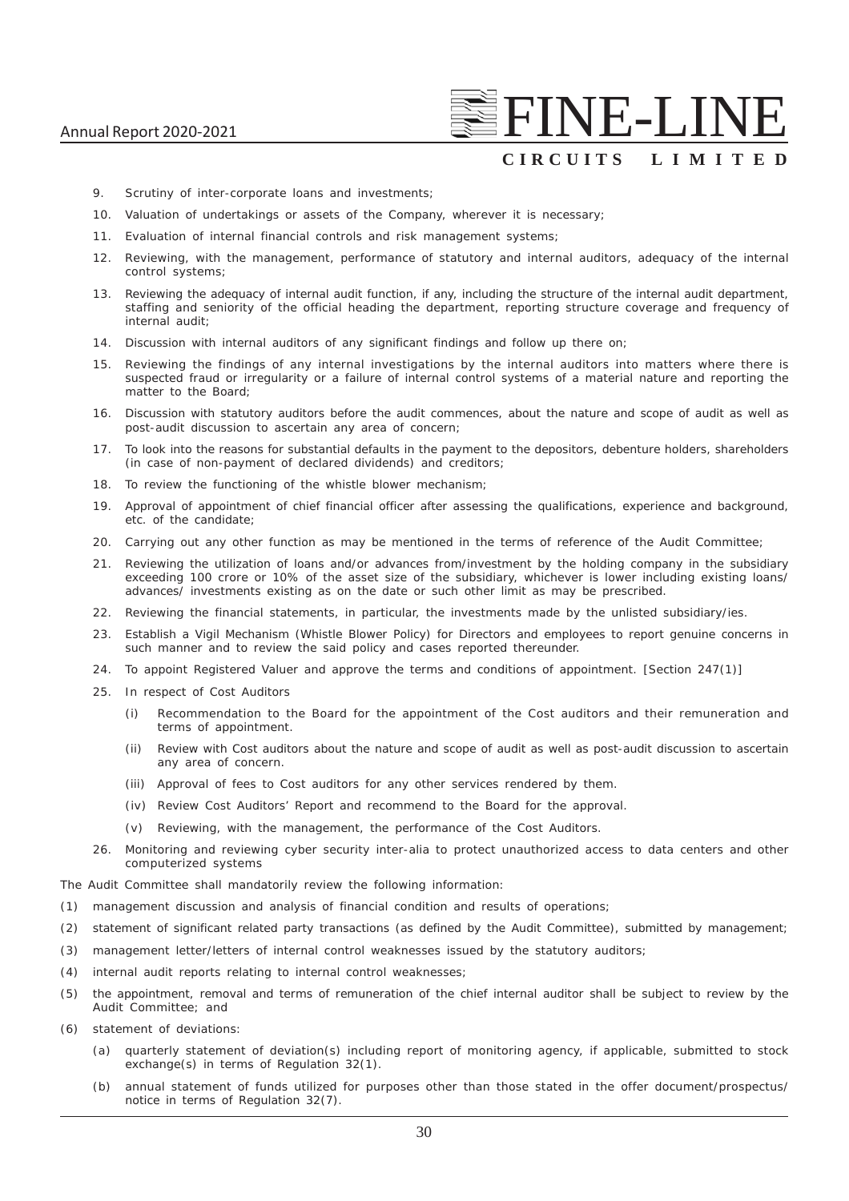9. Scrutiny of inter-corporate loans and investments;
10. Valuation of undertakings or assets of the Company, wherever it is necessary;
11. Evaluation of internal financial controls and risk management systems;
12. Reviewing, with the management, performance of statutory and internal auditors, adequacy of the internal control systems;
13. Reviewing the adequacy of internal audit function, if any, including the structure of the internal audit department, staffing and seniority of the official heading the department, reporting structure coverage and frequency of internal audit;
14. Discussion with internal auditors of any significant findings and follow up there on;
15. Reviewing the findings of any internal investigations by the internal auditors into matters where there is suspected fraud or irregularity or a failure of internal control systems of a material nature and reporting the matter to the Board;
16. Discussion with statutory auditors before the audit commences, about the nature and scope of audit as well as post-audit discussion to ascertain any area of concern;
17. To look into the reasons for substantial defaults in the payment to the depositors, debenture holders, shareholders (in case of non-payment of declared dividends) and creditors;
18. To review the functioning of the whistle blower mechanism;
19. Approval of appointment of chief financial officer after assessing the qualifications, experience and background, etc. of the candidate;
20. Carrying out any other function as may be mentioned in the terms of reference of the Audit Committee;
21. Reviewing the utilization of loans and/or advances from/investment by the holding company in the subsidiary exceeding 100 crore or 10% of the asset size of the subsidiary, whichever is lower including existing loans/ advances/ investments existing as on the date or such other limit as may be prescribed.
22. Reviewing the financial statements, in particular, the investments made by the unlisted subsidiary/ies.
23. Establish a Vigil Mechanism (Whistle Blower Policy) for Directors and employees to report genuine concerns in such manner and to review the said policy and cases reported thereunder.
24. To appoint Registered Valuer and approve the terms and conditions of appointment. [Section 247(1)]
25. In respect of Cost Auditors
    - (i) Recommendation to the Board for the appointment of the Cost auditors and their remuneration and terms of appointment.
    - (ii) Review with Cost auditors about the nature and scope of audit as well as post-audit discussion to ascertain any area of concern.
    - (iii) Approval of fees to Cost auditors for any other services rendered by them.
    - (iv) Review Cost Auditors' Report and recommend to the Board for the approval.
    - (v) Reviewing, with the management, the performance of the Cost Auditors.
26. Monitoring and reviewing cyber security inter-alia to protect unauthorized access to data centers and other computerized systems

The Audit Committee shall mandatorily review the following information:

(1) management discussion and analysis of financial condition and results of operations;

(2) statement of significant related party transactions (as defined by the Audit Committee), submitted by management;

(3) management letter/letters of internal control weaknesses issued by the statutory auditors;

(4) internal audit reports relating to internal control weaknesses;

(5) the appointment, removal and terms of remuneration of the chief internal auditor shall be subject to review by the Audit Committee; and

(6) statement of deviations:

- (a) quarterly statement of deviation(s) including report of monitoring agency, if applicable, submitted to stock exchange(s) in terms of Regulation 32(1).
- (b) annual statement of funds utilized for purposes other than those stated in the offer document/prospectus/ notice in terms of Regulation 32(7).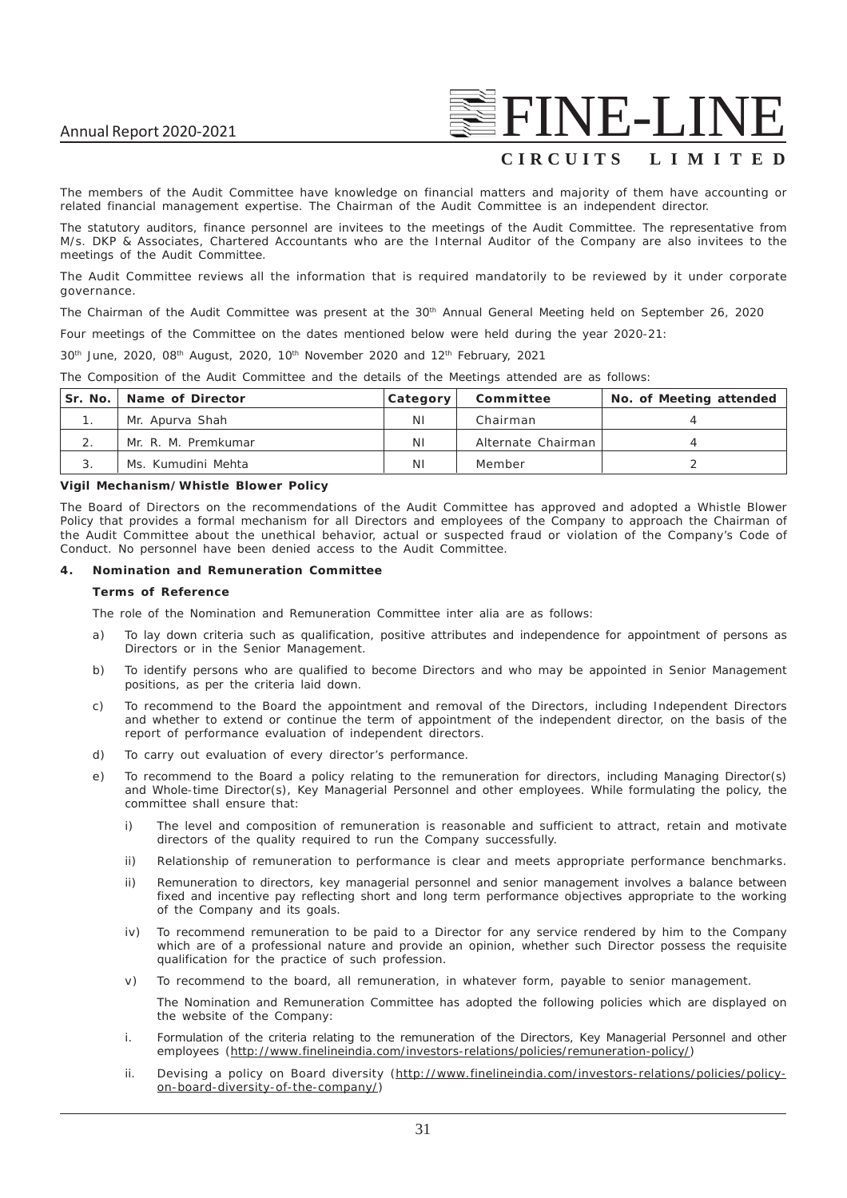The members of the Audit Committee have knowledge on financial matters and majority of them have accounting or related financial management expertise. The Chairman of the Audit Committee is an independent director.

The statutory auditors, finance personnel are invitees to the meetings of the Audit Committee. The representative from M/s. DKP & Associates, Chartered Accountants who are the Internal Auditor of the Company are also invitees to the meetings of the Audit Committee.

The Audit Committee reviews all the information that is required mandatorily to be reviewed by it under corporate governance.

The Chairman of the Audit Committee was present at the 30th Annual General Meeting held on September 26, 2020

Four meetings of the Committee on the dates mentioned below were held during the year 2020-21:

30th June, 2020, 08th August, 2020, 10th November 2020 and 12th February, 2021

The Composition of the Audit Committee and the details of the Meetings attended are as follows:

| Sr. No. | Name of Director | Category | Committee | No. of Meeting attended |
|---|---|---|---|---|
| 1. | Mr. Apurva Shah | NI | Chairman | 4 |
| 2. | Mr. R. M. Premkumar | NI | Alternate Chairman | 4 |
| 3. | Ms. Kumudini Mehta | NI | Member | 2 |

**Vigil Mechanism/Whistle Blower Policy**

The Board of Directors on the recommendations of the Audit Committee has approved and adopted a Whistle Blower Policy that provides a formal mechanism for all Directors and employees of the Company to approach the Chairman of the Audit Committee about the unethical behavior, actual or suspected fraud or violation of the Company's Code of Conduct. No personnel have been denied access to the Audit Committee.

**4. Nomination and Remuneration Committee**

**Terms of Reference**

The role of the Nomination and Remuneration Committee inter alia are as follows:

a) To lay down criteria such as qualification, positive attributes and independence for appointment of persons as Directors or in the Senior Management.

b) To identify persons who are qualified to become Directors and who may be appointed in Senior Management positions, as per the criteria laid down.

c) To recommend to the Board the appointment and removal of the Directors, including Independent Directors and whether to extend or continue the term of appointment of the independent director, on the basis of the report of performance evaluation of independent directors.

d) To carry out evaluation of every director's performance.

e) To recommend to the Board a policy relating to the remuneration for directors, including Managing Director(s) and Whole-time Director(s), Key Managerial Personnel and other employees. While formulating the policy, the committee shall ensure that:

   i) The level and composition of remuneration is reasonable and sufficient to attract, retain and motivate directors of the quality required to run the Company successfully.

   ii) Relationship of remuneration to performance is clear and meets appropriate performance benchmarks.

   ii) Remuneration to directors, key managerial personnel and senior management involves a balance between fixed and incentive pay reflecting short and long term performance objectives appropriate to the working of the Company and its goals.

   iv) To recommend remuneration to be paid to a Director for any service rendered by him to the Company which are of a professional nature and provide an opinion, whether such Director possess the requisite qualification for the practice of such profession.

   v) To recommend to the board, all remuneration, in whatever form, payable to senior management.

   The Nomination and Remuneration Committee has adopted the following policies which are displayed on the website of the Company:

i. Formulation of the criteria relating to the remuneration of the Directors, Key Managerial Personnel and other employees (http://www.finelineindia.com/investors-relations/policies/remuneration-policy/)

ii. Devising a policy on Board diversity (http://www.finelineindia.com/investors-relations/policies/policy-on-board-diversity-of-the-company/)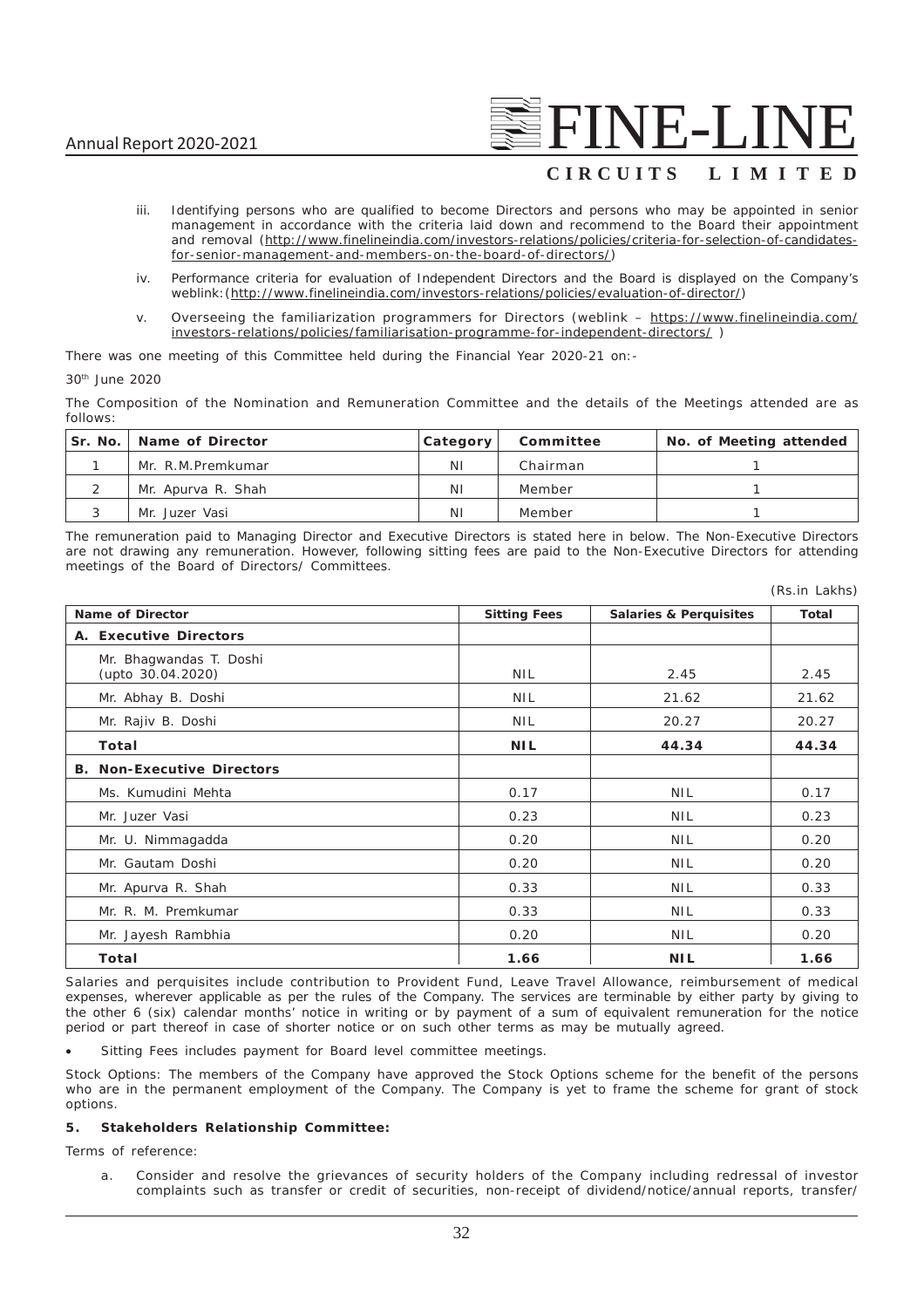iii. Identifying persons who are qualified to become Directors and persons who may be appointed in senior management in accordance with the criteria laid down and recommend to the Board their appointment and removal (http://www.finelineindia.com/investors-relations/policies/criteria-for-selection-of-candidates-for-senior-management-and-members-on-the-board-of-directors/)

iv. Performance criteria for evaluation of Independent Directors and the Board is displayed on the Company's weblink:(http://www.finelineindia.com/investors-relations/policies/evaluation-of-director/)

v. Overseeing the familiarization programmers for Directors (weblink – https://www.finelineindia.com/investors-relations/policies/familiarisation-programme-for-independent-directors/ )

There was one meeting of this Committee held during the Financial Year 2020-21 on:-

30th June 2020

The Composition of the Nomination and Remuneration Committee and the details of the Meetings attended are as follows:

| Sr. No. | Name of Director | Category | Committee | No. of Meeting attended |
|---|---|---|---|---|
| 1 | Mr. R.M.Premkumar | NI | Chairman | 1 |
| 2 | Mr. Apurva R. Shah | NI | Member | 1 |
| 3 | Mr. Juzer Vasi | NI | Member | 1 |

The remuneration paid to Managing Director and Executive Directors is stated here in below. The Non-Executive Directors are not drawing any remuneration. However, following sitting fees are paid to the Non-Executive Directors for attending meetings of the Board of Directors/ Committees.

(Rs.in Lakhs)

| Name of Director | Sitting Fees | Salaries & Perquisites | Total |
|---|---|---|---|
| **A. Executive Directors** | | | |
| Mr. Bhagwandas T. Doshi (upto 30.04.2020) | NIL | 2.45 | 2.45 |
| Mr. Abhay B. Doshi | NIL | 21.62 | 21.62 |
| Mr. Rajiv B. Doshi | NIL | 20.27 | 20.27 |
| **Total** | **NIL** | **44.34** | **44.34** |
| **B. Non-Executive Directors** | | | |
| Ms. Kumudini Mehta | 0.17 | NIL | 0.17 |
| Mr. Juzer Vasi | 0.23 | NIL | 0.23 |
| Mr. U. Nimmagadda | 0.20 | NIL | 0.20 |
| Mr. Gautam Doshi | 0.20 | NIL | 0.20 |
| Mr. Apurva R. Shah | 0.33 | NIL | 0.33 |
| Mr. R. M. Premkumar | 0.33 | NIL | 0.33 |
| Mr. Jayesh Rambhia | 0.20 | NIL | 0.20 |
| **Total** | **1.66** | **NIL** | **1.66** |

Salaries and perquisites include contribution to Provident Fund, Leave Travel Allowance, reimbursement of medical expenses, wherever applicable as per the rules of the Company. The services are terminable by either party by giving to the other 6 (six) calendar months' notice in writing or by payment of a sum of equivalent remuneration for the notice period or part thereof in case of shorter notice or on such other terms as may be mutually agreed.

- Sitting Fees includes payment for Board level committee meetings.

Stock Options: The members of the Company have approved the Stock Options scheme for the benefit of the persons who are in the permanent employment of the Company. The Company is yet to frame the scheme for grant of stock options.

**5. Stakeholders Relationship Committee:**

Terms of reference:

a. Consider and resolve the grievances of security holders of the Company including redressal of investor complaints such as transfer or credit of securities, non-receipt of dividend/notice/annual reports, transfer/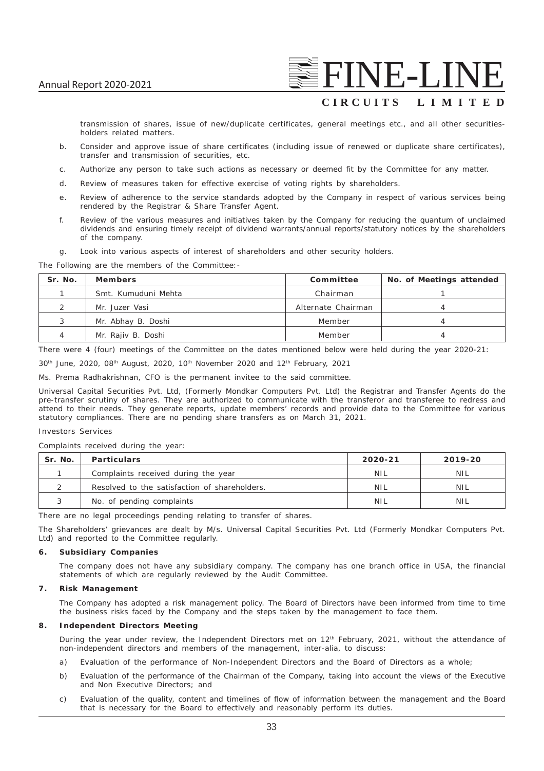transmission of shares, issue of new/duplicate certificates, general meetings etc., and all other securities-holders related matters.

b. Consider and approve issue of share certificates (including issue of renewed or duplicate share certificates), transfer and transmission of securities, etc.

c. Authorize any person to take such actions as necessary or deemed fit by the Committee for any matter.

d. Review of measures taken for effective exercise of voting rights by shareholders.

e. Review of adherence to the service standards adopted by the Company in respect of various services being rendered by the Registrar & Share Transfer Agent.

f. Review of the various measures and initiatives taken by the Company for reducing the quantum of unclaimed dividends and ensuring timely receipt of dividend warrants/annual reports/statutory notices by the shareholders of the company.

g. Look into various aspects of interest of shareholders and other security holders.

The Following are the members of the Committee:-

| Sr. No. | Members | Committee | No. of Meetings attended |
|---|---|---|---|
| 1 | Smt. Kumuduni Mehta | Chairman | 1 |
| 2 | Mr. Juzer Vasi | Alternate Chairman | 4 |
| 3 | Mr. Abhay B. Doshi | Member | 4 |
| 4 | Mr. Rajiv B. Doshi | Member | 4 |

There were 4 (four) meetings of the Committee on the dates mentioned below were held during the year 2020-21:

30th June, 2020, 08th August, 2020, 10th November 2020 and 12th February, 2021

Ms. Prema Radhakrishnan, CFO is the permanent invitee to the said committee.

Universal Capital Securities Pvt. Ltd, (Formerly Mondkar Computers Pvt. Ltd) the Registrar and Transfer Agents do the pre-transfer scrutiny of shares. They are authorized to communicate with the transferor and transferee to redress and attend to their needs. They generate reports, update members' records and provide data to the Committee for various statutory compliances. There are no pending share transfers as on March 31, 2021.

Investors Services

Complaints received during the year:

| Sr. No. | Particulars | 2020-21 | 2019-20 |
|---|---|---|---|
| 1 | Complaints received during the year | NIL | NIL |
| 2 | Resolved to the satisfaction of shareholders. | NIL | NIL |
| 3 | No. of pending complaints | NIL | NIL |

There are no legal proceedings pending relating to transfer of shares.

The Shareholders' grievances are dealt by M/s. Universal Capital Securities Pvt. Ltd (Formerly Mondkar Computers Pvt. Ltd) and reported to the Committee regularly.

### 6. Subsidiary Companies

The company does not have any subsidiary company. The company has one branch office in USA, the financial statements of which are regularly reviewed by the Audit Committee.

### 7. Risk Management

The Company has adopted a risk management policy. The Board of Directors have been informed from time to time the business risks faced by the Company and the steps taken by the management to face them.

### 8. Independent Directors Meeting

During the year under review, the Independent Directors met on 12th February, 2021, without the attendance of non-independent directors and members of the management, inter-alia, to discuss:

a) Evaluation of the performance of Non-Independent Directors and the Board of Directors as a whole;

b) Evaluation of the performance of the Chairman of the Company, taking into account the views of the Executive and Non Executive Directors; and

c) Evaluation of the quality, content and timelines of flow of information between the management and the Board that is necessary for the Board to effectively and reasonably perform its duties.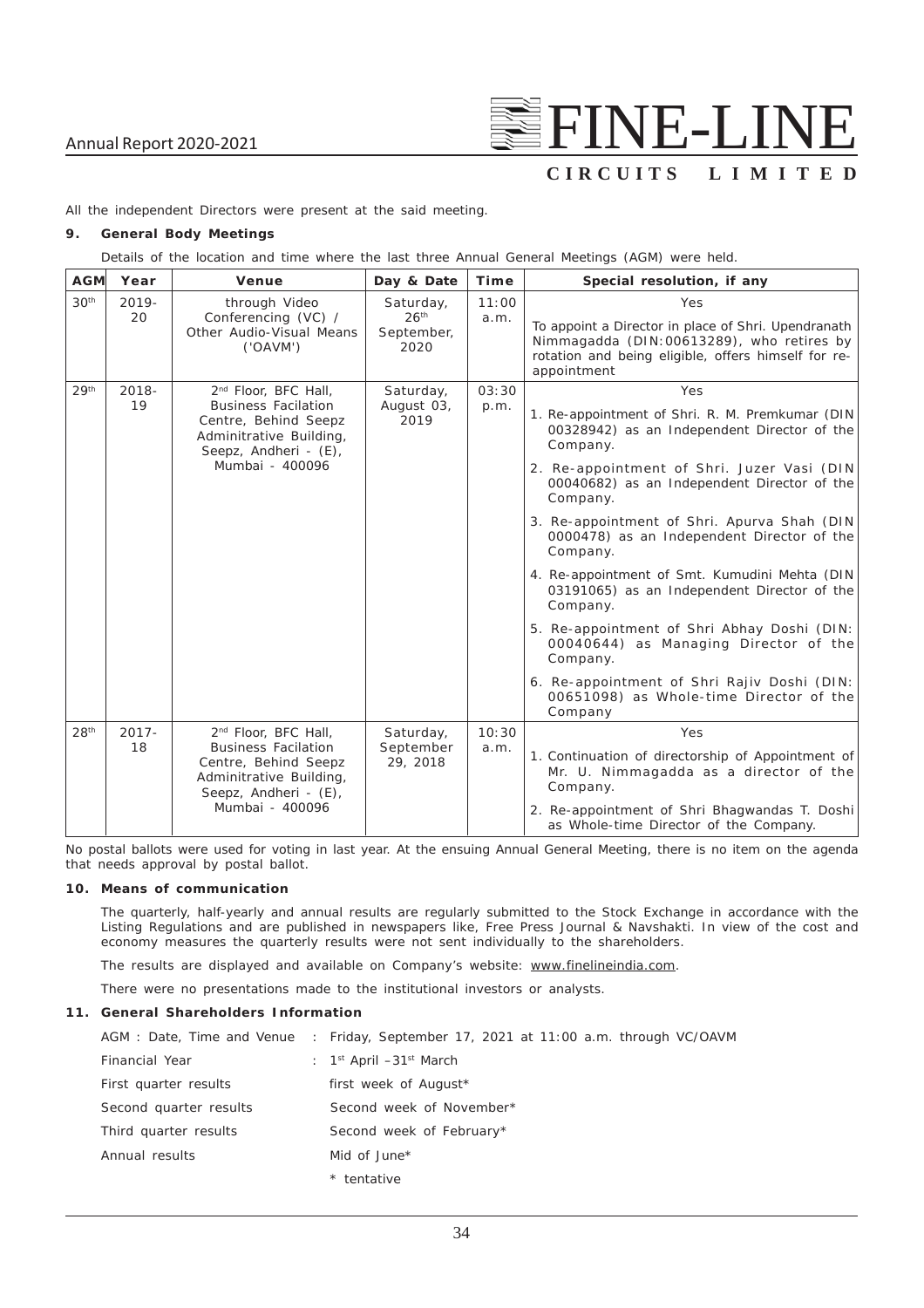All the independent Directors were present at the said meeting.

**9. General Body Meetings**

Details of the location and time where the last three Annual General Meetings (AGM) were held.

| AGM | Year | Venue | Day & Date | Time | Special resolution, if any |
|---|---|---|---|---|---|
| 30th | 2019-20 | through Video Conferencing (VC) / Other Audio-Visual Means ('OAVM') | Saturday, 26th September, 2020 | 11:00 a.m. | Yes<br>To appoint a Director in place of Shri. Upendranath Nimmagadda (DIN:00613289), who retires by rotation and being eligible, offers himself for re-appointment |
| 29th | 2018-19 | 2nd Floor, BFC Hall, Business Facilation Centre, Behind Seepz Adminitrative Building, Seepz, Andheri - (E), Mumbai - 400096 | Saturday, August 03, 2019 | 03:30 p.m. | Yes<br>1. Re-appointment of Shri. R. M. Premkumar (DIN 00328942) as an Independent Director of the Company.<br>2. Re-appointment of Shri. Juzer Vasi (DIN 00040682) as an Independent Director of the Company.<br>3. Re-appointment of Shri. Apurva Shah (DIN 0000478) as an Independent Director of the Company.<br>4. Re-appointment of Smt. Kumudini Mehta (DIN 03191065) as an Independent Director of the Company.<br>5. Re-appointment of Shri Abhay Doshi (DIN: 00040644) as Managing Director of the Company.<br>6. Re-appointment of Shri Rajiv Doshi (DIN: 00651098) as Whole-time Director of the Company |
| 28th | 2017-18 | 2nd Floor, BFC Hall, Business Facilation Centre, Behind Seepz Adminitrative Building, Seepz, Andheri - (E), Mumbai - 400096 | Saturday, September 29, 2018 | 10:30 a.m. | Yes<br>1. Continuation of directorship of Appointment of Mr. U. Nimmagadda as a director of the Company.<br>2. Re-appointment of Shri Bhagwandas T. Doshi as Whole-time Director of the Company. |

No postal ballots were used for voting in last year. At the ensuing Annual General Meeting, there is no item on the agenda that needs approval by postal ballot.

**10. Means of communication**

The quarterly, half-yearly and annual results are regularly submitted to the Stock Exchange in accordance with the Listing Regulations and are published in newspapers like, Free Press Journal & Navshakti. In view of the cost and economy measures the quarterly results were not sent individually to the shareholders.

The results are displayed and available on Company's website: www.finelineindia.com.

There were no presentations made to the institutional investors or analysts.

**11. General Shareholders Information**

| | |
|---|---|
| AGM : Date, Time and Venue | : Friday, September 17, 2021 at 11:00 a.m. through VC/OAVM |
| Financial Year | : 1st April –31st March |
| First quarter results | first week of August* |
| Second quarter results | Second week of November* |
| Third quarter results | Second week of February* |
| Annual results | Mid of June* |

\* tentative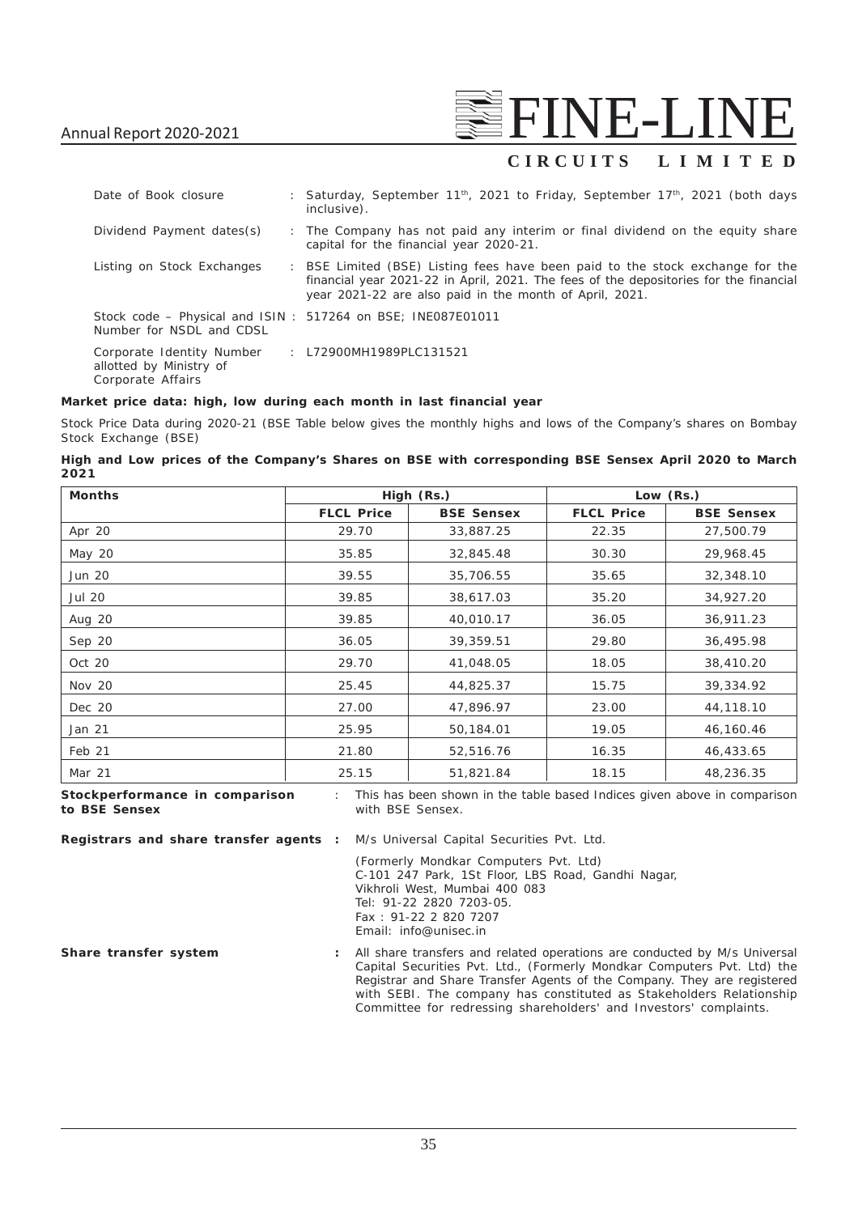| | | |
|---|---|---|
| Date of Book closure | : | Saturday, September 11th, 2021 to Friday, September 17th, 2021 (both days inclusive). |
| Dividend Payment dates(s) | : | The Company has not paid any interim or final dividend on the equity share capital for the financial year 2020-21. |
| Listing on Stock Exchanges | : | BSE Limited (BSE) Listing fees have been paid to the stock exchange for the financial year 2021-22 in April, 2021. The fees of the depositories for the financial year 2021-22 are also paid in the month of April, 2021. |
| Stock code – Physical and ISIN Number for NSDL and CDSL | : | 517264 on BSE; INE087E01011 |
| Corporate Identity Number allotted by Ministry of Corporate Affairs | : | L72900MH1989PLC131521 |

**Market price data: high, low during each month in last financial year**

Stock Price Data during 2020-21 (BSE Table below gives the monthly highs and lows of the Company's shares on Bombay Stock Exchange (BSE)

**High and Low prices of the Company's Shares on BSE with corresponding BSE Sensex April 2020 to March 2021**

| Months | High (Rs.) | | Low (Rs.) | |
|---|---|---|---|---|
| | FLCL Price | BSE Sensex | FLCL Price | BSE Sensex |
| Apr 20 | 29.70 | 33,887.25 | 22.35 | 27,500.79 |
| May 20 | 35.85 | 32,845.48 | 30.30 | 29,968.45 |
| Jun 20 | 39.55 | 35,706.55 | 35.65 | 32,348.10 |
| Jul 20 | 39.85 | 38,617.03 | 35.20 | 34,927.20 |
| Aug 20 | 39.85 | 40,010.17 | 36.05 | 36,911.23 |
| Sep 20 | 36.05 | 39,359.51 | 29.80 | 36,495.98 |
| Oct 20 | 29.70 | 41,048.05 | 18.05 | 38,410.20 |
| Nov 20 | 25.45 | 44,825.37 | 15.75 | 39,334.92 |
| Dec 20 | 27.00 | 47,896.97 | 23.00 | 44,118.10 |
| Jan 21 | 25.95 | 50,184.01 | 19.05 | 46,160.46 |
| Feb 21 | 21.80 | 52,516.76 | 16.35 | 46,433.65 |
| Mar 21 | 25.15 | 51,821.84 | 18.15 | 48,236.35 |

| | | |
|---|---|---|
| **Stockperformance in comparison to BSE Sensex** | : | This has been shown in the table based Indices given above in comparison with BSE Sensex. |
| **Registrars and share transfer agents** | : | M/s Universal Capital Securities Pvt. Ltd.<br><br>(Formerly Mondkar Computers Pvt. Ltd)<br>C-101 247 Park, 1St Floor, LBS Road, Gandhi Nagar,<br>Vikhroli West, Mumbai 400 083<br>Tel: 91-22 2820 7203-05.<br>Fax : 91-22 2 820 7207<br>Email: info@unisec.in |
| **Share transfer system** | : | All share transfers and related operations are conducted by M/s Universal Capital Securities Pvt. Ltd., (Formerly Mondkar Computers Pvt. Ltd) the Registrar and Share Transfer Agents of the Company. They are registered with SEBI. The company has constituted as Stakeholders Relationship Committee for redressing shareholders' and Investors' complaints. |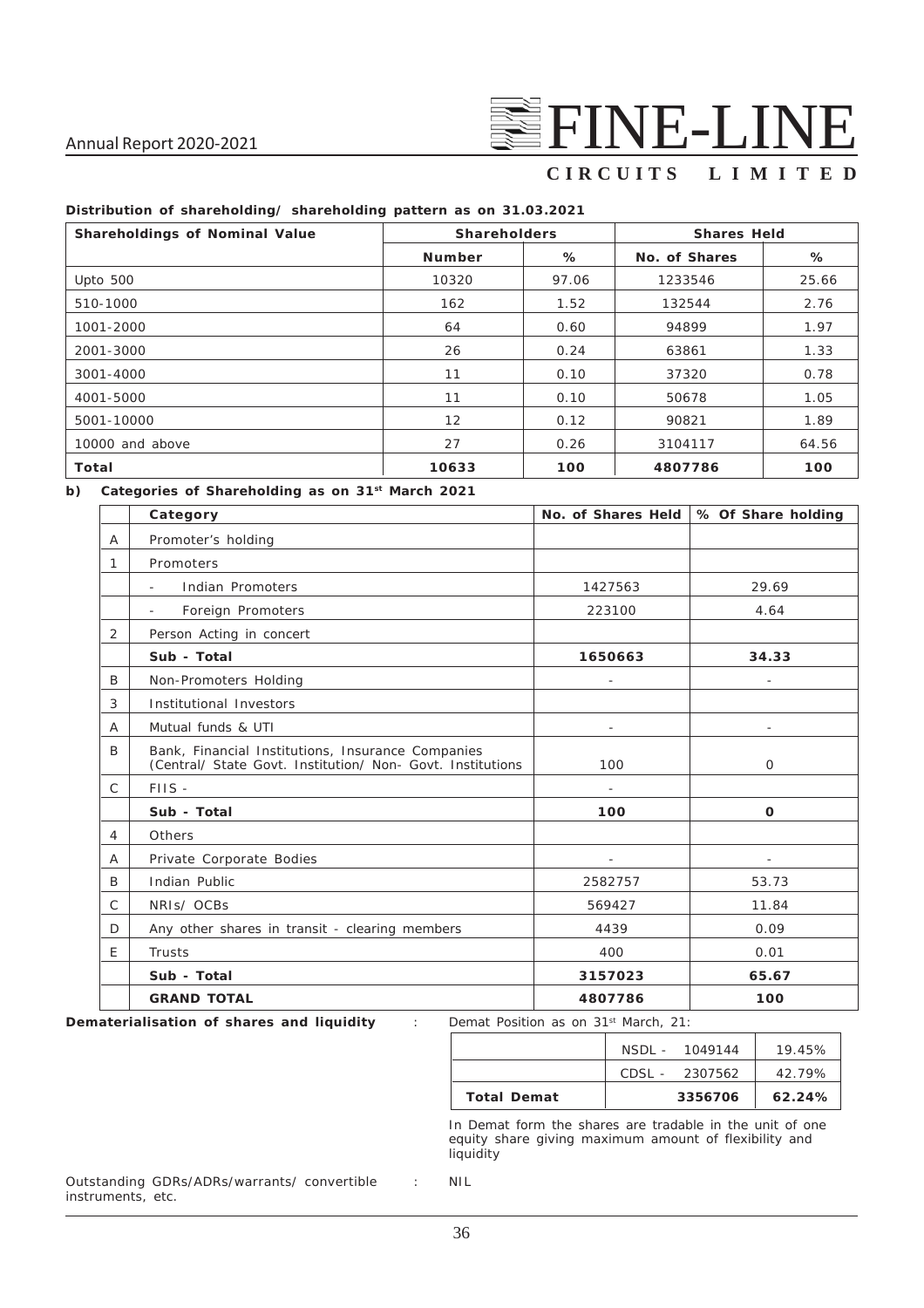**Distribution of shareholding/ shareholding pattern as on 31.03.2021**

| Shareholdings of Nominal Value | Shareholders | | Shares Held | |
|---|---|---|---|---|
| | **Number** | **%** | **No. of Shares** | **%** |
| Upto 500 | 10320 | 97.06 | 1233546 | 25.66 |
| 510-1000 | 162 | 1.52 | 132544 | 2.76 |
| 1001-2000 | 64 | 0.60 | 94899 | 1.97 |
| 2001-3000 | 26 | 0.24 | 63861 | 1.33 |
| 3001-4000 | 11 | 0.10 | 37320 | 0.78 |
| 4001-5000 | 11 | 0.10 | 50678 | 1.05 |
| 5001-10000 | 12 | 0.12 | 90821 | 1.89 |
| 10000 and above | 27 | 0.26 | 3104117 | 64.56 |
| **Total** | **10633** | **100** | **4807786** | **100** |

**b) Categories of Shareholding as on 31st March 2021**

| | Category | No. of Shares Held | % Of Share holding |
|---|---|---|---|
| A | Promoter's holding | | |
| 1 | Promoters | | |
| | - Indian Promoters | 1427563 | 29.69 |
| | - Foreign Promoters | 223100 | 4.64 |
| 2 | Person Acting in concert | | |
| | **Sub - Total** | **1650663** | **34.33** |
| B | Non-Promoters Holding | - | - |
| 3 | Institutional Investors | | |
| A | Mutual funds & UTI | - | - |
| B | Bank, Financial Institutions, Insurance Companies (Central/ State Govt. Institution/ Non- Govt. Institutions | 100 | 0 |
| C | FIIS - | - | |
| | **Sub - Total** | **100** | **0** |
| 4 | Others | | |
| A | Private Corporate Bodies | - | - |
| B | Indian Public | 2582757 | 53.73 |
| C | NRIs/ OCBs | 569427 | 11.84 |
| D | Any other shares in transit - clearing members | 4439 | 0.09 |
| E | Trusts | 400 | 0.01 |
| | **Sub - Total** | **3157023** | **65.67** |
| | **GRAND TOTAL** | **4807786** | **100** |

**Dematerialisation of shares and liquidity** : Demat Position as on 31st March, 21:

| | | |
|---|---|---|
| | NSDL - 1049144 | 19.45% |
| | CDSL - 2307562 | 42.79% |
| **Total Demat** | **3356706** | **62.24%** |

In Demat form the shares are tradable in the unit of one equity share giving maximum amount of flexibility and liquidity

Outstanding GDRs/ADRs/warrants/ convertible instruments, etc. : NIL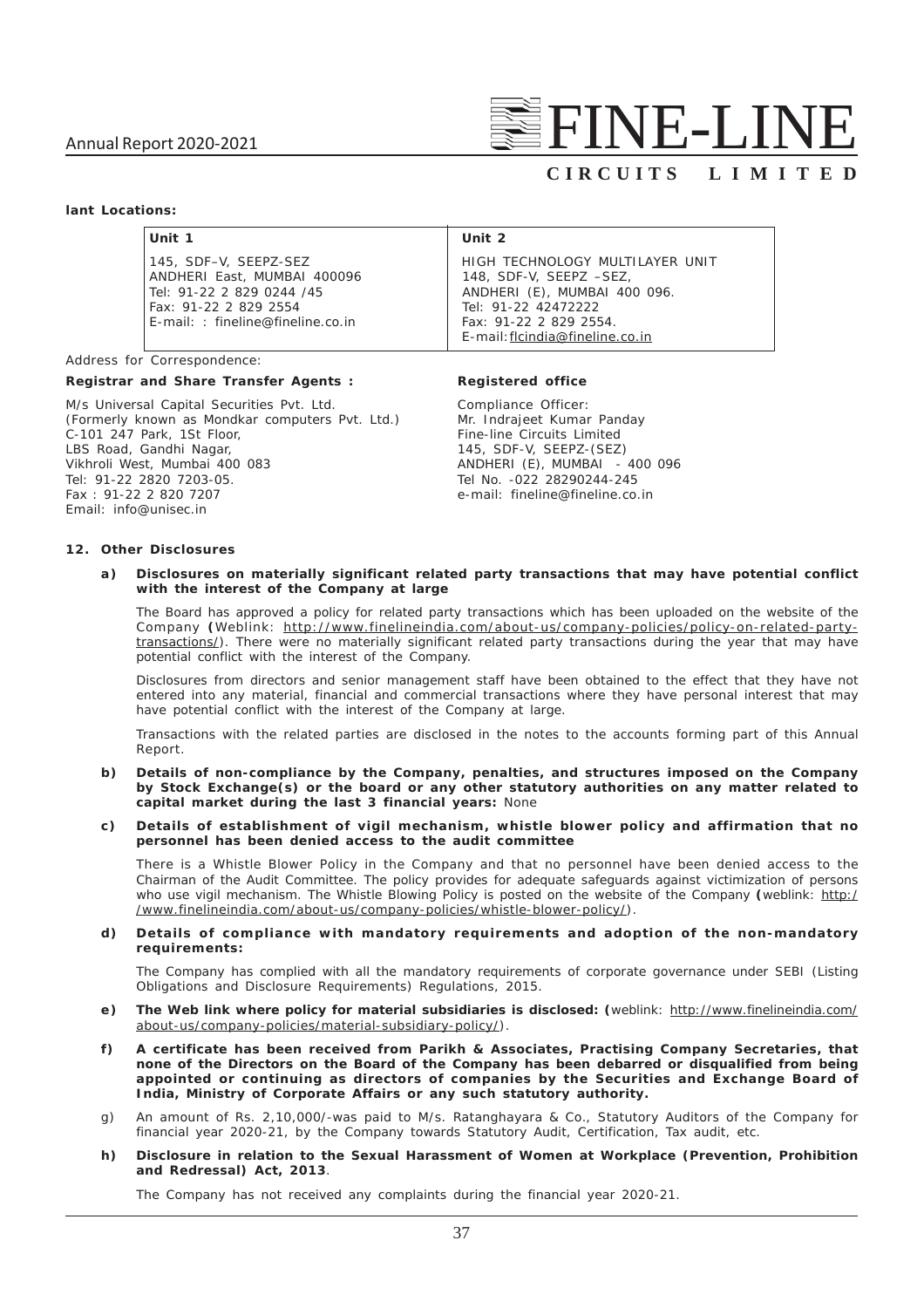**lant Locations:**

| Unit 1 | Unit 2 |
|---|---|
| 145, SDF–V, SEEPZ-SEZ<br>ANDHERI East, MUMBAI 400096<br>Tel: 91-22 2 829 0244 /45<br>Fax: 91-22 2 829 2554<br>E-mail: : fineline@fineline.co.in | HIGH TECHNOLOGY MULTILAYER UNIT<br>148, SDF-V, SEEPZ –SEZ,<br>ANDHERI (E), MUMBAI 400 096.<br>Tel: 91-22 42472222<br>Fax: 91-22 2 829 2554.<br>E-mail: flcindia@fineline.co.in |

Address for Correspondence:

**Registrar and Share Transfer Agents :**

M/s Universal Capital Securities Pvt. Ltd.
(Formerly known as Mondkar computers Pvt. Ltd.)
C-101 247 Park, 1St Floor,
LBS Road, Gandhi Nagar,
Vikhroli West, Mumbai 400 083
Tel: 91-22 2820 7203-05.
Fax : 91-22 2 820 7207
Email: info@unisec.in

**Registered office**

Compliance Officer:
Mr. Indrajeet Kumar Panday
Fine-line Circuits Limited
145, SDF-V, SEEPZ-(SEZ)
ANDHERI (E), MUMBAI - 400 096
Tel No. -022 28290244-245
e-mail: fineline@fineline.co.in

**12. Other Disclosures**

**a) Disclosures on materially significant related party transactions that may have potential conflict with the interest of the Company at large**

The Board has approved a policy for related party transactions which has been uploaded on the website of the Company **(**Weblink: http://www.finelineindia.com/about-us/company-policies/policy-on-related-party-transactions/). There were no materially significant related party transactions during the year that may have potential conflict with the interest of the Company.

Disclosures from directors and senior management staff have been obtained to the effect that they have not entered into any material, financial and commercial transactions where they have personal interest that may have potential conflict with the interest of the Company at large.

Transactions with the related parties are disclosed in the notes to the accounts forming part of this Annual Report.

**b) Details of non-compliance by the Company, penalties, and structures imposed on the Company by Stock Exchange(s) or the board or any other statutory authorities on any matter related to capital market during the last 3 financial years:** None

**c) Details of establishment of vigil mechanism, whistle blower policy and affirmation that no personnel has been denied access to the audit committee**

There is a Whistle Blower Policy in the Company and that no personnel have been denied access to the Chairman of the Audit Committee. The policy provides for adequate safeguards against victimization of persons who use vigil mechanism. The Whistle Blowing Policy is posted on the website of the Company **(**weblink: http://www.finelineindia.com/about-us/company-policies/whistle-blower-policy/).

**d) Details of compliance with mandatory requirements and adoption of the non-mandatory requirements:**

The Company has complied with all the mandatory requirements of corporate governance under SEBI (Listing Obligations and Disclosure Requirements) Regulations, 2015.

**e) The Web link where policy for material subsidiaries is disclosed: (**weblink: http://www.finelineindia.com/about-us/company-policies/material-subsidiary-policy/).

**f) A certificate has been received from Parikh & Associates, Practising Company Secretaries, that none of the Directors on the Board of the Company has been debarred or disqualified from being appointed or continuing as directors of companies by the Securities and Exchange Board of India, Ministry of Corporate Affairs or any such statutory authority.**

g) An amount of Rs. 2,10,000/-was paid to M/s. Ratanghayara & Co., Statutory Auditors of the Company for financial year 2020-21, by the Company towards Statutory Audit, Certification, Tax audit, etc.

**h) Disclosure in relation to the Sexual Harassment of Women at Workplace (Prevention, Prohibition and Redressal) Act, 2013**.

The Company has not received any complaints during the financial year 2020-21.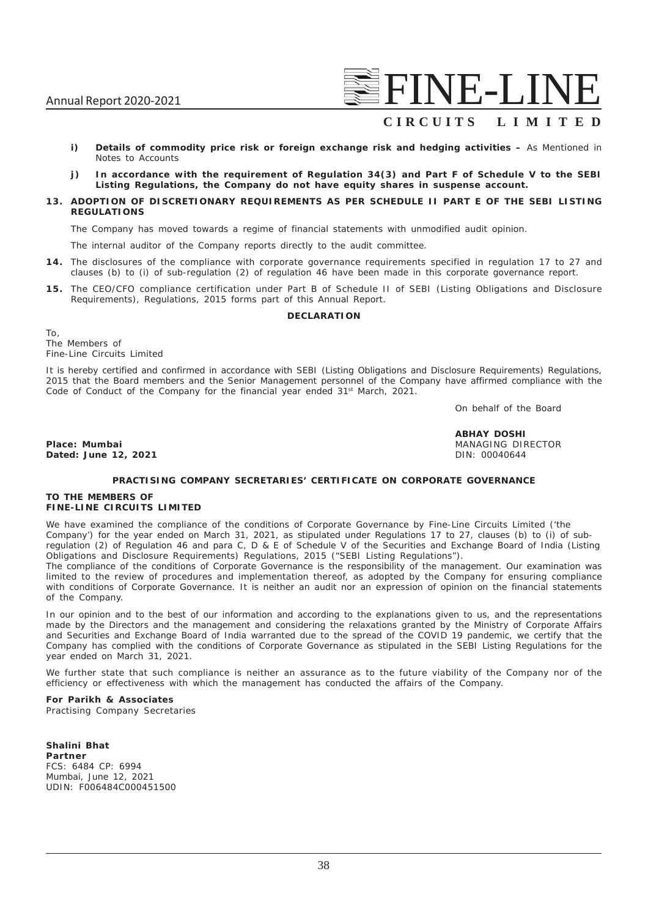i) **Details of commodity price risk or foreign exchange risk and hedging activities –** As Mentioned in Notes to Accounts

j) **In accordance with the requirement of Regulation 34(3) and Part F of Schedule V to the SEBI Listing Regulations, the Company do not have equity shares in suspense account.**

**13. ADOPTION OF DISCRETIONARY REQUIREMENTS AS PER SCHEDULE II PART E OF THE SEBI LISTING REGULATIONS**

The Company has moved towards a regime of financial statements with unmodified audit opinion.

The internal auditor of the Company reports directly to the audit committee.

**14.** The disclosures of the compliance with corporate governance requirements specified in regulation 17 to 27 and clauses (b) to (i) of sub-regulation (2) of regulation 46 have been made in this corporate governance report.

**15.** The CEO/CFO compliance certification under Part B of Schedule II of SEBI (Listing Obligations and Disclosure Requirements), Regulations, 2015 forms part of this Annual Report.

**DECLARATION**

To,
The Members of
Fine-Line Circuits Limited

It is hereby certified and confirmed in accordance with SEBI (Listing Obligations and Disclosure Requirements) Regulations, 2015 that the Board members and the Senior Management personnel of the Company have affirmed compliance with the Code of Conduct of the Company for the financial year ended 31st March, 2021.

On behalf of the Board

**ABHAY DOSHI**
MANAGING DIRECTOR
DIN: 00040644

**Place: Mumbai**
**Dated: June 12, 2021**

**PRACTISING COMPANY SECRETARIES' CERTIFICATE ON CORPORATE GOVERNANCE**

**TO THE MEMBERS OF**
**FINE-LINE CIRCUITS LIMITED**

We have examined the compliance of the conditions of Corporate Governance by Fine-Line Circuits Limited ('the Company') for the year ended on March 31, 2021, as stipulated under Regulations 17 to 27, clauses (b) to (i) of sub-regulation (2) of Regulation 46 and para C, D & E of Schedule V of the Securities and Exchange Board of India (Listing Obligations and Disclosure Requirements) Regulations, 2015 ("SEBI Listing Regulations").

The compliance of the conditions of Corporate Governance is the responsibility of the management. Our examination was limited to the review of procedures and implementation thereof, as adopted by the Company for ensuring compliance with conditions of Corporate Governance. It is neither an audit nor an expression of opinion on the financial statements of the Company.

In our opinion and to the best of our information and according to the explanations given to us, and the representations made by the Directors and the management and considering the relaxations granted by the Ministry of Corporate Affairs and Securities and Exchange Board of India warranted due to the spread of the COVID 19 pandemic, we certify that the Company has complied with the conditions of Corporate Governance as stipulated in the SEBI Listing Regulations for the year ended on March 31, 2021.

We further state that such compliance is neither an assurance as to the future viability of the Company nor of the efficiency or effectiveness with which the management has conducted the affairs of the Company.

**For Parikh & Associates**
Practising Company Secretaries

**Shalini Bhat**
**Partner**
FCS: 6484 CP: 6994
Mumbai, June 12, 2021
UDIN: F006484C000451500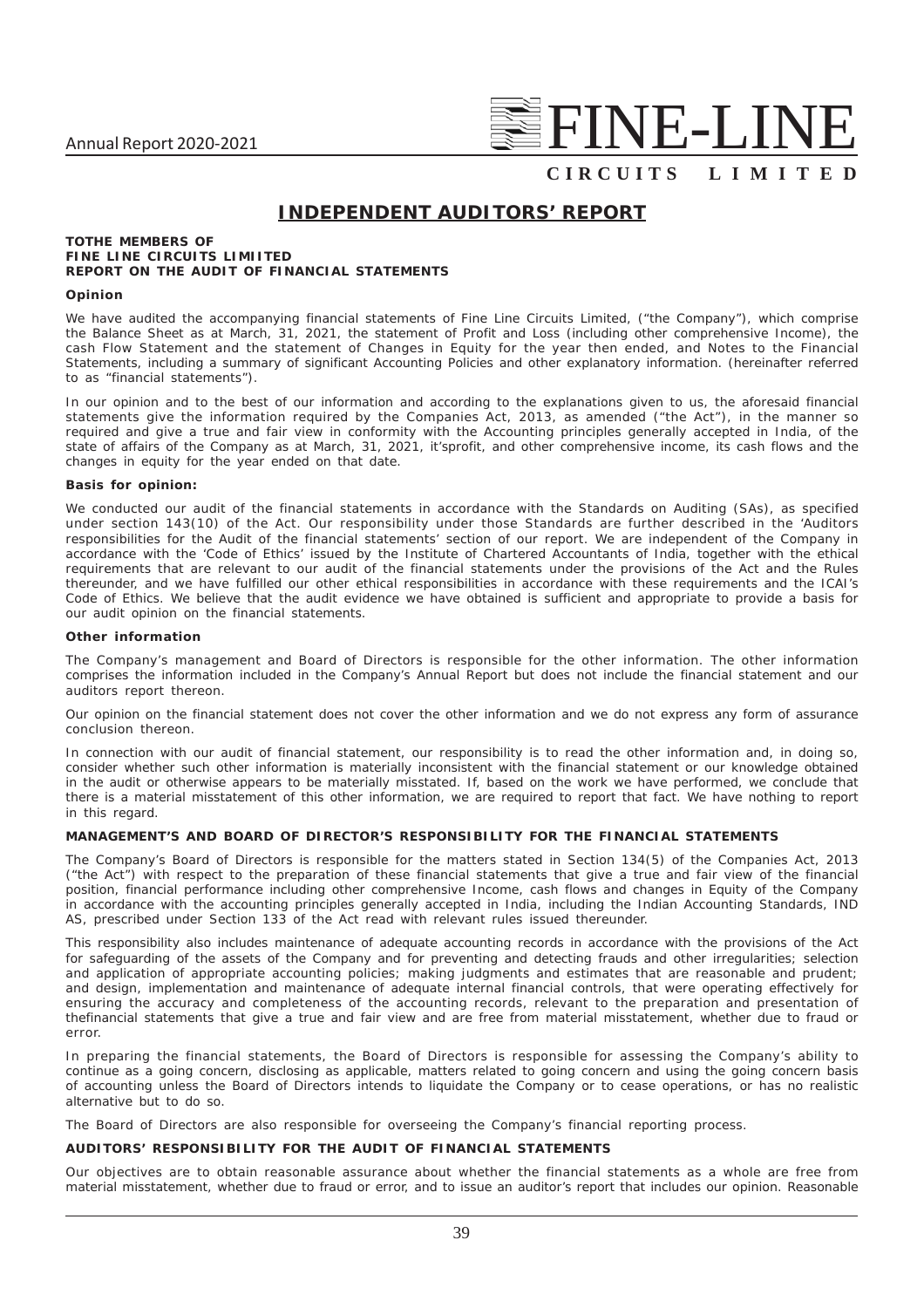# INDEPENDENT AUDITORS' REPORT

**TOTHE MEMBERS OF**
**FINE LINE CIRCUITS LIMIITED**
**REPORT ON THE AUDIT OF FINANCIAL STATEMENTS**

**Opinion**

We have audited the accompanying financial statements of Fine Line Circuits Limited, ("the Company"), which comprise the Balance Sheet as at March, 31, 2021, the statement of Profit and Loss (including other comprehensive Income), the cash Flow Statement and the statement of Changes in Equity for the year then ended, and Notes to the Financial Statements, including a summary of significant Accounting Policies and other explanatory information. (hereinafter referred to as "financial statements").

In our opinion and to the best of our information and according to the explanations given to us, the aforesaid financial statements give the information required by the Companies Act, 2013, as amended ("the Act"), in the manner so required and give a true and fair view in conformity with the Accounting principles generally accepted in India, of the state of affairs of the Company as at March, 31, 2021, it'sprofit, and other comprehensive income, its cash flows and the changes in equity for the year ended on that date.

**Basis for opinion:**

We conducted our audit of the financial statements in accordance with the Standards on Auditing (SAs), as specified under section 143(10) of the Act. Our responsibility under those Standards are further described in the 'Auditors responsibilities for the Audit of the financial statements' section of our report. We are independent of the Company in accordance with the 'Code of Ethics' issued by the Institute of Chartered Accountants of India, together with the ethical requirements that are relevant to our audit of the financial statements under the provisions of the Act and the Rules thereunder, and we have fulfilled our other ethical responsibilities in accordance with these requirements and the ICAI's Code of Ethics. We believe that the audit evidence we have obtained is sufficient and appropriate to provide a basis for our audit opinion on the financial statements.

**Other information**

The Company's management and Board of Directors is responsible for the other information. The other information comprises the information included in the Company's Annual Report but does not include the financial statement and our auditors report thereon.

Our opinion on the financial statement does not cover the other information and we do not express any form of assurance conclusion thereon.

In connection with our audit of financial statement, our responsibility is to read the other information and, in doing so, consider whether such other information is materially inconsistent with the financial statement or our knowledge obtained in the audit or otherwise appears to be materially misstated. If, based on the work we have performed, we conclude that there is a material misstatement of this other information, we are required to report that fact. We have nothing to report in this regard.

**MANAGEMENT'S AND BOARD OF DIRECTOR'S RESPONSIBILITY FOR THE FINANCIAL STATEMENTS**

The Company's Board of Directors is responsible for the matters stated in Section 134(5) of the Companies Act, 2013 ("the Act") with respect to the preparation of these financial statements that give a true and fair view of the financial position, financial performance including other comprehensive Income, cash flows and changes in Equity of the Company in accordance with the accounting principles generally accepted in India, including the Indian Accounting Standards, IND AS, prescribed under Section 133 of the Act read with relevant rules issued thereunder.

This responsibility also includes maintenance of adequate accounting records in accordance with the provisions of the Act for safeguarding of the assets of the Company and for preventing and detecting frauds and other irregularities; selection and application of appropriate accounting policies; making judgments and estimates that are reasonable and prudent; and design, implementation and maintenance of adequate internal financial controls, that were operating effectively for ensuring the accuracy and completeness of the accounting records, relevant to the preparation and presentation of thefinancial statements that give a true and fair view and are free from material misstatement, whether due to fraud or error.

In preparing the financial statements, the Board of Directors is responsible for assessing the Company's ability to continue as a going concern, disclosing as applicable, matters related to going concern and using the going concern basis of accounting unless the Board of Directors intends to liquidate the Company or to cease operations, or has no realistic alternative but to do so.

The Board of Directors are also responsible for overseeing the Company's financial reporting process.

**AUDITORS' RESPONSIBILITY FOR THE AUDIT OF FINANCIAL STATEMENTS**

Our objectives are to obtain reasonable assurance about whether the financial statements as a whole are free from material misstatement, whether due to fraud or error, and to issue an auditor's report that includes our opinion. Reasonable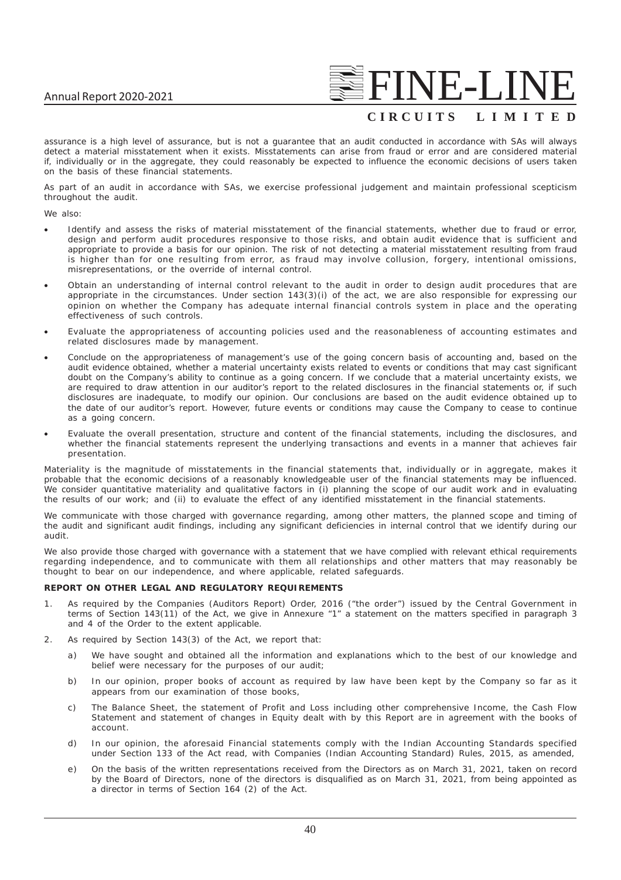assurance is a high level of assurance, but is not a guarantee that an audit conducted in accordance with SAs will always detect a material misstatement when it exists. Misstatements can arise from fraud or error and are considered material if, individually or in the aggregate, they could reasonably be expected to influence the economic decisions of users taken on the basis of these financial statements.

As part of an audit in accordance with SAs, we exercise professional judgement and maintain professional scepticism throughout the audit.

We also:

- Identify and assess the risks of material misstatement of the financial statements, whether due to fraud or error, design and perform audit procedures responsive to those risks, and obtain audit evidence that is sufficient and appropriate to provide a basis for our opinion. The risk of not detecting a material misstatement resulting from fraud is higher than for one resulting from error, as fraud may involve collusion, forgery, intentional omissions, misrepresentations, or the override of internal control.
- Obtain an understanding of internal control relevant to the audit in order to design audit procedures that are appropriate in the circumstances. Under section 143(3)(i) of the act, we are also responsible for expressing our opinion on whether the Company has adequate internal financial controls system in place and the operating effectiveness of such controls.
- Evaluate the appropriateness of accounting policies used and the reasonableness of accounting estimates and related disclosures made by management.
- Conclude on the appropriateness of management's use of the going concern basis of accounting and, based on the audit evidence obtained, whether a material uncertainty exists related to events or conditions that may cast significant doubt on the Company's ability to continue as a going concern. If we conclude that a material uncertainty exists, we are required to draw attention in our auditor's report to the related disclosures in the financial statements or, if such disclosures are inadequate, to modify our opinion. Our conclusions are based on the audit evidence obtained up to the date of our auditor's report. However, future events or conditions may cause the Company to cease to continue as a going concern.
- Evaluate the overall presentation, structure and content of the financial statements, including the disclosures, and whether the financial statements represent the underlying transactions and events in a manner that achieves fair presentation.

Materiality is the magnitude of misstatements in the financial statements that, individually or in aggregate, makes it probable that the economic decisions of a reasonably knowledgeable user of the financial statements may be influenced. We consider quantitative materiality and qualitative factors in (i) planning the scope of our audit work and in evaluating the results of our work; and (ii) to evaluate the effect of any identified misstatement in the financial statements.

We communicate with those charged with governance regarding, among other matters, the planned scope and timing of the audit and significant audit findings, including any significant deficiencies in internal control that we identify during our audit.

We also provide those charged with governance with a statement that we have complied with relevant ethical requirements regarding independence, and to communicate with them all relationships and other matters that may reasonably be thought to bear on our independence, and where applicable, related safeguards.

**REPORT ON OTHER LEGAL AND REGULATORY REQUIREMENTS**

1. As required by the Companies (Auditors Report) Order, 2016 ("the order") issued by the Central Government in terms of Section 143(11) of the Act, we give in Annexure "1" a statement on the matters specified in paragraph 3 and 4 of the Order to the extent applicable.
2. As required by Section 143(3) of the Act, we report that:
   a) We have sought and obtained all the information and explanations which to the best of our knowledge and belief were necessary for the purposes of our audit;
   b) In our opinion, proper books of account as required by law have been kept by the Company so far as it appears from our examination of those books,
   c) The Balance Sheet, the statement of Profit and Loss including other comprehensive Income, the Cash Flow Statement and statement of changes in Equity dealt with by this Report are in agreement with the books of account.
   d) In our opinion, the aforesaid Financial statements comply with the Indian Accounting Standards specified under Section 133 of the Act read, with Companies (Indian Accounting Standard) Rules, 2015, as amended,
   e) On the basis of the written representations received from the Directors as on March 31, 2021, taken on record by the Board of Directors, none of the directors is disqualified as on March 31, 2021, from being appointed as a director in terms of Section 164 (2) of the Act.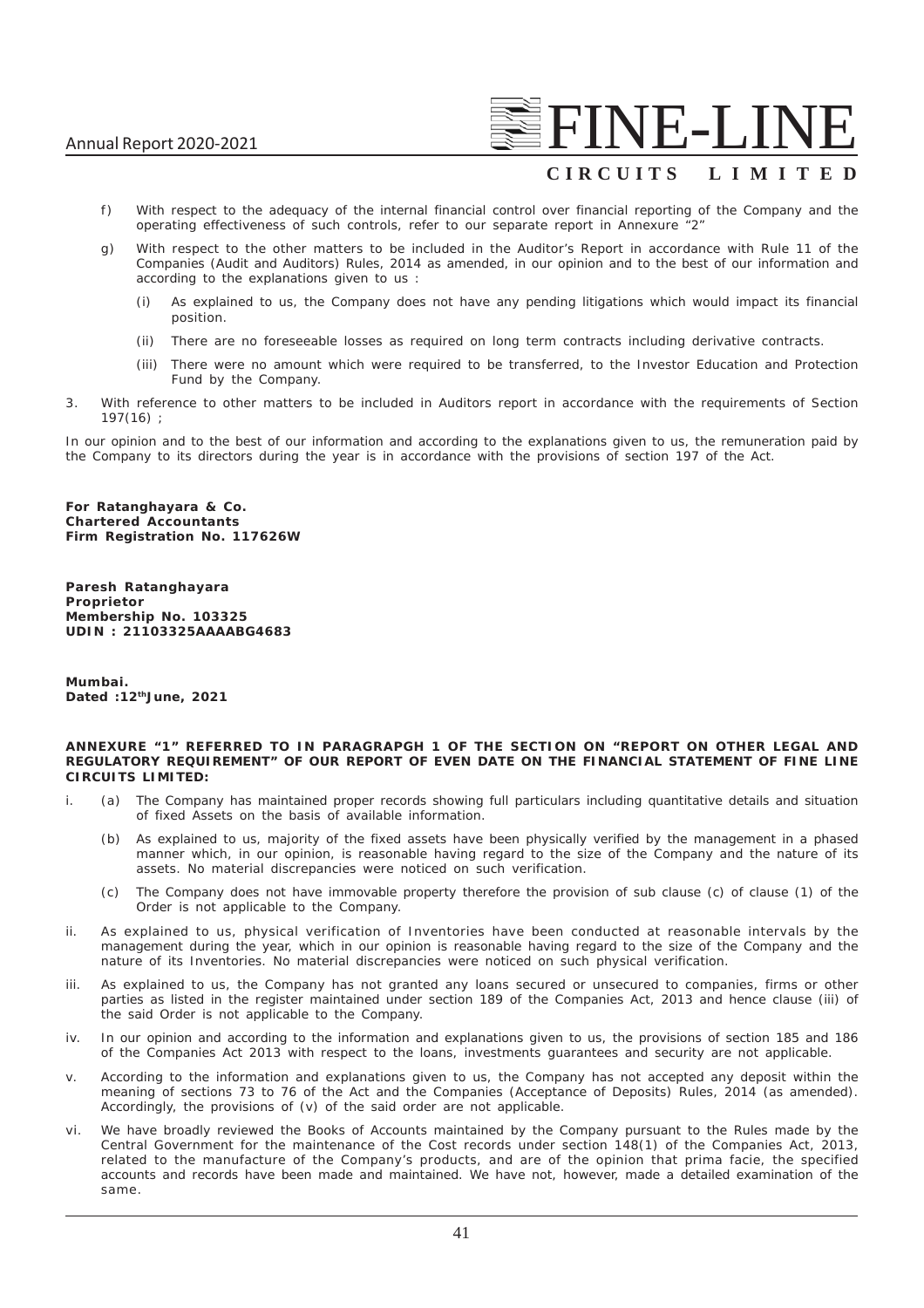f) With respect to the adequacy of the internal financial control over financial reporting of the Company and the operating effectiveness of such controls, refer to our separate report in Annexure "2"

g) With respect to the other matters to be included in the Auditor's Report in accordance with Rule 11 of the Companies (Audit and Auditors) Rules, 2014 as amended, in our opinion and to the best of our information and according to the explanations given to us :

   (i) As explained to us, the Company does not have any pending litigations which would impact its financial position.

   (ii) There are no foreseeable losses as required on long term contracts including derivative contracts.

   (iii) There were no amount which were required to be transferred, to the Investor Education and Protection Fund by the Company.

3. With reference to other matters to be included in Auditors report in accordance with the requirements of Section 197(16) ;

In our opinion and to the best of our information and according to the explanations given to us, the remuneration paid by the Company to its directors during the year is in accordance with the provisions of section 197 of the Act.

**For Ratanghayara & Co.**
**Chartered Accountants**
**Firm Registration No. 117626W**

**Paresh Ratanghayara**
**Proprietor**
**Membership No. 103325**
**UDIN : 21103325AAAABG4683**

**Mumbai.**
**Dated :12th June, 2021**

**ANNEXURE "1" REFERRED TO IN PARAGRAPGH 1 OF THE SECTION ON "REPORT ON OTHER LEGAL AND REGULATORY REQUIREMENT" OF OUR REPORT OF EVEN DATE ON THE FINANCIAL STATEMENT OF FINE LINE CIRCUITS LIMITED:**

i. (a) The Company has maintained proper records showing full particulars including quantitative details and situation of fixed Assets on the basis of available information.

   (b) As explained to us, majority of the fixed assets have been physically verified by the management in a phased manner which, in our opinion, is reasonable having regard to the size of the Company and the nature of its assets. No material discrepancies were noticed on such verification.

   (c) The Company does not have immovable property therefore the provision of sub clause (c) of clause (1) of the Order is not applicable to the Company.

ii. As explained to us, physical verification of Inventories have been conducted at reasonable intervals by the management during the year, which in our opinion is reasonable having regard to the size of the Company and the nature of its Inventories. No material discrepancies were noticed on such physical verification.

iii. As explained to us, the Company has not granted any loans secured or unsecured to companies, firms or other parties as listed in the register maintained under section 189 of the Companies Act, 2013 and hence clause (iii) of the said Order is not applicable to the Company.

iv. In our opinion and according to the information and explanations given to us, the provisions of section 185 and 186 of the Companies Act 2013 with respect to the loans, investments guarantees and security are not applicable.

v. According to the information and explanations given to us, the Company has not accepted any deposit within the meaning of sections 73 to 76 of the Act and the Companies (Acceptance of Deposits) Rules, 2014 (as amended). Accordingly, the provisions of (v) of the said order are not applicable.

vi. We have broadly reviewed the Books of Accounts maintained by the Company pursuant to the Rules made by the Central Government for the maintenance of the Cost records under section 148(1) of the Companies Act, 2013, related to the manufacture of the Company's products, and are of the opinion that prima facie, the specified accounts and records have been made and maintained. We have not, however, made a detailed examination of the same.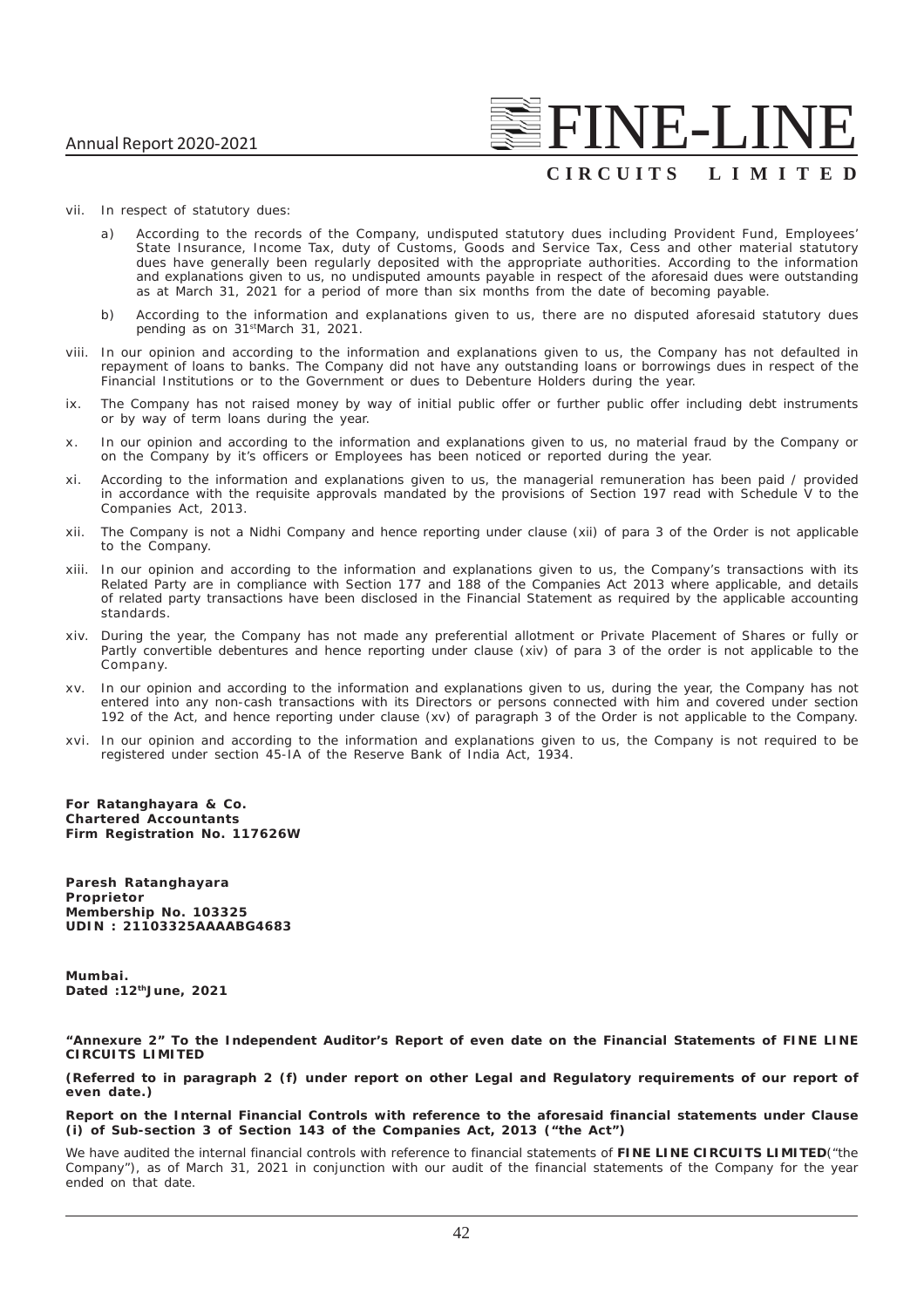vii. In respect of statutory dues:

a) According to the records of the Company, undisputed statutory dues including Provident Fund, Employees' State Insurance, Income Tax, duty of Customs, Goods and Service Tax, Cess and other material statutory dues have generally been regularly deposited with the appropriate authorities. According to the information and explanations given to us, no undisputed amounts payable in respect of the aforesaid dues were outstanding as at March 31, 2021 for a period of more than six months from the date of becoming payable.

b) According to the information and explanations given to us, there are no disputed aforesaid statutory dues pending as on 31st March 31, 2021.

viii. In our opinion and according to the information and explanations given to us, the Company has not defaulted in repayment of loans to banks. The Company did not have any outstanding loans or borrowings dues in respect of the Financial Institutions or to the Government or dues to Debenture Holders during the year.

ix. The Company has not raised money by way of initial public offer or further public offer including debt instruments or by way of term loans during the year.

x. In our opinion and according to the information and explanations given to us, no material fraud by the Company or on the Company by it's officers or Employees has been noticed or reported during the year.

xi. According to the information and explanations given to us, the managerial remuneration has been paid / provided in accordance with the requisite approvals mandated by the provisions of Section 197 read with Schedule V to the Companies Act, 2013.

xii. The Company is not a Nidhi Company and hence reporting under clause (xii) of para 3 of the Order is not applicable to the Company.

xiii. In our opinion and according to the information and explanations given to us, the Company's transactions with its Related Party are in compliance with Section 177 and 188 of the Companies Act 2013 where applicable, and details of related party transactions have been disclosed in the Financial Statement as required by the applicable accounting standards.

xiv. During the year, the Company has not made any preferential allotment or Private Placement of Shares or fully or Partly convertible debentures and hence reporting under clause (xiv) of para 3 of the order is not applicable to the Company.

xv. In our opinion and according to the information and explanations given to us, during the year, the Company has not entered into any non-cash transactions with its Directors or persons connected with him and covered under section 192 of the Act, and hence reporting under clause (xv) of paragraph 3 of the Order is not applicable to the Company.

xvi. In our opinion and according to the information and explanations given to us, the Company is not required to be registered under section 45-IA of the Reserve Bank of India Act, 1934.

**For Ratanghayara & Co.**
**Chartered Accountants**
**Firm Registration No. 117626W**

**Paresh Ratanghayara**
**Proprietor**
**Membership No. 103325**
**UDIN : 21103325AAAABG4683**

**Mumbai.**
**Dated :12th June, 2021**

**"Annexure 2" To the Independent Auditor's Report of even date on the Financial Statements of FINE LINE CIRCUITS LIMITED**

**(Referred to in paragraph 2 (f) under report on other Legal and Regulatory requirements of our report of even date.)**

**Report on the Internal Financial Controls with reference to the aforesaid financial statements under Clause (i) of Sub-section 3 of Section 143 of the Companies Act, 2013 ("the Act")**

We have audited the internal financial controls with reference to financial statements of **FINE LINE CIRCUITS LIMITED**("the Company"), as of March 31, 2021 in conjunction with our audit of the financial statements of the Company for the year ended on that date.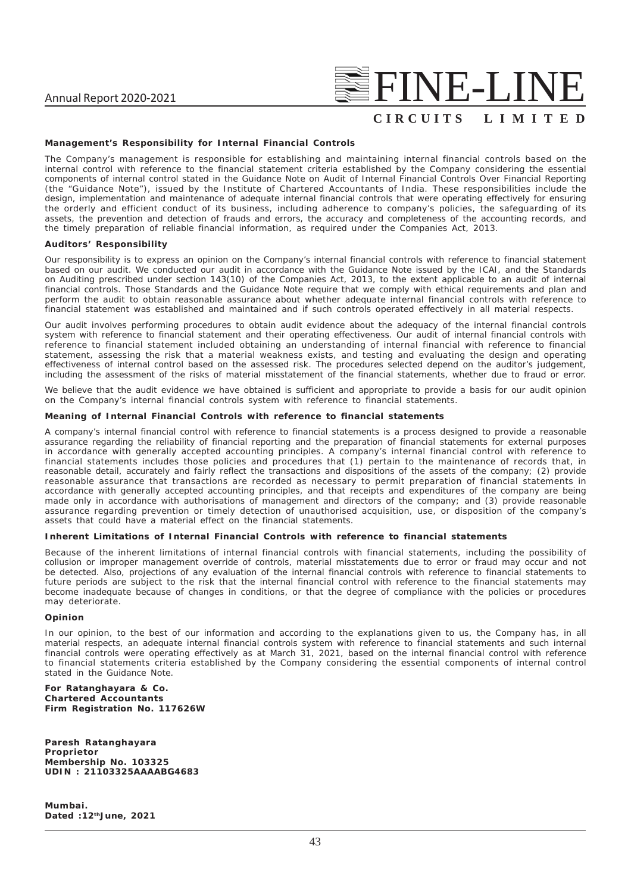**Management's Responsibility for Internal Financial Controls**

The Company's management is responsible for establishing and maintaining internal financial controls based on the internal control with reference to the financial statement criteria established by the Company considering the essential components of internal control stated in the Guidance Note on Audit of Internal Financial Controls Over Financial Reporting (the "Guidance Note"), issued by the Institute of Chartered Accountants of India. These responsibilities include the design, implementation and maintenance of adequate internal financial controls that were operating effectively for ensuring the orderly and efficient conduct of its business, including adherence to company's policies, the safeguarding of its assets, the prevention and detection of frauds and errors, the accuracy and completeness of the accounting records, and the timely preparation of reliable financial information, as required under the Companies Act, 2013.

**Auditors' Responsibility**

Our responsibility is to express an opinion on the Company's internal financial controls with reference to financial statement based on our audit. We conducted our audit in accordance with the Guidance Note issued by the ICAI, and the Standards on Auditing prescribed under section 143(10) of the Companies Act, 2013, to the extent applicable to an audit of internal financial controls. Those Standards and the Guidance Note require that we comply with ethical requirements and plan and perform the audit to obtain reasonable assurance about whether adequate internal financial controls with reference to financial statement was established and maintained and if such controls operated effectively in all material respects.

Our audit involves performing procedures to obtain audit evidence about the adequacy of the internal financial controls system with reference to financial statement and their operating effectiveness. Our audit of internal financial controls with reference to financial statement included obtaining an understanding of internal financial with reference to financial statement, assessing the risk that a material weakness exists, and testing and evaluating the design and operating effectiveness of internal control based on the assessed risk. The procedures selected depend on the auditor's judgement, including the assessment of the risks of material misstatement of the financial statements, whether due to fraud or error.

We believe that the audit evidence we have obtained is sufficient and appropriate to provide a basis for our audit opinion on the Company's internal financial controls system with reference to financial statements.

**Meaning of Internal Financial Controls with reference to financial statements**

A company's internal financial control with reference to financial statements is a process designed to provide a reasonable assurance regarding the reliability of financial reporting and the preparation of financial statements for external purposes in accordance with generally accepted accounting principles. A company's internal financial control with reference to financial statements includes those policies and procedures that (1) pertain to the maintenance of records that, in reasonable detail, accurately and fairly reflect the transactions and dispositions of the assets of the company; (2) provide reasonable assurance that transactions are recorded as necessary to permit preparation of financial statements in accordance with generally accepted accounting principles, and that receipts and expenditures of the company are being made only in accordance with authorisations of management and directors of the company; and (3) provide reasonable assurance regarding prevention or timely detection of unauthorised acquisition, use, or disposition of the company's assets that could have a material effect on the financial statements.

**Inherent Limitations of Internal Financial Controls with reference to financial statements**

Because of the inherent limitations of internal financial controls with financial statements, including the possibility of collusion or improper management override of controls, material misstatements due to error or fraud may occur and not be detected. Also, projections of any evaluation of the internal financial controls with reference to financial statements to future periods are subject to the risk that the internal financial control with reference to the financial statements may become inadequate because of changes in conditions, or that the degree of compliance with the policies or procedures may deteriorate.

**Opinion**

In our opinion, to the best of our information and according to the explanations given to us, the Company has, in all material respects, an adequate internal financial controls system with reference to financial statements and such internal financial controls were operating effectively as at March 31, 2021, based on the internal financial control with reference to financial statements criteria established by the Company considering the essential components of internal control stated in the Guidance Note.

**For Ratanghayara & Co.**
**Chartered Accountants**
**Firm Registration No. 117626W**

**Paresh Ratanghayara**
**Proprietor**
**Membership No. 103325**
**UDIN : 21103325AAAABG4683**

**Mumbai.**
**Dated :12th June, 2021**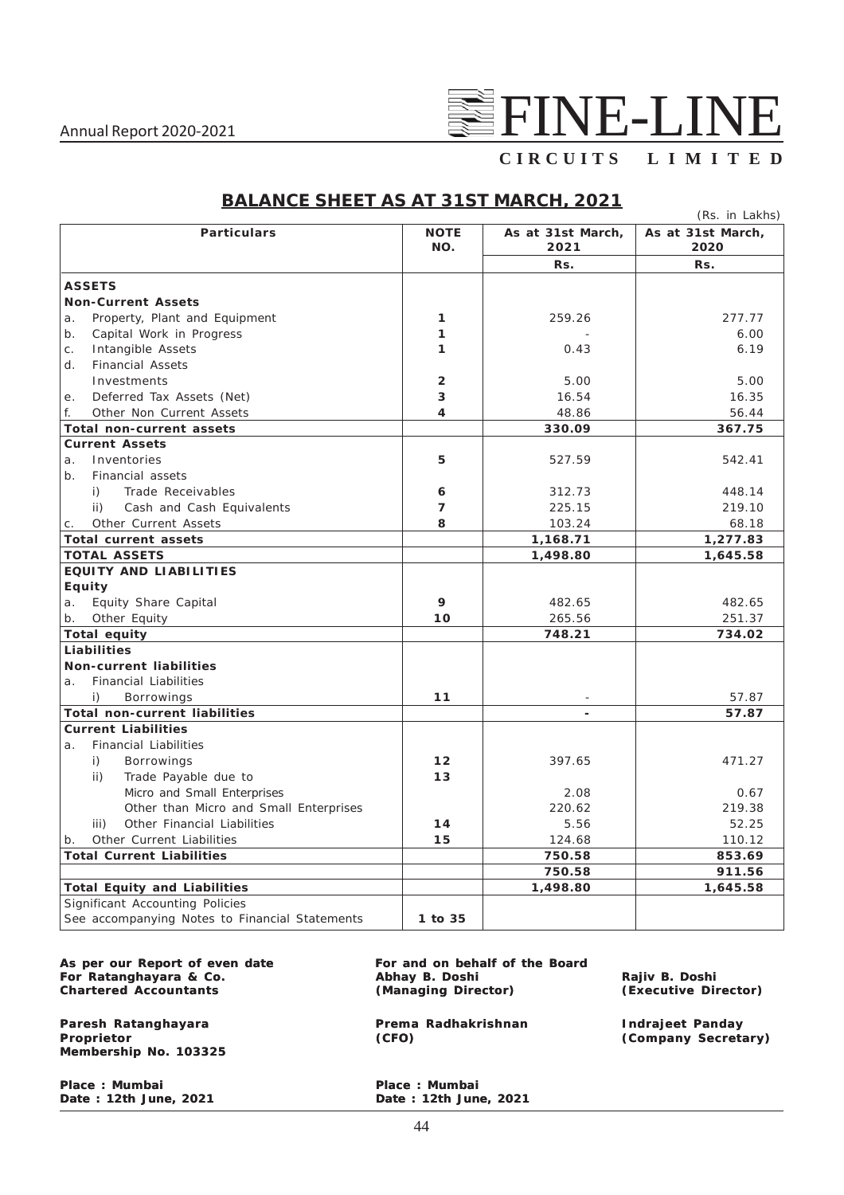# BALANCE SHEET AS AT 31ST MARCH, 2021

(Rs. in Lakhs)

| Particulars | NOTE NO. | As at 31st March, 2021 | As at 31st March, 2020 |
|---|---|---|---|
| | | Rs. | Rs. |
| **ASSETS** | | | |
| **Non-Current Assets** | | | |
| a. Property, Plant and Equipment | 1 | 259.26 | 277.77 |
| b. Capital Work in Progress | 1 | - | 6.00 |
| c. Intangible Assets | 1 | 0.43 | 6.19 |
| d. Financial Assets | | | |
| Investments | 2 | 5.00 | 5.00 |
| e. Deferred Tax Assets (Net) | 3 | 16.54 | 16.35 |
| f. Other Non Current Assets | 4 | 48.86 | 56.44 |
| **Total non-current assets** | | **330.09** | **367.75** |
| **Current Assets** | | | |
| a. Inventories | 5 | 527.59 | 542.41 |
| b. Financial assets | | | |
| i) Trade Receivables | 6 | 312.73 | 448.14 |
| ii) Cash and Cash Equivalents | 7 | 225.15 | 219.10 |
| c. Other Current Assets | 8 | 103.24 | 68.18 |
| **Total current assets** | | **1,168.71** | **1,277.83** |
| **TOTAL ASSETS** | | **1,498.80** | **1,645.58** |
| **EQUITY AND LIABILITIES** | | | |
| **Equity** | | | |
| a. Equity Share Capital | 9 | 482.65 | 482.65 |
| b. Other Equity | 10 | 265.56 | 251.37 |
| **Total equity** | | **748.21** | **734.02** |
| **Liabilities** | | | |
| **Non-current liabilities** | | | |
| a. Financial Liabilities | | | |
| i) Borrowings | 11 | - | 57.87 |
| **Total non-current liabilities** | | **-** | **57.87** |
| **Current Liabilities** | | | |
| a. Financial Liabilities | | | |
| i) Borrowings | 12 | 397.65 | 471.27 |
| ii) Trade Payable due to | 13 | | |
| Micro and Small Enterprises | | 2.08 | 0.67 |
| Other than Micro and Small Enterprises | | 220.62 | 219.38 |
| iii) Other Financial Liabilities | 14 | 5.56 | 52.25 |
| b. Other Current Liabilities | 15 | 124.68 | 110.12 |
| **Total Current Liabilities** | | **750.58** | **853.69** |
| | | **750.58** | **911.56** |
| **Total Equity and Liabilities** | | **1,498.80** | **1,645.58** |
| Significant Accounting Policies | | | |
| See accompanying Notes to Financial Statements | 1 to 35 | | |

**As per our Report of even date**
**For Ratanghayara & Co.**
**Chartered Accountants**

**Paresh Ratanghayara**
**Proprietor**
**Membership No. 103325**

**Place : Mumbai**
**Date : 12th June, 2021**

**For and on behalf of the Board**

**Abhay B. Doshi**
**(Managing Director)**

**Rajiv B. Doshi**
**(Executive Director)**

**Prema Radhakrishnan**
**(CFO)**

**Indrajeet Panday**
**(Company Secretary)**

**Place : Mumbai**
**Date : 12th June, 2021**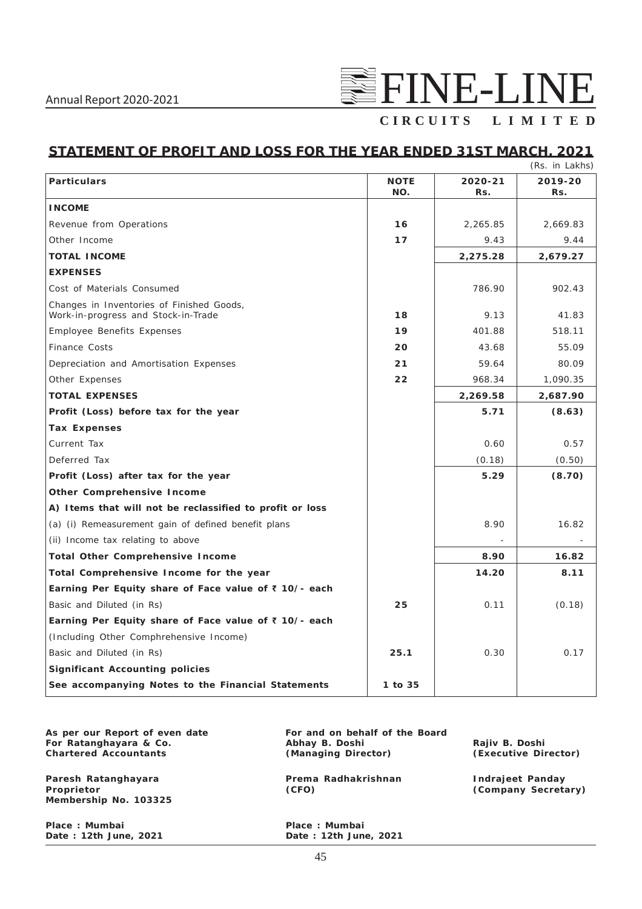## STATEMENT OF PROFIT AND LOSS FOR THE YEAR ENDED 31ST MARCH, 2021

(Rs. in Lakhs)

| Particulars | NOTE NO. | 2020-21 Rs. | 2019-20 Rs. |
|---|---|---|---|
| **INCOME** | | | |
| Revenue from Operations | 16 | 2,265.85 | 2,669.83 |
| Other Income | 17 | 9.43 | 9.44 |
| **TOTAL INCOME** | | **2,275.28** | **2,679.27** |
| **EXPENSES** | | | |
| Cost of Materials Consumed | | 786.90 | 902.43 |
| Changes in Inventories of Finished Goods, Work-in-progress and Stock-in-Trade | 18 | 9.13 | 41.83 |
| Employee Benefits Expenses | 19 | 401.88 | 518.11 |
| Finance Costs | 20 | 43.68 | 55.09 |
| Depreciation and Amortisation Expenses | 21 | 59.64 | 80.09 |
| Other Expenses | 22 | 968.34 | 1,090.35 |
| **TOTAL EXPENSES** | | **2,269.58** | **2,687.90** |
| **Profit (Loss) before tax for the year** | | **5.71** | **(8.63)** |
| **Tax Expenses** | | | |
| Current Tax | | 0.60 | 0.57 |
| Deferred Tax | | (0.18) | (0.50) |
| **Profit (Loss) after tax for the year** | | **5.29** | **(8.70)** |
| **Other Comprehensive Income** | | | |
| **A) Items that will not be reclassified to profit or loss** | | | |
| (a) (i) Remeasurement gain of defined benefit plans | | 8.90 | 16.82 |
| (ii) Income tax relating to above | | - | - |
| **Total Other Comprehensive Income** | | **8.90** | **16.82** |
| **Total Comprehensive Income for the year** | | **14.20** | **8.11** |
| **Earning Per Equity share of Face value of ₹ 10/- each** | | | |
| Basic and Diluted (in Rs) | 25 | 0.11 | (0.18) |
| **Earning Per Equity share of Face value of ₹ 10/- each** | | | |
| (Including Other Comphrehensive Income) | | | |
| Basic and Diluted (in Rs) | 25.1 | 0.30 | 0.17 |
| **Significant Accounting policies** | | | |
| **See accompanying Notes to the Financial Statements** | 1 to 35 | | |

**As per our Report of even date**
**For Ratanghayara & Co.**
**Chartered Accountants**

**Paresh Ratanghayara**
**Proprietor**
**Membership No. 103325**

**Place : Mumbai**
**Date : 12th June, 2021**

**For and on behalf of the Board**

**Abhay B. Doshi**
**(Managing Director)**

**Rajiv B. Doshi**
**(Executive Director)**

**Prema Radhakrishnan**
**(CFO)**

**Indrajeet Panday**
**(Company Secretary)**

**Place : Mumbai**
**Date : 12th June, 2021**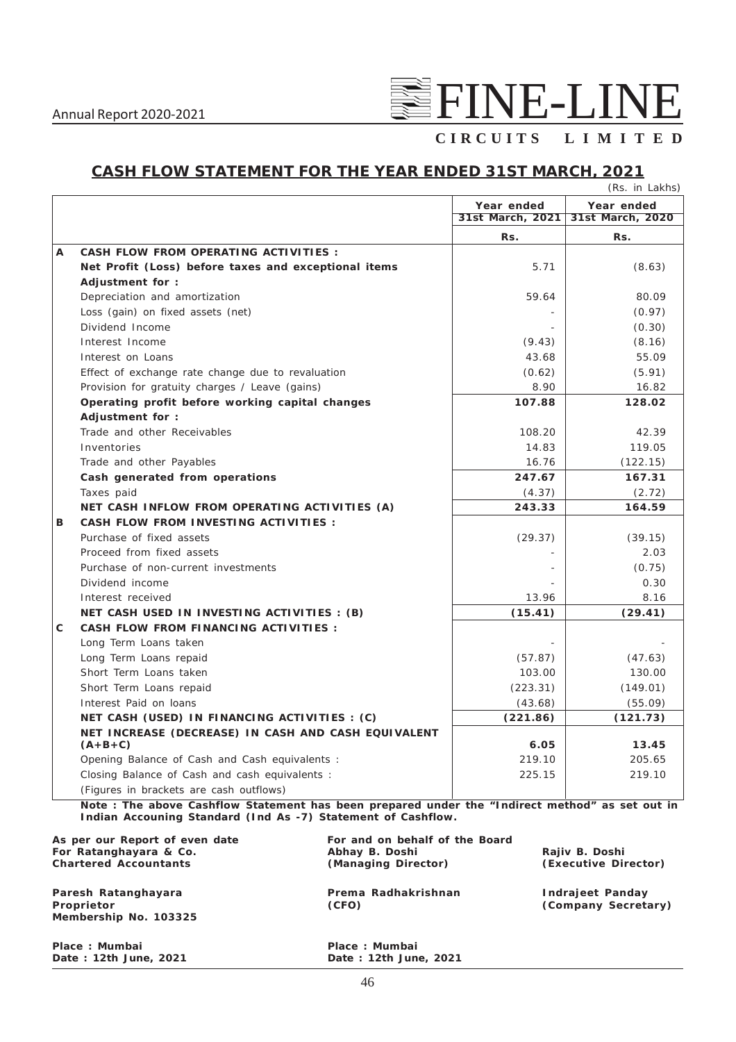## CASH FLOW STATEMENT FOR THE YEAR ENDED 31ST MARCH, 2021

(Rs. in Lakhs)

| | | Year ended 31st March, 2021 | Year ended 31st March, 2020 |
|---|---|---|---|
| | | Rs. | Rs. |
| **A** | **CASH FLOW FROM OPERATING ACTIVITIES :** | | |
| | **Net Profit (Loss) before taxes and exceptional items** | 5.71 | (8.63) |
| | **Adjustment for :** | | |
| | Depreciation and amortization | 59.64 | 80.09 |
| | Loss (gain) on fixed assets (net) | - | (0.97) |
| | Dividend Income | - | (0.30) |
| | Interest Income | (9.43) | (8.16) |
| | Interest on Loans | 43.68 | 55.09 |
| | Effect of exchange rate change due to revaluation | (0.62) | (5.91) |
| | Provision for gratuity charges / Leave (gains) | 8.90 | 16.82 |
| | **Operating profit before working capital changes** | **107.88** | **128.02** |
| | **Adjustment for :** | | |
| | Trade and other Receivables | 108.20 | 42.39 |
| | Inventories | 14.83 | 119.05 |
| | Trade and other Payables | 16.76 | (122.15) |
| | **Cash generated from operations** | **247.67** | **167.31** |
| | Taxes paid | (4.37) | (2.72) |
| | **NET CASH INFLOW FROM OPERATING ACTIVITIES (A)** | **243.33** | **164.59** |
| **B** | **CASH FLOW FROM INVESTING ACTIVITIES :** | | |
| | Purchase of fixed assets | (29.37) | (39.15) |
| | Proceed from fixed assets | - | 2.03 |
| | Purchase of non-current investments | - | (0.75) |
| | Dividend income | - | 0.30 |
| | Interest received | 13.96 | 8.16 |
| | **NET CASH USED IN INVESTING ACTIVITIES : (B)** | **(15.41)** | **(29.41)** |
| **C** | **CASH FLOW FROM FINANCING ACTIVITIES :** | | |
| | Long Term Loans taken | - | - |
| | Long Term Loans repaid | (57.87) | (47.63) |
| | Short Term Loans taken | 103.00 | 130.00 |
| | Short Term Loans repaid | (223.31) | (149.01) |
| | Interest Paid on loans | (43.68) | (55.09) |
| | **NET CASH (USED) IN FINANCING ACTIVITIES : (C)** | **(221.86)** | **(121.73)** |
| | **NET INCREASE (DECREASE) IN CASH AND CASH EQUIVALENT (A+B+C)** | **6.05** | **13.45** |
| | Opening Balance of Cash and Cash equivalents : | 219.10 | 205.65 |
| | Closing Balance of Cash and cash equivalents : | 225.15 | 219.10 |
| | (Figures in brackets are cash outflows) | | |

**Note : The above Cashflow Statement has been prepared under the "Indirect method" as set out in Indian Accouning Standard (Ind As -7) Statement of Cashflow.**

**As per our Report of even date**
**For Ratanghayara & Co.**
**Chartered Accountants**

**Paresh Ratanghayara**
**Proprietor**
**Membership No. 103325**

**Place : Mumbai**
**Date : 12th June, 2021**

**For and on behalf of the Board**

**Abhay B. Doshi**
**(Managing Director)**

**Rajiv B. Doshi**
**(Executive Director)**

**Prema Radhakrishnan**
**(CFO)**

**Indrajeet Panday**
**(Company Secretary)**

**Place : Mumbai**
**Date : 12th June, 2021**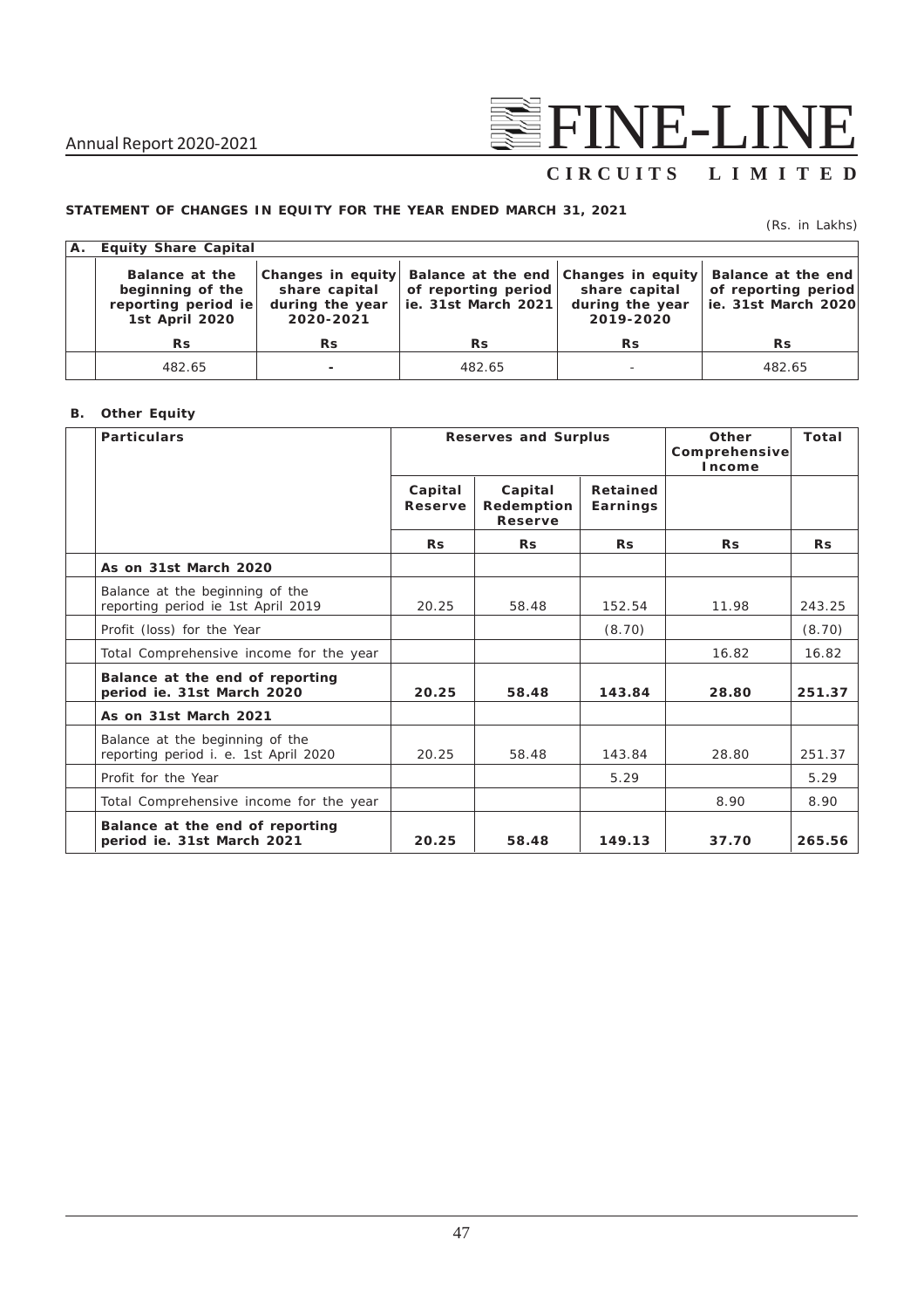**STATEMENT OF CHANGES IN EQUITY FOR THE YEAR ENDED MARCH 31, 2021**

(Rs. in Lakhs)

**A. Equity Share Capital**

| Balance at the beginning of the reporting period ie 1st April 2020 | Changes in equity share capital during the year 2020-2021 | Balance at the end of reporting period ie. 31st March 2021 | Changes in equity share capital during the year 2019-2020 | Balance at the end of reporting period ie. 31st March 2020 |
|---|---|---|---|---|
| Rs | Rs | Rs | Rs | Rs |
| 482.65 | - | 482.65 | - | 482.65 |

**B. Other Equity**

| Particulars | Reserves and Surplus | | | Other Comprehensive Income | Total |
|---|---|---|---|---|---|
| | Capital Reserve | Capital Redemption Reserve | Retained Earnings | | |
| | Rs | Rs | Rs | Rs | Rs |
| **As on 31st March 2020** | | | | | |
| Balance at the beginning of the reporting period ie 1st April 2019 | 20.25 | 58.48 | 152.54 | 11.98 | 243.25 |
| Profit (loss) for the Year | | | (8.70) | | (8.70) |
| Total Comprehensive income for the year | | | | 16.82 | 16.82 |
| **Balance at the end of reporting period ie. 31st March 2020** | **20.25** | **58.48** | **143.84** | **28.80** | **251.37** |
| **As on 31st March 2021** | | | | | |
| Balance at the beginning of the reporting period i. e. 1st April 2020 | 20.25 | 58.48 | 143.84 | 28.80 | 251.37 |
| Profit for the Year | | | 5.29 | | 5.29 |
| Total Comprehensive income for the year | | | | 8.90 | 8.90 |
| **Balance at the end of reporting period ie. 31st March 2021** | **20.25** | **58.48** | **149.13** | **37.70** | **265.56** |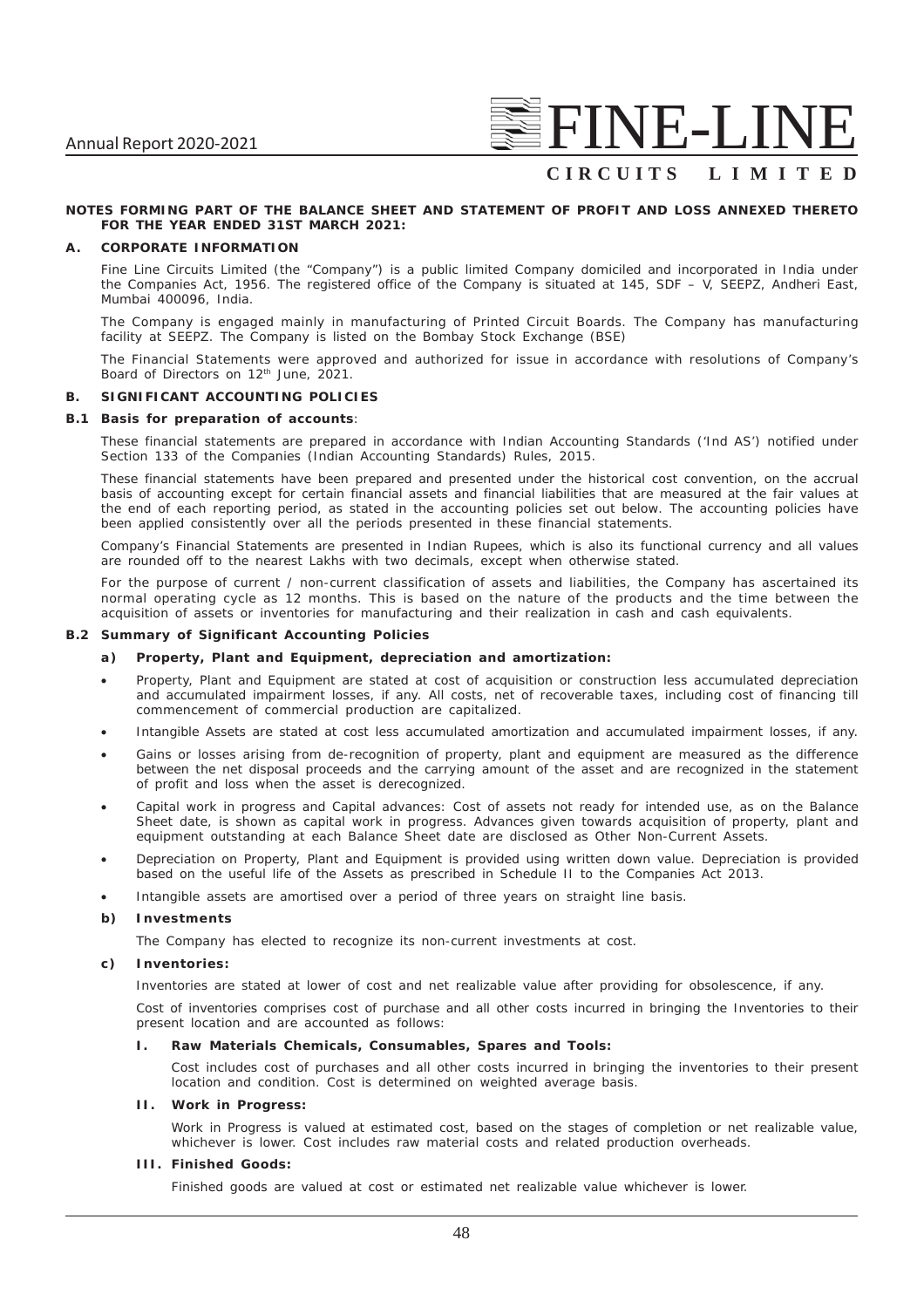**NOTES FORMING PART OF THE BALANCE SHEET AND STATEMENT OF PROFIT AND LOSS ANNEXED THERETO FOR THE YEAR ENDED 31ST MARCH 2021:**

## A. CORPORATE INFORMATION

Fine Line Circuits Limited (the "Company") is a public limited Company domiciled and incorporated in India under the Companies Act, 1956. The registered office of the Company is situated at 145, SDF – V, SEEPZ, Andheri East, Mumbai 400096, India.

The Company is engaged mainly in manufacturing of Printed Circuit Boards. The Company has manufacturing facility at SEEPZ. The Company is listed on the Bombay Stock Exchange (BSE)

The Financial Statements were approved and authorized for issue in accordance with resolutions of Company's Board of Directors on 12th June, 2021.

## B. SIGNIFICANT ACCOUNTING POLICIES

### B.1 Basis for preparation of accounts:

These financial statements are prepared in accordance with Indian Accounting Standards ('Ind AS') notified under Section 133 of the Companies (Indian Accounting Standards) Rules, 2015.

These financial statements have been prepared and presented under the historical cost convention, on the accrual basis of accounting except for certain financial assets and financial liabilities that are measured at the fair values at the end of each reporting period, as stated in the accounting policies set out below. The accounting policies have been applied consistently over all the periods presented in these financial statements.

Company's Financial Statements are presented in Indian Rupees, which is also its functional currency and all values are rounded off to the nearest Lakhs with two decimals, except when otherwise stated.

For the purpose of current / non-current classification of assets and liabilities, the Company has ascertained its normal operating cycle as 12 months. This is based on the nature of the products and the time between the acquisition of assets or inventories for manufacturing and their realization in cash and cash equivalents.

### B.2 Summary of Significant Accounting Policies

#### a) Property, Plant and Equipment, depreciation and amortization:

- Property, Plant and Equipment are stated at cost of acquisition or construction less accumulated depreciation and accumulated impairment losses, if any. All costs, net of recoverable taxes, including cost of financing till commencement of commercial production are capitalized.
- Intangible Assets are stated at cost less accumulated amortization and accumulated impairment losses, if any.
- Gains or losses arising from de-recognition of property, plant and equipment are measured as the difference between the net disposal proceeds and the carrying amount of the asset and are recognized in the statement of profit and loss when the asset is derecognized.
- Capital work in progress and Capital advances: Cost of assets not ready for intended use, as on the Balance Sheet date, is shown as capital work in progress. Advances given towards acquisition of property, plant and equipment outstanding at each Balance Sheet date are disclosed as Other Non-Current Assets.
- Depreciation on Property, Plant and Equipment is provided using written down value. Depreciation is provided based on the useful life of the Assets as prescribed in Schedule II to the Companies Act 2013.
- Intangible assets are amortised over a period of three years on straight line basis.

#### b) Investments

The Company has elected to recognize its non-current investments at cost.

#### c) Inventories:

Inventories are stated at lower of cost and net realizable value after providing for obsolescence, if any.

Cost of inventories comprises cost of purchase and all other costs incurred in bringing the Inventories to their present location and are accounted as follows:

**I. Raw Materials Chemicals, Consumables, Spares and Tools:**

Cost includes cost of purchases and all other costs incurred in bringing the inventories to their present location and condition. Cost is determined on weighted average basis.

**II. Work in Progress:**

Work in Progress is valued at estimated cost, based on the stages of completion or net realizable value, whichever is lower. Cost includes raw material costs and related production overheads.

**III. Finished Goods:**

Finished goods are valued at cost or estimated net realizable value whichever is lower.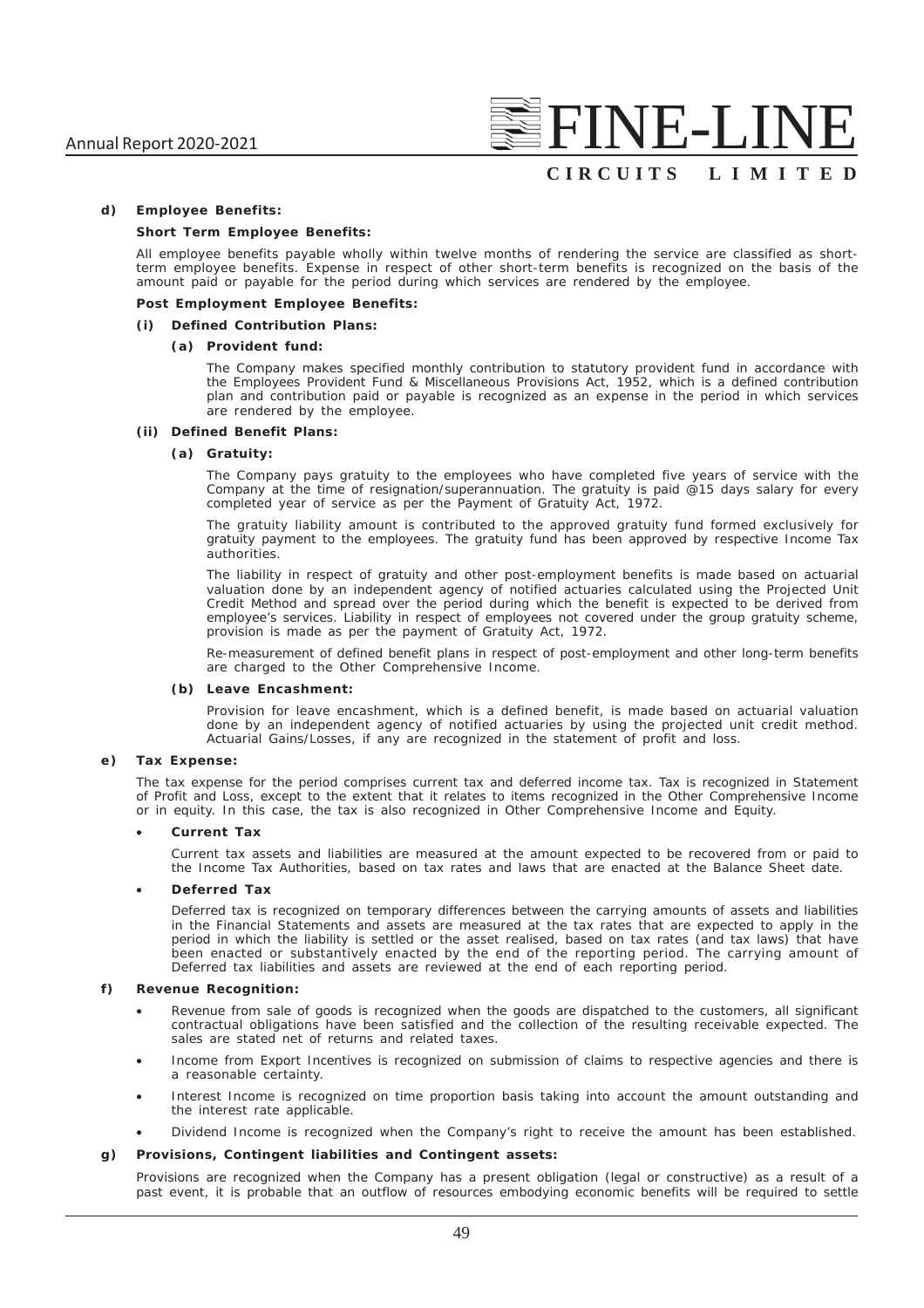**d) Employee Benefits:**

**Short Term Employee Benefits:**

All employee benefits payable wholly within twelve months of rendering the service are classified as short-term employee benefits. Expense in respect of other short-term benefits is recognized on the basis of the amount paid or payable for the period during which services are rendered by the employee.

**Post Employment Employee Benefits:**

**(i) Defined Contribution Plans:**

**(a) Provident fund:**

The Company makes specified monthly contribution to statutory provident fund in accordance with the Employees Provident Fund & Miscellaneous Provisions Act, 1952, which is a defined contribution plan and contribution paid or payable is recognized as an expense in the period in which services are rendered by the employee.

**(ii) Defined Benefit Plans:**

**(a) Gratuity:**

The Company pays gratuity to the employees who have completed five years of service with the Company at the time of resignation/superannuation. The gratuity is paid @15 days salary for every completed year of service as per the Payment of Gratuity Act, 1972.

The gratuity liability amount is contributed to the approved gratuity fund formed exclusively for gratuity payment to the employees. The gratuity fund has been approved by respective Income Tax authorities.

The liability in respect of gratuity and other post-employment benefits is made based on actuarial valuation done by an independent agency of notified actuaries calculated using the Projected Unit Credit Method and spread over the period during which the benefit is expected to be derived from employee's services. Liability in respect of employees not covered under the group gratuity scheme, provision is made as per the payment of Gratuity Act, 1972.

Re-measurement of defined benefit plans in respect of post-employment and other long-term benefits are charged to the Other Comprehensive Income.

**(b) Leave Encashment:**

Provision for leave encashment, which is a defined benefit, is made based on actuarial valuation done by an independent agency of notified actuaries by using the projected unit credit method. Actuarial Gains/Losses, if any are recognized in the statement of profit and loss.

**e) Tax Expense:**

The tax expense for the period comprises current tax and deferred income tax. Tax is recognized in Statement of Profit and Loss, except to the extent that it relates to items recognized in the Other Comprehensive Income or in equity. In this case, the tax is also recognized in Other Comprehensive Income and Equity.

- **Current Tax**

  Current tax assets and liabilities are measured at the amount expected to be recovered from or paid to the Income Tax Authorities, based on tax rates and laws that are enacted at the Balance Sheet date.

- **Deferred Tax**

  Deferred tax is recognized on temporary differences between the carrying amounts of assets and liabilities in the Financial Statements and assets are measured at the tax rates that are expected to apply in the period in which the liability is settled or the asset realised, based on tax rates (and tax laws) that have been enacted or substantively enacted by the end of the reporting period. The carrying amount of Deferred tax liabilities and assets are reviewed at the end of each reporting period.

**f) Revenue Recognition:**

- Revenue from sale of goods is recognized when the goods are dispatched to the customers, all significant contractual obligations have been satisfied and the collection of the resulting receivable expected. The sales are stated net of returns and related taxes.
- Income from Export Incentives is recognized on submission of claims to respective agencies and there is a reasonable certainty.
- Interest Income is recognized on time proportion basis taking into account the amount outstanding and the interest rate applicable.
- Dividend Income is recognized when the Company's right to receive the amount has been established.

**g) Provisions, Contingent liabilities and Contingent assets:**

Provisions are recognized when the Company has a present obligation (legal or constructive) as a result of a past event, it is probable that an outflow of resources embodying economic benefits will be required to settle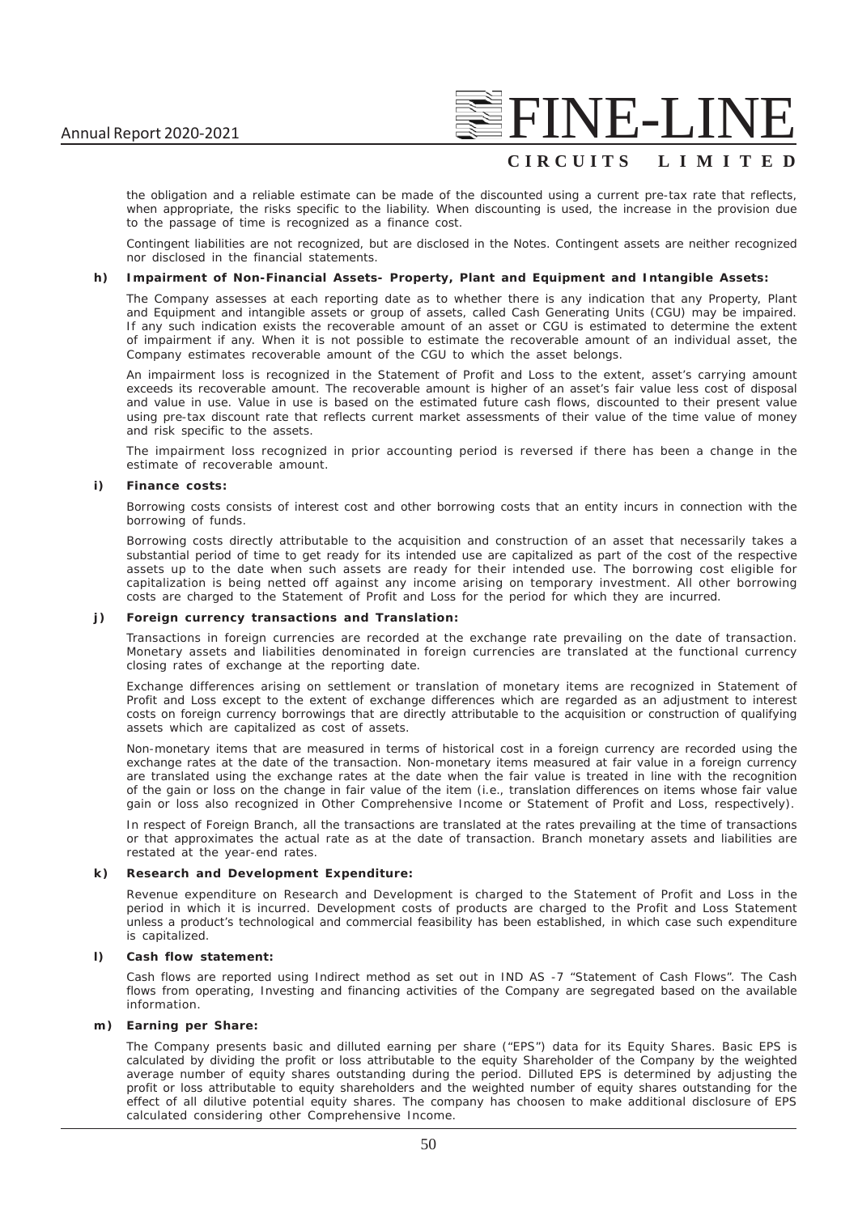the obligation and a reliable estimate can be made of the discounted using a current pre-tax rate that reflects, when appropriate, the risks specific to the liability. When discounting is used, the increase in the provision due to the passage of time is recognized as a finance cost.

Contingent liabilities are not recognized, but are disclosed in the Notes. Contingent assets are neither recognized nor disclosed in the financial statements.

**h) Impairment of Non-Financial Assets- Property, Plant and Equipment and Intangible Assets:**

The Company assesses at each reporting date as to whether there is any indication that any Property, Plant and Equipment and intangible assets or group of assets, called Cash Generating Units (CGU) may be impaired. If any such indication exists the recoverable amount of an asset or CGU is estimated to determine the extent of impairment if any. When it is not possible to estimate the recoverable amount of an individual asset, the Company estimates recoverable amount of the CGU to which the asset belongs.

An impairment loss is recognized in the Statement of Profit and Loss to the extent, asset's carrying amount exceeds its recoverable amount. The recoverable amount is higher of an asset's fair value less cost of disposal and value in use. Value in use is based on the estimated future cash flows, discounted to their present value using pre-tax discount rate that reflects current market assessments of their value of the time value of money and risk specific to the assets.

The impairment loss recognized in prior accounting period is reversed if there has been a change in the estimate of recoverable amount.

**i) Finance costs:**

Borrowing costs consists of interest cost and other borrowing costs that an entity incurs in connection with the borrowing of funds.

Borrowing costs directly attributable to the acquisition and construction of an asset that necessarily takes a substantial period of time to get ready for its intended use are capitalized as part of the cost of the respective assets up to the date when such assets are ready for their intended use. The borrowing cost eligible for capitalization is being netted off against any income arising on temporary investment. All other borrowing costs are charged to the Statement of Profit and Loss for the period for which they are incurred.

**j) Foreign currency transactions and Translation:**

Transactions in foreign currencies are recorded at the exchange rate prevailing on the date of transaction. Monetary assets and liabilities denominated in foreign currencies are translated at the functional currency closing rates of exchange at the reporting date.

Exchange differences arising on settlement or translation of monetary items are recognized in Statement of Profit and Loss except to the extent of exchange differences which are regarded as an adjustment to interest costs on foreign currency borrowings that are directly attributable to the acquisition or construction of qualifying assets which are capitalized as cost of assets.

Non-monetary items that are measured in terms of historical cost in a foreign currency are recorded using the exchange rates at the date of the transaction. Non-monetary items measured at fair value in a foreign currency are translated using the exchange rates at the date when the fair value is treated in line with the recognition of the gain or loss on the change in fair value of the item (i.e., translation differences on items whose fair value gain or loss also recognized in Other Comprehensive Income or Statement of Profit and Loss, respectively).

In respect of Foreign Branch, all the transactions are translated at the rates prevailing at the time of transactions or that approximates the actual rate as at the date of transaction. Branch monetary assets and liabilities are restated at the year-end rates.

**k) Research and Development Expenditure:**

Revenue expenditure on Research and Development is charged to the Statement of Profit and Loss in the period in which it is incurred. Development costs of products are charged to the Profit and Loss Statement unless a product's technological and commercial feasibility has been established, in which case such expenditure is capitalized.

**l) Cash flow statement:**

Cash flows are reported using Indirect method as set out in IND AS -7 "Statement of Cash Flows". The Cash flows from operating, Investing and financing activities of the Company are segregated based on the available information.

**m) Earning per Share:**

The Company presents basic and dilluted earning per share ("EPS") data for its Equity Shares. Basic EPS is calculated by dividing the profit or loss attributable to the equity Shareholder of the Company by the weighted average number of equity shares outstanding during the period. Dilluted EPS is determined by adjusting the profit or loss attributable to equity shareholders and the weighted number of equity shares outstanding for the effect of all dilutive potential equity shares. The company has choosen to make additional disclosure of EPS calculated considering other Comprehensive Income.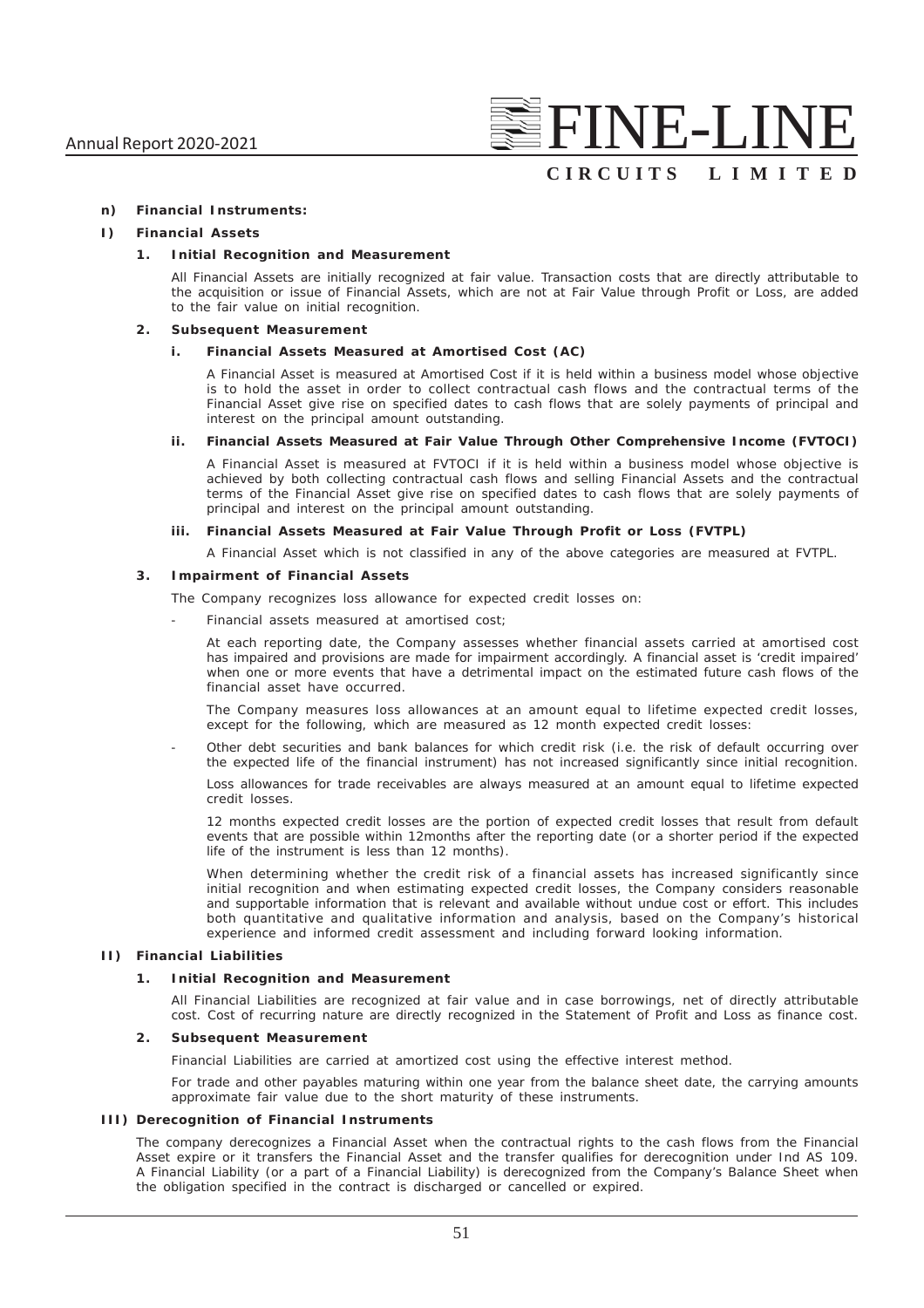**n) Financial Instruments:**

**I) Financial Assets**

**1. Initial Recognition and Measurement**

All Financial Assets are initially recognized at fair value. Transaction costs that are directly attributable to the acquisition or issue of Financial Assets, which are not at Fair Value through Profit or Loss, are added to the fair value on initial recognition.

**2. Subsequent Measurement**

**i. Financial Assets Measured at Amortised Cost (AC)**

A Financial Asset is measured at Amortised Cost if it is held within a business model whose objective is to hold the asset in order to collect contractual cash flows and the contractual terms of the Financial Asset give rise on specified dates to cash flows that are solely payments of principal and interest on the principal amount outstanding.

**ii. Financial Assets Measured at Fair Value Through Other Comprehensive Income (FVTOCI)**

A Financial Asset is measured at FVTOCI if it is held within a business model whose objective is achieved by both collecting contractual cash flows and selling Financial Assets and the contractual terms of the Financial Asset give rise on specified dates to cash flows that are solely payments of principal and interest on the principal amount outstanding.

**iii. Financial Assets Measured at Fair Value Through Profit or Loss (FVTPL)**

A Financial Asset which is not classified in any of the above categories are measured at FVTPL.

**3. Impairment of Financial Assets**

The Company recognizes loss allowance for expected credit losses on:

- Financial assets measured at amortised cost;

At each reporting date, the Company assesses whether financial assets carried at amortised cost has impaired and provisions are made for impairment accordingly. A financial asset is 'credit impaired' when one or more events that have a detrimental impact on the estimated future cash flows of the financial asset have occurred.

The Company measures loss allowances at an amount equal to lifetime expected credit losses, except for the following, which are measured as 12 month expected credit losses:

- Other debt securities and bank balances for which credit risk (i.e. the risk of default occurring over the expected life of the financial instrument) has not increased significantly since initial recognition.

Loss allowances for trade receivables are always measured at an amount equal to lifetime expected credit losses.

12 months expected credit losses are the portion of expected credit losses that result from default events that are possible within 12months after the reporting date (or a shorter period if the expected life of the instrument is less than 12 months).

When determining whether the credit risk of a financial assets has increased significantly since initial recognition and when estimating expected credit losses, the Company considers reasonable and supportable information that is relevant and available without undue cost or effort. This includes both quantitative and qualitative information and analysis, based on the Company's historical experience and informed credit assessment and including forward looking information.

**II) Financial Liabilities**

**1. Initial Recognition and Measurement**

All Financial Liabilities are recognized at fair value and in case borrowings, net of directly attributable cost. Cost of recurring nature are directly recognized in the Statement of Profit and Loss as finance cost.

**2. Subsequent Measurement**

Financial Liabilities are carried at amortized cost using the effective interest method.

For trade and other payables maturing within one year from the balance sheet date, the carrying amounts approximate fair value due to the short maturity of these instruments.

**III) Derecognition of Financial Instruments**

The company derecognizes a Financial Asset when the contractual rights to the cash flows from the Financial Asset expire or it transfers the Financial Asset and the transfer qualifies for derecognition under Ind AS 109. A Financial Liability (or a part of a Financial Liability) is derecognized from the Company's Balance Sheet when the obligation specified in the contract is discharged or cancelled or expired.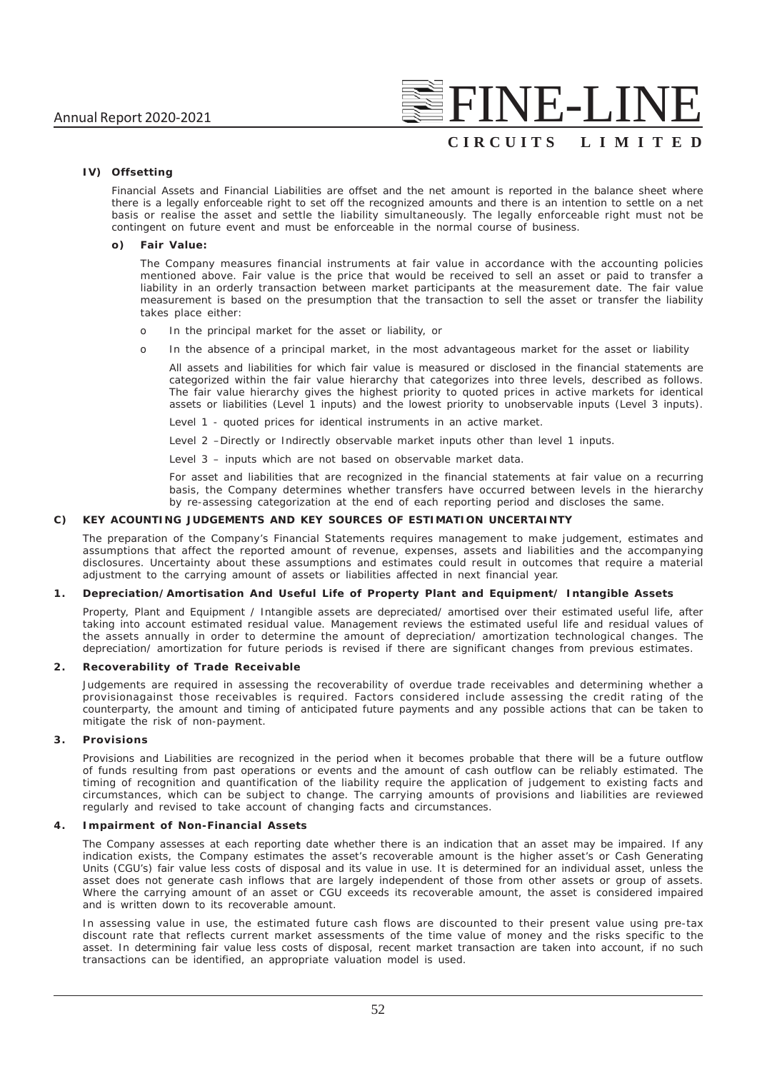#### IV) Offsetting

Financial Assets and Financial Liabilities are offset and the net amount is reported in the balance sheet where there is a legally enforceable right to set off the recognized amounts and there is an intention to settle on a net basis or realise the asset and settle the liability simultaneously. The legally enforceable right must not be contingent on future event and must be enforceable in the normal course of business.

#### o) Fair Value:

The Company measures financial instruments at fair value in accordance with the accounting policies mentioned above. Fair value is the price that would be received to sell an asset or paid to transfer a liability in an orderly transaction between market participants at the measurement date. The fair value measurement is based on the presumption that the transaction to sell the asset or transfer the liability takes place either:

- o In the principal market for the asset or liability, or
- o In the absence of a principal market, in the most advantageous market for the asset or liability

All assets and liabilities for which fair value is measured or disclosed in the financial statements are categorized within the fair value hierarchy that categorizes into three levels, described as follows. The fair value hierarchy gives the highest priority to quoted prices in active markets for identical assets or liabilities (Level 1 inputs) and the lowest priority to unobservable inputs (Level 3 inputs).

Level 1 - quoted prices for identical instruments in an active market.

Level 2 –Directly or Indirectly observable market inputs other than level 1 inputs.

Level 3 – inputs which are not based on observable market data.

For asset and liabilities that are recognized in the financial statements at fair value on a recurring basis, the Company determines whether transfers have occurred between levels in the hierarchy by re-assessing categorization at the end of each reporting period and discloses the same.

### C) KEY ACOUNTING JUDGEMENTS AND KEY SOURCES OF ESTIMATION UNCERTAINTY

The preparation of the Company's Financial Statements requires management to make judgement, estimates and assumptions that affect the reported amount of revenue, expenses, assets and liabilities and the accompanying disclosures. Uncertainty about these assumptions and estimates could result in outcomes that require a material adjustment to the carrying amount of assets or liabilities affected in next financial year.

#### 1. Depreciation/Amortisation And Useful Life of Property Plant and Equipment/ Intangible Assets

Property, Plant and Equipment / Intangible assets are depreciated/ amortised over their estimated useful life, after taking into account estimated residual value. Management reviews the estimated useful life and residual values of the assets annually in order to determine the amount of depreciation/ amortization technological changes. The depreciation/ amortization for future periods is revised if there are significant changes from previous estimates.

#### 2. Recoverability of Trade Receivable

Judgements are required in assessing the recoverability of overdue trade receivables and determining whether a provisionagainst those receivables is required. Factors considered include assessing the credit rating of the counterparty, the amount and timing of anticipated future payments and any possible actions that can be taken to mitigate the risk of non-payment.

#### 3. Provisions

Provisions and Liabilities are recognized in the period when it becomes probable that there will be a future outflow of funds resulting from past operations or events and the amount of cash outflow can be reliably estimated. The timing of recognition and quantification of the liability require the application of judgement to existing facts and circumstances, which can be subject to change. The carrying amounts of provisions and liabilities are reviewed regularly and revised to take account of changing facts and circumstances.

#### 4. Impairment of Non-Financial Assets

The Company assesses at each reporting date whether there is an indication that an asset may be impaired. If any indication exists, the Company estimates the asset's recoverable amount is the higher asset's or Cash Generating Units (CGU's) fair value less costs of disposal and its value in use. It is determined for an individual asset, unless the asset does not generate cash inflows that are largely independent of those from other assets or group of assets. Where the carrying amount of an asset or CGU exceeds its recoverable amount, the asset is considered impaired and is written down to its recoverable amount.

In assessing value in use, the estimated future cash flows are discounted to their present value using pre-tax discount rate that reflects current market assessments of the time value of money and the risks specific to the asset. In determining fair value less costs of disposal, recent market transaction are taken into account, if no such transactions can be identified, an appropriate valuation model is used.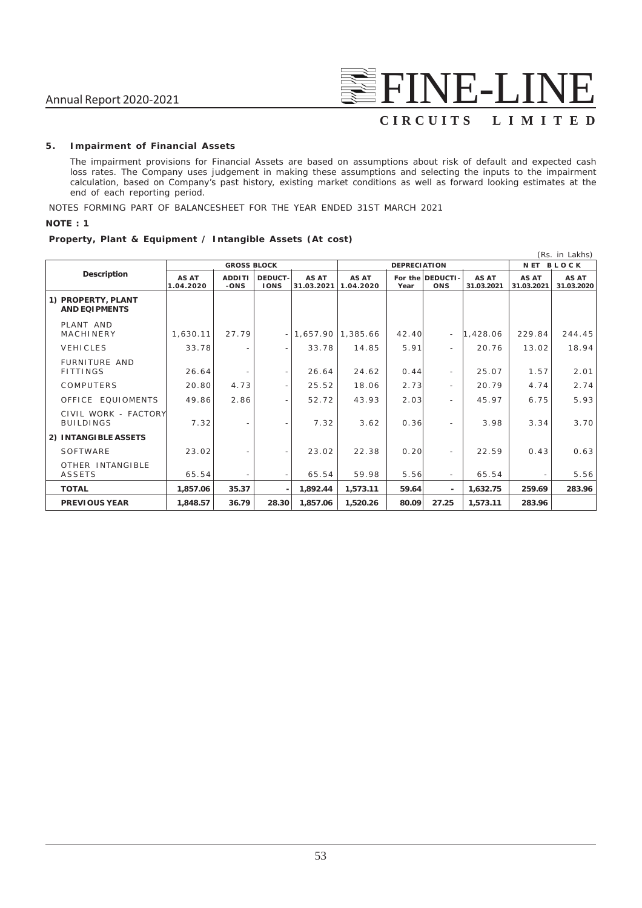### 5. Impairment of Financial Assets

The impairment provisions for Financial Assets are based on assumptions about risk of default and expected cash loss rates. The Company uses judgement in making these assumptions and selecting the inputs to the impairment calculation, based on Company's past history, existing market conditions as well as forward looking estimates at the end of each reporting period.

NOTES FORMING PART OF BALANCESHEET FOR THE YEAR ENDED 31ST MARCH 2021

**NOTE : 1**

**Property, Plant & Equipment / Intangible Assets (At cost)**

(Rs. in Lakhs)

| Description | GROSS BLOCK | | | | DEPRECIATION | | | | NET BLOCK | |
|---|---|---|---|---|---|---|---|---|---|---|
| | AS AT 1.04.2020 | ADDITI-ONS | DEDUCT-IONS | AS AT 31.03.2021 | AS AT 1.04.2020 | For the Year | DEDUCTI-ONS | AS AT 31.03.2021 | AS AT 31.03.2021 | AS AT 31.03.2020 |
| **1) PROPERTY, PLANT AND EQIPMENTS** | | | | | | | | | | |
| PLANT AND MACHINERY | 1,630.11 | 27.79 | - | 1,657.90 | 1,385.66 | 42.40 | - | 1,428.06 | 229.84 | 244.45 |
| VEHICLES | 33.78 | - | - | 33.78 | 14.85 | 5.91 | - | 20.76 | 13.02 | 18.94 |
| FURNITURE AND FITTINGS | 26.64 | - | - | 26.64 | 24.62 | 0.44 | - | 25.07 | 1.57 | 2.01 |
| COMPUTERS | 20.80 | 4.73 | - | 25.52 | 18.06 | 2.73 | - | 20.79 | 4.74 | 2.74 |
| OFFICE EQUIOMENTS | 49.86 | 2.86 | - | 52.72 | 43.93 | 2.03 | - | 45.97 | 6.75 | 5.93 |
| CIVIL WORK - FACTORY BUILDINGS | 7.32 | - | - | 7.32 | 3.62 | 0.36 | - | 3.98 | 3.34 | 3.70 |
| **2) INTANGIBLE ASSETS** | | | | | | | | | | |
| SOFTWARE | 23.02 | - | - | 23.02 | 22.38 | 0.20 | - | 22.59 | 0.43 | 0.63 |
| OTHER INTANGIBLE ASSETS | 65.54 | - | - | 65.54 | 59.98 | 5.56 | - | 65.54 | - | 5.56 |
| **TOTAL** | **1,857.06** | **35.37** | **-** | **1,892.44** | **1,573.11** | **59.64** | **-** | **1,632.75** | **259.69** | **283.96** |
| **PREVIOUS YEAR** | **1,848.57** | **36.79** | **28.30** | **1,857.06** | **1,520.26** | **80.09** | **27.25** | **1,573.11** | **283.96** | |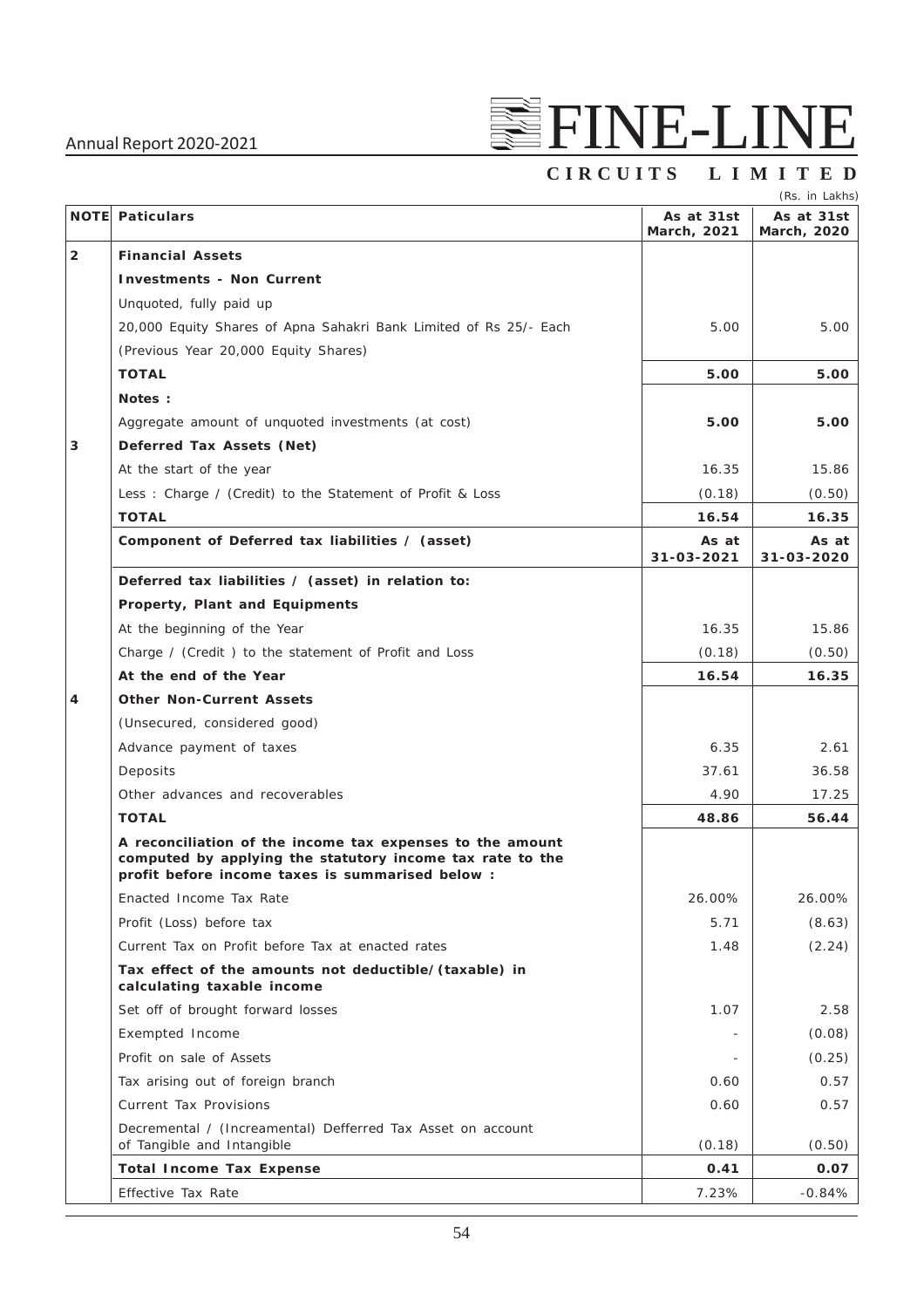(Rs. in Lakhs)

| NOTE | Paticulars | As at 31st March, 2021 | As at 31st March, 2020 |
|---|---|---|---|
| 2 | **Financial Assets** | | |
| | **Investments - Non Current** | | |
| | Unquoted, fully paid up | | |
| | 20,000 Equity Shares of Apna Sahakri Bank Limited of Rs 25/- Each | 5.00 | 5.00 |
| | (Previous Year 20,000 Equity Shares) | | |
| | **TOTAL** | **5.00** | **5.00** |
| | **Notes :** | | |
| | Aggregate amount of unquoted investments (at cost) | **5.00** | **5.00** |
| 3 | **Deferred Tax Assets (Net)** | | |
| | At the start of the year | 16.35 | 15.86 |
| | Less : Charge / (Credit) to the Statement of Profit & Loss | (0.18) | (0.50) |
| | **TOTAL** | **16.54** | **16.35** |
| | **Component of Deferred tax liabilities / (asset)** | **As at 31-03-2021** | **As at 31-03-2020** |
| | **Deferred tax liabilities / (asset) in relation to:** | | |
| | **Property, Plant and Equipments** | | |
| | At the beginning of the Year | 16.35 | 15.86 |
| | Charge / (Credit ) to the statement of Profit and Loss | (0.18) | (0.50) |
| | **At the end of the Year** | **16.54** | **16.35** |
| 4 | **Other Non-Current Assets** | | |
| | (Unsecured, considered good) | | |
| | Advance payment of taxes | 6.35 | 2.61 |
| | Deposits | 37.61 | 36.58 |
| | Other advances and recoverables | 4.90 | 17.25 |
| | **TOTAL** | **48.86** | **56.44** |
| | **A reconciliation of the income tax expenses to the amount computed by applying the statutory income tax rate to the profit before income taxes is summarised below :** | | |
| | Enacted Income Tax Rate | 26.00% | 26.00% |
| | Profit (Loss) before tax | 5.71 | (8.63) |
| | Current Tax on Profit before Tax at enacted rates | 1.48 | (2.24) |
| | **Tax effect of the amounts not deductible/(taxable) in calculating taxable income** | | |
| | Set off of brought forward losses | 1.07 | 2.58 |
| | Exempted Income | - | (0.08) |
| | Profit on sale of Assets | - | (0.25) |
| | Tax arising out of foreign branch | 0.60 | 0.57 |
| | Current Tax Provisions | 0.60 | 0.57 |
| | Decremental / (Increamental) Defferred Tax Asset on account of Tangible and Intangible | (0.18) | (0.50) |
| | **Total Income Tax Expense** | **0.41** | **0.07** |
| | Effective Tax Rate | 7.23% | -0.84% |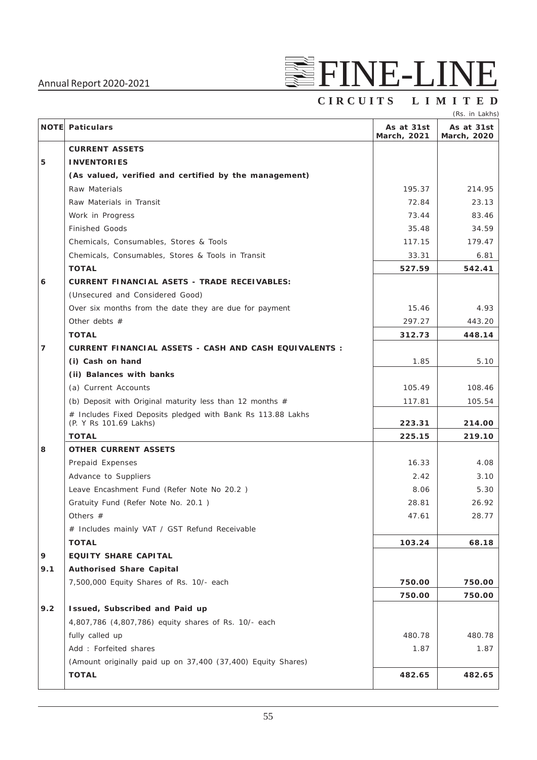(Rs. in Lakhs)

| NOTE | Paticulars | As at 31st March, 2021 | As at 31st March, 2020 |
|---|---|---|---|
| | **CURRENT ASSETS** | | |
| **5** | **INVENTORIES** | | |
| | **(As valued, verified and certified by the management)** | | |
| | Raw Materials | 195.37 | 214.95 |
| | Raw Materials in Transit | 72.84 | 23.13 |
| | Work in Progress | 73.44 | 83.46 |
| | Finished Goods | 35.48 | 34.59 |
| | Chemicals, Consumables, Stores & Tools | 117.15 | 179.47 |
| | Chemicals, Consumables, Stores & Tools in Transit | 33.31 | 6.81 |
| | **TOTAL** | **527.59** | **542.41** |
| **6** | **CURRENT FINANCIAL ASETS - TRADE RECEIVABLES:** | | |
| | (Unsecured and Considered Good) | | |
| | Over six months from the date they are due for payment | 15.46 | 4.93 |
| | Other debts # | 297.27 | 443.20 |
| | **TOTAL** | **312.73** | **448.14** |
| **7** | **CURRENT FINANCIAL ASSETS - CASH AND CASH EQUIVALENTS :** | | |
| | **(i) Cash on hand** | 1.85 | 5.10 |
| | **(ii) Balances with banks** | | |
| | (a) Current Accounts | 105.49 | 108.46 |
| | (b) Deposit with Original maturity less than 12 months # | 117.81 | 105.54 |
| | # Includes Fixed Deposits pledged with Bank Rs 113.88 Lakhs (P. Y Rs 101.69 Lakhs) | **223.31** | **214.00** |
| | **TOTAL** | **225.15** | **219.10** |
| **8** | **OTHER CURRENT ASSETS** | | |
| | Prepaid Expenses | 16.33 | 4.08 |
| | Advance to Suppliers | 2.42 | 3.10 |
| | Leave Encashment Fund (Refer Note No 20.2 ) | 8.06 | 5.30 |
| | Gratuity Fund (Refer Note No. 20.1 ) | 28.81 | 26.92 |
| | Others # | 47.61 | 28.77 |
| | # Includes mainly VAT / GST Refund Receivable | | |
| | **TOTAL** | **103.24** | **68.18** |
| **9** | **EQUITY SHARE CAPITAL** | | |
| **9.1** | **Authorised Share Capital** | | |
| | 7,500,000 Equity Shares of Rs. 10/- each | **750.00** | **750.00** |
| | | **750.00** | **750.00** |
| **9.2** | **Issued, Subscribed and Paid up** | | |
| | 4,807,786 (4,807,786) equity shares of Rs. 10/- each | | |
| | fully called up | 480.78 | 480.78 |
| | Add : Forfeited shares | 1.87 | 1.87 |
| | (Amount originally paid up on 37,400 (37,400) Equity Shares) | | |
| | **TOTAL** | **482.65** | **482.65** |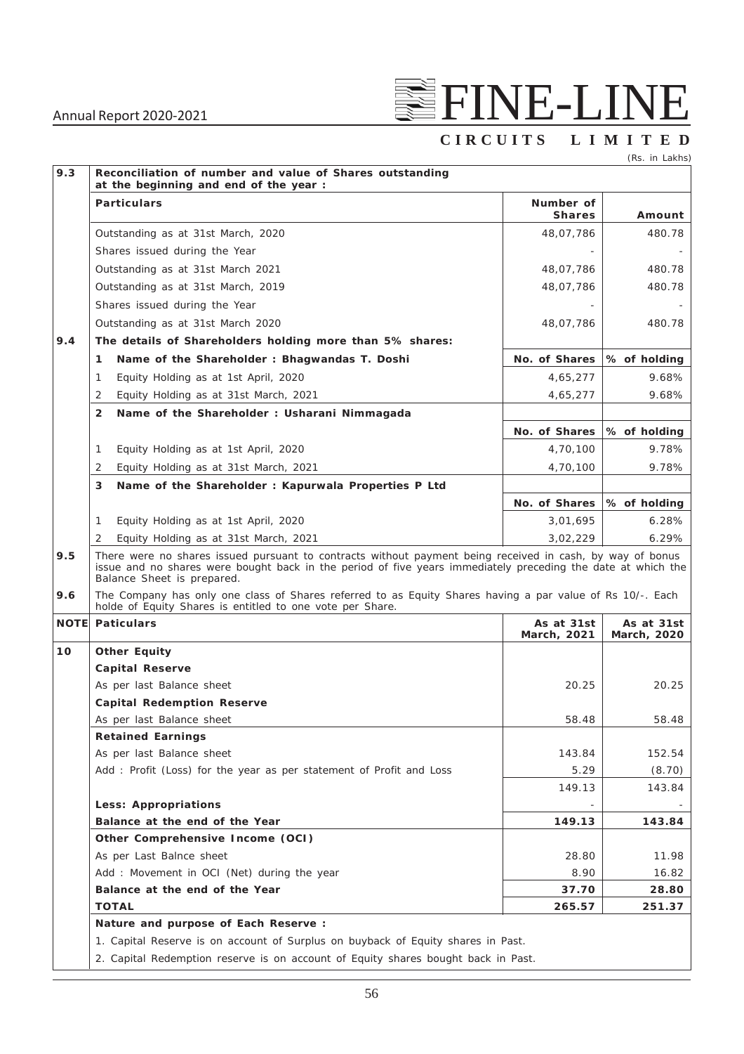(Rs. in Lakhs)

| | | | |
|---|---|---|---|
| **9.3** | **Reconciliation of number and value of Shares outstanding at the beginning and end of the year :** | | |
| | **Particulars** | **Number of Shares** | **Amount** |
| | Outstanding as at 31st March, 2020 | 48,07,786 | 480.78 |
| | Shares issued during the Year | - | - |
| | Outstanding as at 31st March 2021 | 48,07,786 | 480.78 |
| | Outstanding as at 31st March, 2019 | 48,07,786 | 480.78 |
| | Shares issued during the Year | - | - |
| | Outstanding as at 31st March 2020 | 48,07,786 | 480.78 |
| **9.4** | **The details of Shareholders holding more than 5% shares:** | | |
| | **1 Name of the Shareholder : Bhagwandas T. Doshi** | **No. of Shares** | **% of holding** |
| | 1 Equity Holding as at 1st April, 2020 | 4,65,277 | 9.68% |
| | 2 Equity Holding as at 31st March, 2021 | 4,65,277 | 9.68% |
| | **2 Name of the Shareholder : Usharani Nimmagada** | | |
| | | **No. of Shares** | **% of holding** |
| | 1 Equity Holding as at 1st April, 2020 | 4,70,100 | 9.78% |
| | 2 Equity Holding as at 31st March, 2021 | 4,70,100 | 9.78% |
| | **3 Name of the Shareholder : Kapurwala Properties P Ltd** | | |
| | | **No. of Shares** | **% of holding** |
| | 1 Equity Holding as at 1st April, 2020 | 3,01,695 | 6.28% |
| | 2 Equity Holding as at 31st March, 2021 | 3,02,229 | 6.29% |

**9.5** There were no shares issued pursuant to contracts without payment being received in cash, by way of bonus issue and no shares were bought back in the period of five years immediately preceding the date at which the Balance Sheet is prepared.

**9.6** The Company has only one class of Shares referred to as Equity Shares having a par value of Rs 10/-. Each holde of Equity Shares is entitled to one vote per Share.

| **NOTE** | **Paticulars** | **As at 31st March, 2021** | **As at 31st March, 2020** |
|---|---|---|---|
| **10** | **Other Equity** | | |
| | **Capital Reserve** | | |
| | As per last Balance sheet | 20.25 | 20.25 |
| | **Capital Redemption Reserve** | | |
| | As per last Balance sheet | 58.48 | 58.48 |
| | **Retained Earnings** | | |
| | As per last Balance sheet | 143.84 | 152.54 |
| | Add : Profit (Loss) for the year as per statement of Profit and Loss | 5.29 | (8.70) |
| | | 149.13 | 143.84 |
| | **Less: Appropriations** | - | - |
| | **Balance at the end of the Year** | **149.13** | **143.84** |
| | **Other Comprehensive Income (OCI)** | | |
| | As per Last Balnce sheet | 28.80 | 11.98 |
| | Add : Movement in OCI (Net) during the year | 8.90 | 16.82 |
| | **Balance at the end of the Year** | **37.70** | **28.80** |
| | **TOTAL** | **265.57** | **251.37** |

**Nature and purpose of Each Reserve :**

1. Capital Reserve is on account of Surplus on buyback of Equity shares in Past.
2. Capital Redemption reserve is on account of Equity shares bought back in Past.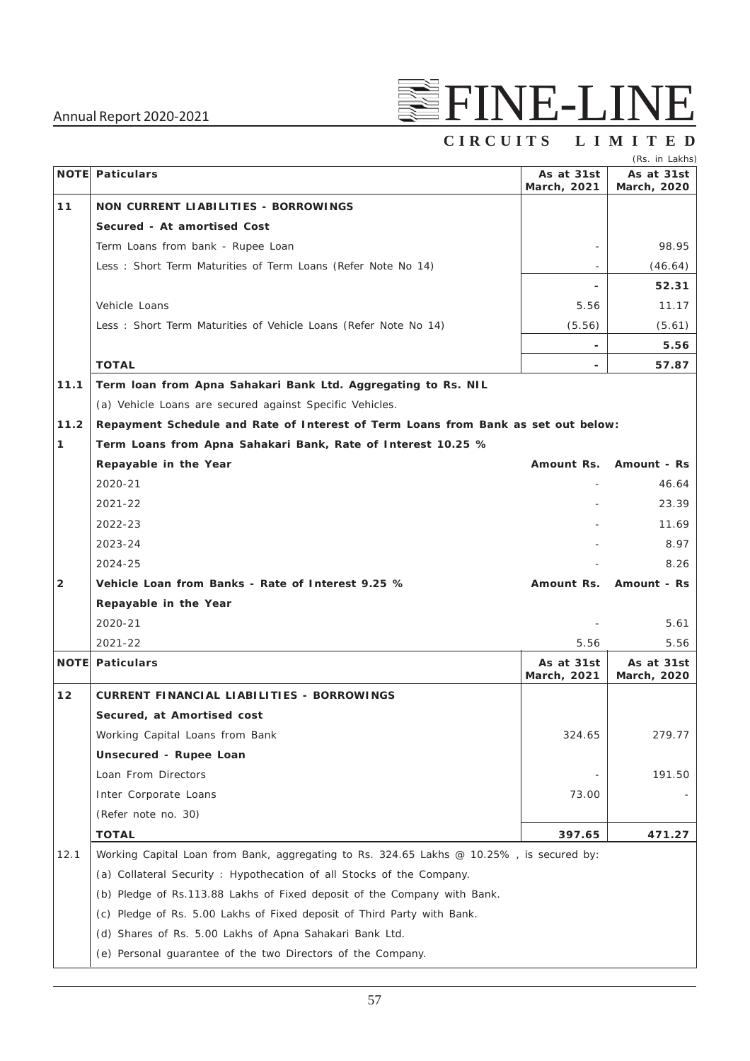(Rs. in Lakhs)

| NOTE | Paticulars | As at 31st March, 2021 | As at 31st March, 2020 |
|---|---|---|---|
| **11** | **NON CURRENT LIABILITIES - BORROWINGS** | | |
| | **Secured - At amortised Cost** | | |
| | Term Loans from bank - Rupee Loan | - | 98.95 |
| | Less : Short Term Maturities of Term Loans (Refer Note No 14) | - | (46.64) |
| | | **-** | **52.31** |
| | Vehicle Loans | 5.56 | 11.17 |
| | Less : Short Term Maturities of Vehicle Loans (Refer Note No 14) | (5.56) | (5.61) |
| | | **-** | **5.56** |
| | **TOTAL** | **-** | **57.87** |
| **11.1** | **Term loan from Apna Sahakari Bank Ltd. Aggregating to Rs. NIL** | | |
| | (a) Vehicle Loans are secured against Specific Vehicles. | | |
| **11.2** | **Repayment Schedule and Rate of Interest of Term Loans from Bank as set out below:** | | |
| **1** | **Term Loans from Apna Sahakari Bank, Rate of Interest 10.25 %** | | |
| | **Repayable in the Year** | **Amount Rs.** | **Amount - Rs** |
| | 2020-21 | - | 46.64 |
| | 2021-22 | - | 23.39 |
| | 2022-23 | - | 11.69 |
| | 2023-24 | - | 8.97 |
| | 2024-25 | - | 8.26 |
| **2** | **Vehicle Loan from Banks - Rate of Interest 9.25 %** | **Amount Rs.** | **Amount - Rs** |
| | **Repayable in the Year** | | |
| | 2020-21 | - | 5.61 |
| | 2021-22 | 5.56 | 5.56 |

| NOTE | Paticulars | As at 31st March, 2021 | As at 31st March, 2020 |
|---|---|---|---|
| **12** | **CURRENT FINANCIAL LIABILITIES - BORROWINGS** | | |
| | **Secured, at Amortised cost** | | |
| | Working Capital Loans from Bank | 324.65 | 279.77 |
| | **Unsecured - Rupee Loan** | | |
| | Loan From Directors | - | 191.50 |
| | Inter Corporate Loans | 73.00 | - |
| | (Refer note no. 30) | | |
| | **TOTAL** | **397.65** | **471.27** |
| 12.1 | Working Capital Loan from Bank, aggregating to Rs. 324.65 Lakhs @ 10.25% , is secured by: | | |
| | (a) Collateral Security : Hypothecation of all Stocks of the Company. | | |
| | (b) Pledge of Rs.113.88 Lakhs of Fixed deposit of the Company with Bank. | | |
| | (c) Pledge of Rs. 5.00 Lakhs of Fixed deposit of Third Party with Bank. | | |
| | (d) Shares of Rs. 5.00 Lakhs of Apna Sahakari Bank Ltd. | | |
| | (e) Personal guarantee of the two Directors of the Company. | | |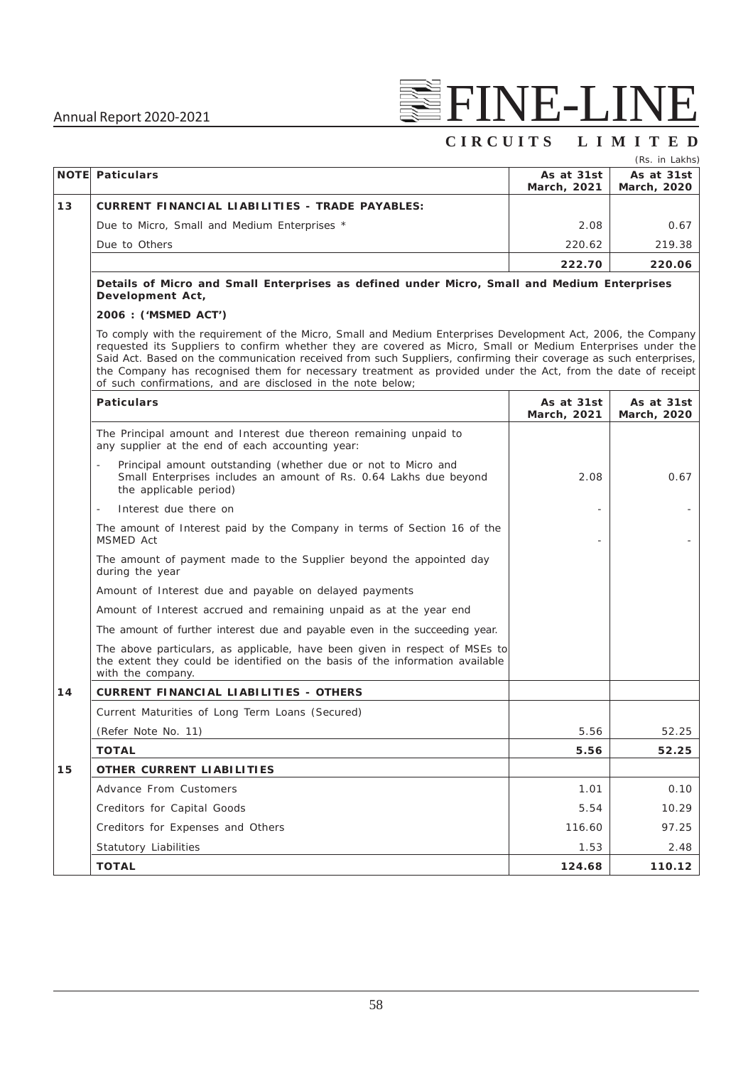(Rs. in Lakhs)

| NOTE | Paticulars | As at 31st March, 2021 | As at 31st March, 2020 |
|---|---|---|---|
| 13 | **CURRENT FINANCIAL LIABILITIES - TRADE PAYABLES:** | | |
| | Due to Micro, Small and Medium Enterprises * | 2.08 | 0.67 |
| | Due to Others | 220.62 | 219.38 |
| | | **222.70** | **220.06** |

**Details of Micro and Small Enterprises as defined under Micro, Small and Medium Enterprises Development Act,**

**2006 : ('MSMED ACT')**

To comply with the requirement of the Micro, Small and Medium Enterprises Development Act, 2006, the Company requested its Suppliers to confirm whether they are covered as Micro, Small or Medium Enterprises under the Said Act. Based on the communication received from such Suppliers, confirming their coverage as such enterprises, the Company has recognised them for necessary treatment as provided under the Act, from the date of receipt of such confirmations, and are disclosed in the note below;

| Paticulars | As at 31st March, 2021 | As at 31st March, 2020 |
|---|---|---|
| The Principal amount and Interest due thereon remaining unpaid to any supplier at the end of each accounting year: | | |
| - Principal amount outstanding (whether due or not to Micro and Small Enterprises includes an amount of Rs. 0.64 Lakhs due beyond the applicable period) | 2.08 | 0.67 |
| - Interest due there on | - | - |
| The amount of Interest paid by the Company in terms of Section 16 of the MSMED Act | - | - |
| The amount of payment made to the Supplier beyond the appointed day during the year | | |
| Amount of Interest due and payable on delayed payments | | |
| Amount of Interest accrued and remaining unpaid as at the year end | | |
| The amount of further interest due and payable even in the succeeding year. | | |
| The above particulars, as applicable, have been given in respect of MSEs to the extent they could be identified on the basis of the information available with the company. | | |

| NOTE | Paticulars | As at 31st March, 2021 | As at 31st March, 2020 |
|---|---|---|---|
| 14 | **CURRENT FINANCIAL LIABILITIES - OTHERS** | | |
| | Current Maturities of Long Term Loans (Secured) | | |
| | (Refer Note No. 11) | 5.56 | 52.25 |
| | **TOTAL** | **5.56** | **52.25** |
| 15 | **OTHER CURRENT LIABILITIES** | | |
| | Advance From Customers | 1.01 | 0.10 |
| | Creditors for Capital Goods | 5.54 | 10.29 |
| | Creditors for Expenses and Others | 116.60 | 97.25 |
| | Statutory Liabilities | 1.53 | 2.48 |
| | **TOTAL** | **124.68** | **110.12** |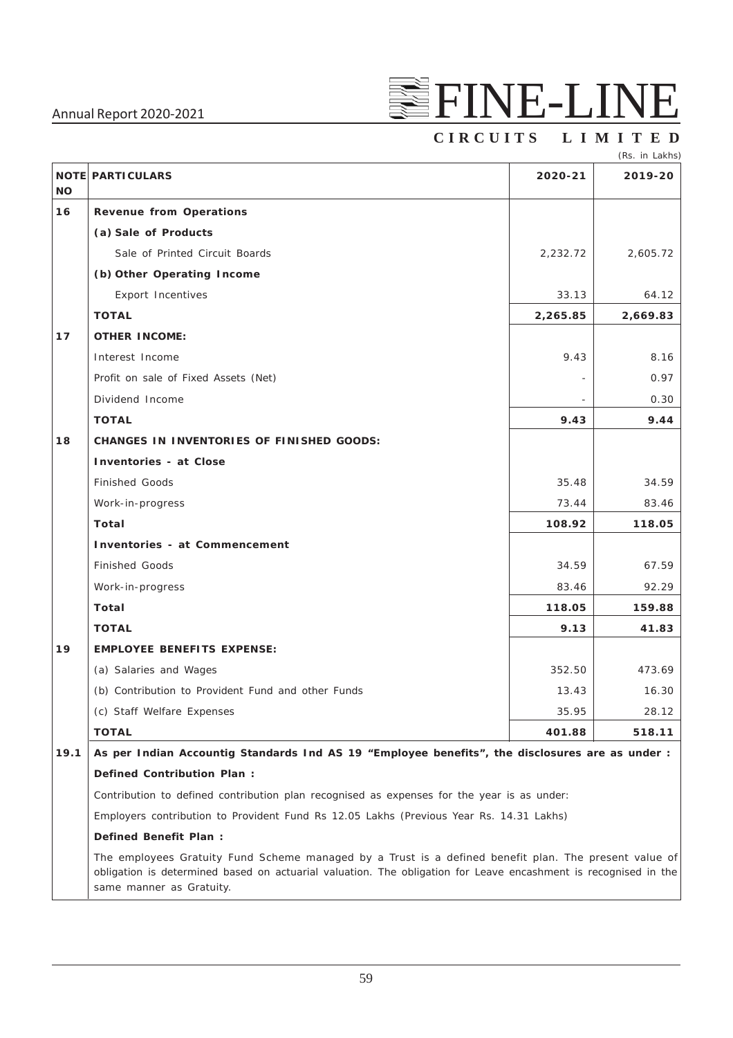(Rs. in Lakhs)

| NOTE NO | PARTICULARS | 2020-21 | 2019-20 |
|---|---|---|---|
| 16 | **Revenue from Operations** | | |
| | **(a) Sale of Products** | | |
| | Sale of Printed Circuit Boards | 2,232.72 | 2,605.72 |
| | **(b) Other Operating Income** | | |
| | Export Incentives | 33.13 | 64.12 |
| | **TOTAL** | **2,265.85** | **2,669.83** |
| 17 | **OTHER INCOME:** | | |
| | Interest Income | 9.43 | 8.16 |
| | Profit on sale of Fixed Assets (Net) | - | 0.97 |
| | Dividend Income | - | 0.30 |
| | **TOTAL** | **9.43** | **9.44** |
| 18 | **CHANGES IN INVENTORIES OF FINISHED GOODS:** | | |
| | **Inventories - at Close** | | |
| | Finished Goods | 35.48 | 34.59 |
| | Work-in-progress | 73.44 | 83.46 |
| | **Total** | **108.92** | **118.05** |
| | **Inventories - at Commencement** | | |
| | Finished Goods | 34.59 | 67.59 |
| | Work-in-progress | 83.46 | 92.29 |
| | **Total** | **118.05** | **159.88** |
| | **TOTAL** | **9.13** | **41.83** |
| 19 | **EMPLOYEE BENEFITS EXPENSE:** | | |
| | (a) Salaries and Wages | 352.50 | 473.69 |
| | (b) Contribution to Provident Fund and other Funds | 13.43 | 16.30 |
| | (c) Staff Welfare Expenses | 35.95 | 28.12 |
| | **TOTAL** | **401.88** | **518.11** |

**19.1 As per Indian Accountig Standards Ind AS 19 "Employee benefits", the disclosures are as under :**

**Defined Contribution Plan :**

Contribution to defined contribution plan recognised as expenses for the year is as under:

Employers contribution to Provident Fund Rs 12.05 Lakhs (Previous Year Rs. 14.31 Lakhs)

**Defined Benefit Plan :**

The employees Gratuity Fund Scheme managed by a Trust is a defined benefit plan. The present value of obligation is determined based on actuarial valuation. The obligation for Leave encashment is recognised in the same manner as Gratuity.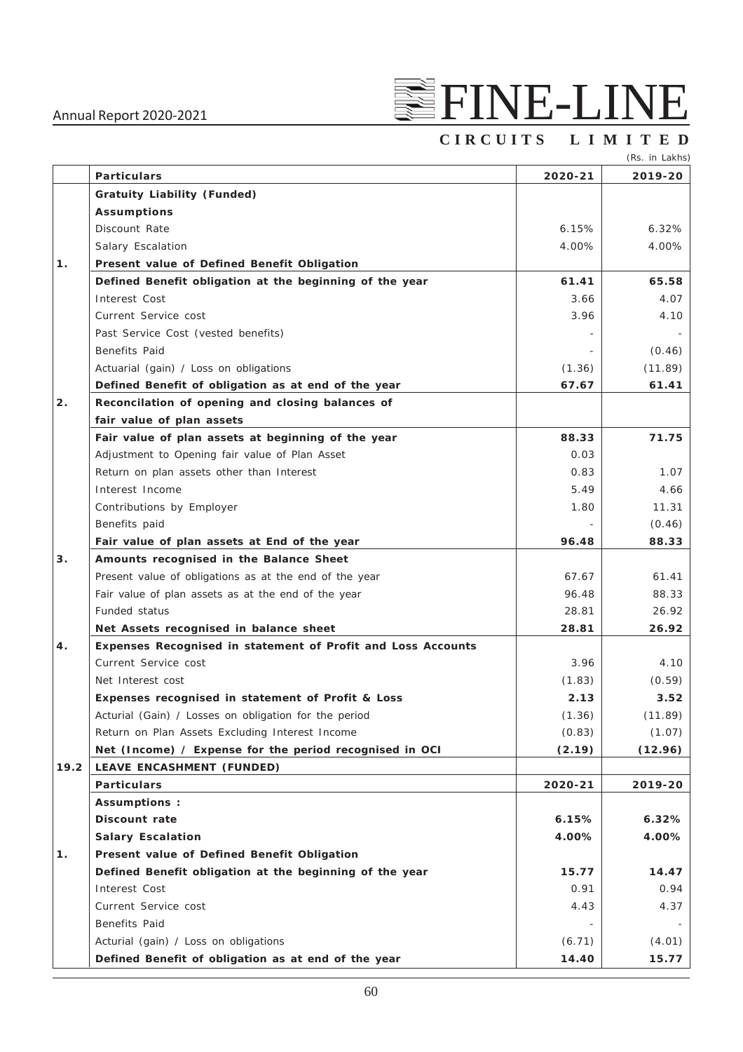(Rs. in Lakhs)

| | Particulars | 2020-21 | 2019-20 |
|---|---|---|---|
| | **Gratuity Liability (Funded)** | | |
| | **Assumptions** | | |
| | Discount Rate | 6.15% | 6.32% |
| | Salary Escalation | 4.00% | 4.00% |
| **1.** | **Present value of Defined Benefit Obligation** | | |
| | **Defined Benefit obligation at the beginning of the year** | **61.41** | **65.58** |
| | Interest Cost | 3.66 | 4.07 |
| | Current Service cost | 3.96 | 4.10 |
| | Past Service Cost (vested benefits) | - | - |
| | Benefits Paid | - | (0.46) |
| | Actuarial (gain) / Loss on obligations | (1.36) | (11.89) |
| | **Defined Benefit of obligation as at end of the year** | **67.67** | **61.41** |
| **2.** | **Reconcilation of opening and closing balances of fair value of plan assets** | | |
| | **Fair value of plan assets at beginning of the year** | **88.33** | **71.75** |
| | Adjustment to Opening fair value of Plan Asset | 0.03 | |
| | Return on plan assets other than Interest | 0.83 | 1.07 |
| | Interest Income | 5.49 | 4.66 |
| | Contributions by Employer | 1.80 | 11.31 |
| | Benefits paid | - | (0.46) |
| | **Fair value of plan assets at End of the year** | **96.48** | **88.33** |
| **3.** | **Amounts recognised in the Balance Sheet** | | |
| | Present value of obligations as at the end of the year | 67.67 | 61.41 |
| | Fair value of plan assets as at the end of the year | 96.48 | 88.33 |
| | Funded status | 28.81 | 26.92 |
| | **Net Assets recognised in balance sheet** | **28.81** | **26.92** |
| **4.** | **Expenses Recognised in statement of Profit and Loss Accounts** | | |
| | Current Service cost | 3.96 | 4.10 |
| | Net Interest cost | (1.83) | (0.59) |
| | **Expenses recognised in statement of Profit & Loss** | **2.13** | **3.52** |
| | Acturial (Gain) / Losses on obligation for the period | (1.36) | (11.89) |
| | Return on Plan Assets Excluding Interest Income | (0.83) | (1.07) |
| | **Net (Income) / Expense for the period recognised in OCI** | **(2.19)** | **(12.96)** |
| **19.2** | **LEAVE ENCASHMENT (FUNDED)** | | |
| | **Particulars** | **2020-21** | **2019-20** |
| | **Assumptions :** | | |
| | **Discount rate** | **6.15%** | **6.32%** |
| | **Salary Escalation** | **4.00%** | **4.00%** |
| **1.** | **Present value of Defined Benefit Obligation** | | |
| | **Defined Benefit obligation at the beginning of the year** | **15.77** | **14.47** |
| | Interest Cost | 0.91 | 0.94 |
| | Current Service cost | 4.43 | 4.37 |
| | Benefits Paid | - | - |
| | Acturial (gain) / Loss on obligations | (6.71) | (4.01) |
| | **Defined Benefit of obligation as at end of the year** | **14.40** | **15.77** |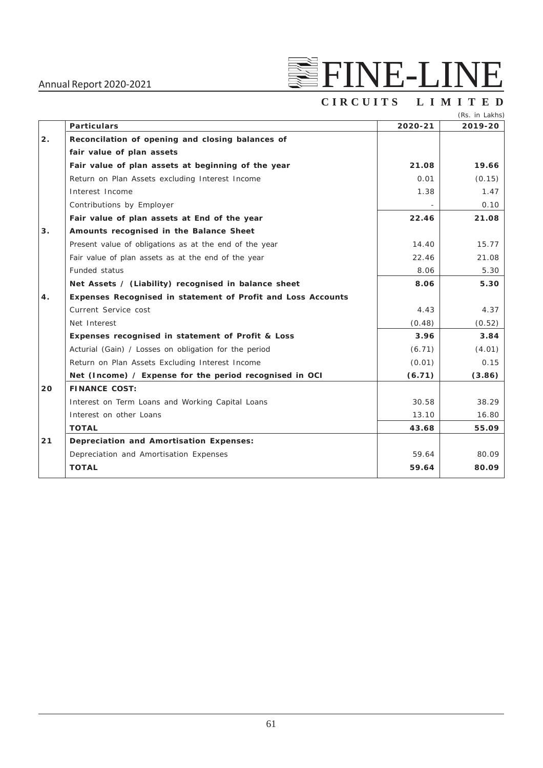(Rs. in Lakhs)

| | Particulars | 2020-21 | 2019-20 |
|---|---|---|---|
| 2. | **Reconcilation of opening and closing balances of fair value of plan assets** | | |
| | **Fair value of plan assets at beginning of the year** | **21.08** | **19.66** |
| | Return on Plan Assets excluding Interest Income | 0.01 | (0.15) |
| | Interest Income | 1.38 | 1.47 |
| | Contributions by Employer | - | 0.10 |
| | **Fair value of plan assets at End of the year** | **22.46** | **21.08** |
| 3. | **Amounts recognised in the Balance Sheet** | | |
| | Present value of obligations as at the end of the year | 14.40 | 15.77 |
| | Fair value of plan assets as at the end of the year | 22.46 | 21.08 |
| | Funded status | 8.06 | 5.30 |
| | **Net Assets / (Liability) recognised in balance sheet** | **8.06** | **5.30** |
| 4. | **Expenses Recognised in statement of Profit and Loss Accounts** | | |
| | Current Service cost | 4.43 | 4.37 |
| | Net Interest | (0.48) | (0.52) |
| | **Expenses recognised in statement of Profit & Loss** | **3.96** | **3.84** |
| | Acturial (Gain) / Losses on obligation for the period | (6.71) | (4.01) |
| | Return on Plan Assets Excluding Interest Income | (0.01) | 0.15 |
| | **Net (Income) / Expense for the period recognised in OCI** | **(6.71)** | **(3.86)** |
| 20 | **FINANCE COST:** | | |
| | Interest on Term Loans and Working Capital Loans | 30.58 | 38.29 |
| | Interest on other Loans | 13.10 | 16.80 |
| | **TOTAL** | **43.68** | **55.09** |
| 21 | **Depreciation and Amortisation Expenses:** | | |
| | Depreciation and Amortisation Expenses | 59.64 | 80.09 |
| | **TOTAL** | **59.64** | **80.09** |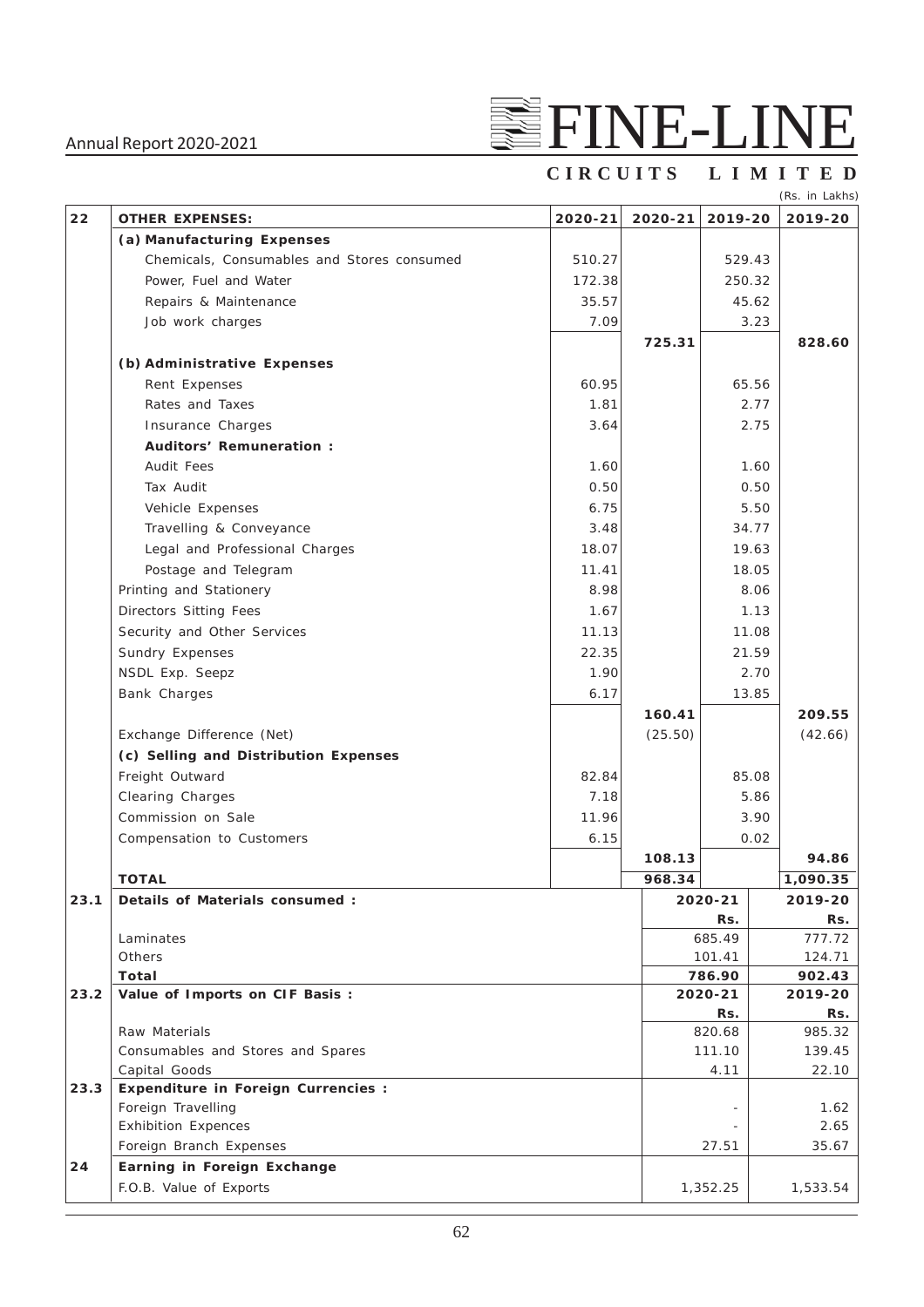(Rs. in Lakhs)

| | | | | | |
|---|---|---|---|---|---|
| **22** | **OTHER EXPENSES:** | **2020-21** | **2020-21** | **2019-20** | **2019-20** |
| | **(a) Manufacturing Expenses** | | | | |
| | Chemicals, Consumables and Stores consumed | 510.27 | | 529.43 | |
| | Power, Fuel and Water | 172.38 | | 250.32 | |
| | Repairs & Maintenance | 35.57 | | 45.62 | |
| | Job work charges | 7.09 | | 3.23 | |
| | | | **725.31** | | **828.60** |
| | **(b) Administrative Expenses** | | | | |
| | Rent Expenses | 60.95 | | 65.56 | |
| | Rates and Taxes | 1.81 | | 2.77 | |
| | Insurance Charges | 3.64 | | 2.75 | |
| | **Auditors' Remuneration :** | | | | |
| | Audit Fees | 1.60 | | 1.60 | |
| | Tax Audit | 0.50 | | 0.50 | |
| | Vehicle Expenses | 6.75 | | 5.50 | |
| | Travelling & Conveyance | 3.48 | | 34.77 | |
| | Legal and Professional Charges | 18.07 | | 19.63 | |
| | Postage and Telegram | 11.41 | | 18.05 | |
| | Printing and Stationery | 8.98 | | 8.06 | |
| | Directors Sitting Fees | 1.67 | | 1.13 | |
| | Security and Other Services | 11.13 | | 11.08 | |
| | Sundry Expenses | 22.35 | | 21.59 | |
| | NSDL Exp. Seepz | 1.90 | | 2.70 | |
| | Bank Charges | 6.17 | | 13.85 | |
| | | | **160.41** | | **209.55** |
| | Exchange Difference (Net) | | (25.50) | | (42.66) |
| | **(c) Selling and Distribution Expenses** | | | | |
| | Freight Outward | 82.84 | | 85.08 | |
| | Clearing Charges | 7.18 | | 5.86 | |
| | Commission on Sale | 11.96 | | 3.90 | |
| | Compensation to Customers | 6.15 | | 0.02 | |
| | | | **108.13** | | **94.86** |
| | **TOTAL** | | **968.34** | | **1,090.35** |

| | | | |
|---|---|---|---|
| **23.1** | **Details of Materials consumed :** | **2020-21 Rs.** | **2019-20 Rs.** |
| | Laminates | 685.49 | 777.72 |
| | Others | 101.41 | 124.71 |
| | **Total** | **786.90** | **902.43** |
| **23.2** | **Value of Imports on CIF Basis :** | **2020-21 Rs.** | **2019-20 Rs.** |
| | Raw Materials | 820.68 | 985.32 |
| | Consumables and Stores and Spares | 111.10 | 139.45 |
| | Capital Goods | 4.11 | 22.10 |
| **23.3** | **Expenditure in Foreign Currencies :** | | |
| | Foreign Travelling | - | 1.62 |
| | Exhibition Expences | - | 2.65 |
| | Foreign Branch Expenses | 27.51 | 35.67 |
| **24** | **Earning in Foreign Exchange** | | |
| | F.O.B. Value of Exports | 1,352.25 | 1,533.54 |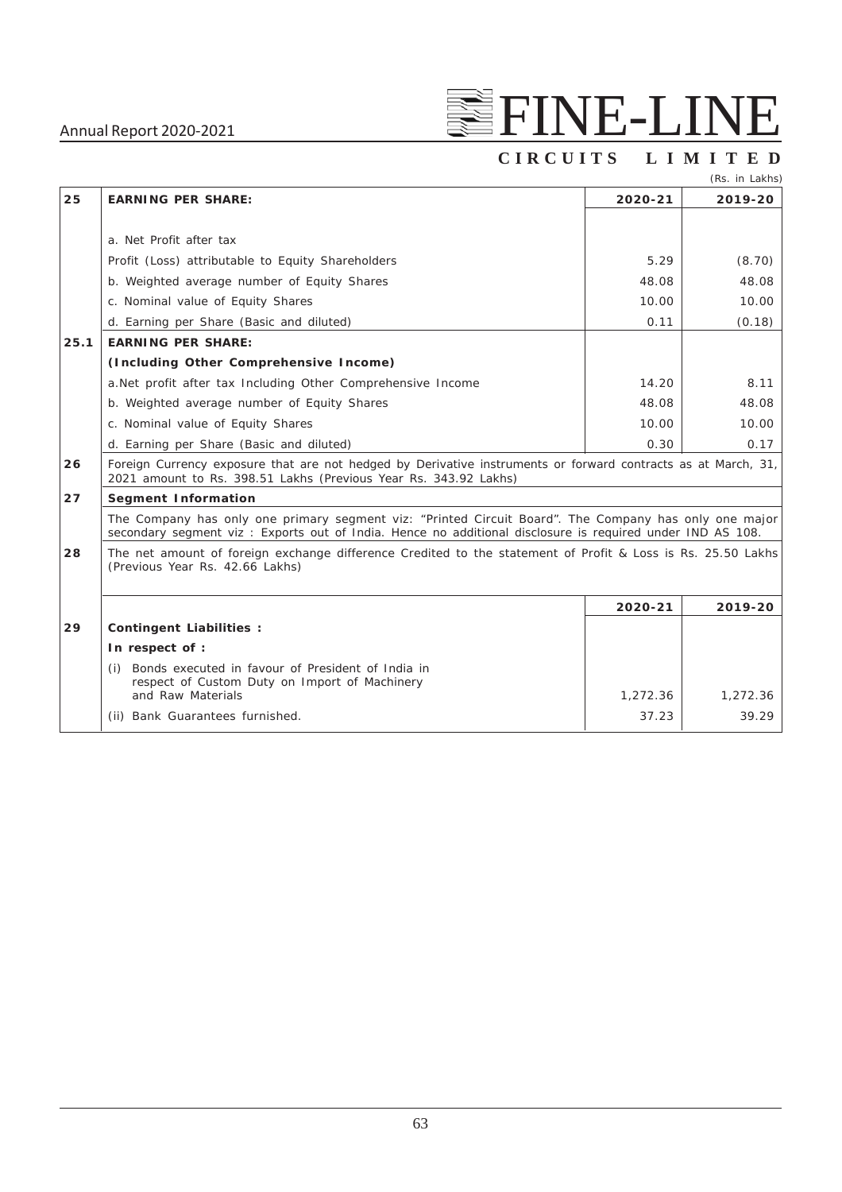(Rs. in Lakhs)

| | | 2020-21 | 2019-20 |
|---|---|---|---|
| **25** | **EARNING PER SHARE:** | | |
| | a. Net Profit after tax | | |
| | Profit (Loss) attributable to Equity Shareholders | 5.29 | (8.70) |
| | b. Weighted average number of Equity Shares | 48.08 | 48.08 |
| | c. Nominal value of Equity Shares | 10.00 | 10.00 |
| | d. Earning per Share (Basic and diluted) | 0.11 | (0.18) |
| **25.1** | **EARNING PER SHARE:** | | |
| | **(Including Other Comprehensive Income)** | | |
| | a.Net profit after tax Including Other Comprehensive Income | 14.20 | 8.11 |
| | b. Weighted average number of Equity Shares | 48.08 | 48.08 |
| | c. Nominal value of Equity Shares | 10.00 | 10.00 |
| | d. Earning per Share (Basic and diluted) | 0.30 | 0.17 |

**26** Foreign Currency exposure that are not hedged by Derivative instruments or forward contracts as at March, 31, 2021 amount to Rs. 398.51 Lakhs (Previous Year Rs. 343.92 Lakhs)

**27** **Segment Information**

The Company has only one primary segment viz: "Printed Circuit Board". The Company has only one major secondary segment viz : Exports out of India. Hence no additional disclosure is required under IND AS 108.

**28** The net amount of foreign exchange difference Credited to the statement of Profit & Loss is Rs. 25.50 Lakhs (Previous Year Rs. 42.66 Lakhs)

| | | 2020-21 | 2019-20 |
|---|---|---|---|
| **29** | **Contingent Liabilities :** | | |
| | **In respect of :** | | |
| | (i) Bonds executed in favour of President of India in respect of Custom Duty on Import of Machinery and Raw Materials | 1,272.36 | 1,272.36 |
| | (ii) Bank Guarantees furnished. | 37.23 | 39.29 |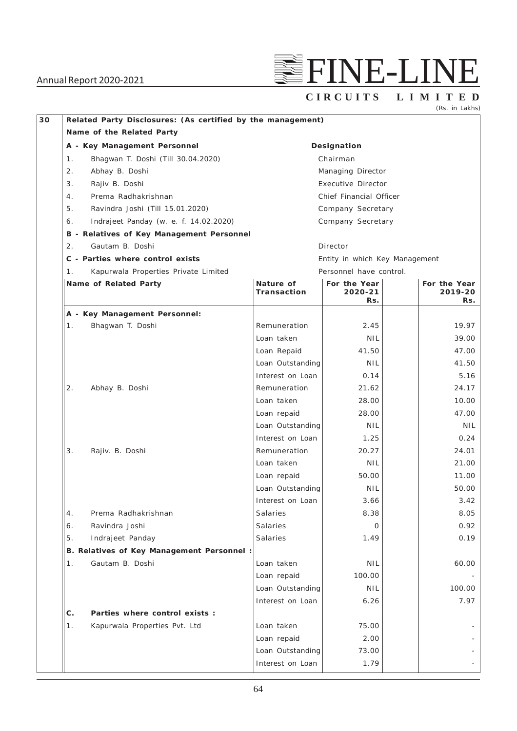(Rs. in Lakhs)

**30 Related Party Disclosures: (As certified by the management)**

**Name of the Related Party**

| **A - Key Management Personnel** | **Designation** |
|---|---|
| 1. Bhagwan T. Doshi (Till 30.04.2020) | Chairman |
| 2. Abhay B. Doshi | Managing Director |
| 3. Rajiv B. Doshi | Executive Director |
| 4. Prema Radhakrishnan | Chief Financial Officer |
| 5. Ravindra Joshi (Till 15.01.2020) | Company Secretary |
| 6. Indrajeet Panday (w. e. f. 14.02.2020) | Company Secretary |
| **B - Relatives of Key Management Personnel** | |
| 2. Gautam B. Doshi | Director |
| **C - Parties where control exists** | Entity in which Key Management |
| 1. Kapurwala Properties Private Limited | Personnel have control. |

| Name of Related Party | Nature of Transaction | For the Year 2020-21 Rs. | For the Year 2019-20 Rs. |
|---|---|---|---|
| **A - Key Management Personnel:** | | | |
| 1. Bhagwan T. Doshi | Remuneration | 2.45 | 19.97 |
| | Loan taken | NIL | 39.00 |
| | Loan Repaid | 41.50 | 47.00 |
| | Loan Outstanding | NIL | 41.50 |
| | Interest on Loan | 0.14 | 5.16 |
| 2. Abhay B. Doshi | Remuneration | 21.62 | 24.17 |
| | Loan taken | 28.00 | 10.00 |
| | Loan repaid | 28.00 | 47.00 |
| | Loan Outstanding | NIL | NIL |
| | Interest on Loan | 1.25 | 0.24 |
| 3. Rajiv. B. Doshi | Remuneration | 20.27 | 24.01 |
| | Loan taken | NIL | 21.00 |
| | Loan repaid | 50.00 | 11.00 |
| | Loan Outstanding | NIL | 50.00 |
| | Interest on Loan | 3.66 | 3.42 |
| 4. Prema Radhakrishnan | Salaries | 8.38 | 8.05 |
| 6. Ravindra Joshi | Salaries | 0 | 0.92 |
| 5. Indrajeet Panday | Salaries | 1.49 | 0.19 |
| **B. Relatives of Key Management Personnel :** | | | |
| 1. Gautam B. Doshi | Loan taken | NIL | 60.00 |
| | Loan repaid | 100.00 | - |
| | Loan Outstanding | NIL | 100.00 |
| | Interest on Loan | 6.26 | 7.97 |
| **C. Parties where control exists :** | | | |
| 1. Kapurwala Properties Pvt. Ltd | Loan taken | 75.00 | - |
| | Loan repaid | 2.00 | - |
| | Loan Outstanding | 73.00 | - |
| | Interest on Loan | 1.79 | - |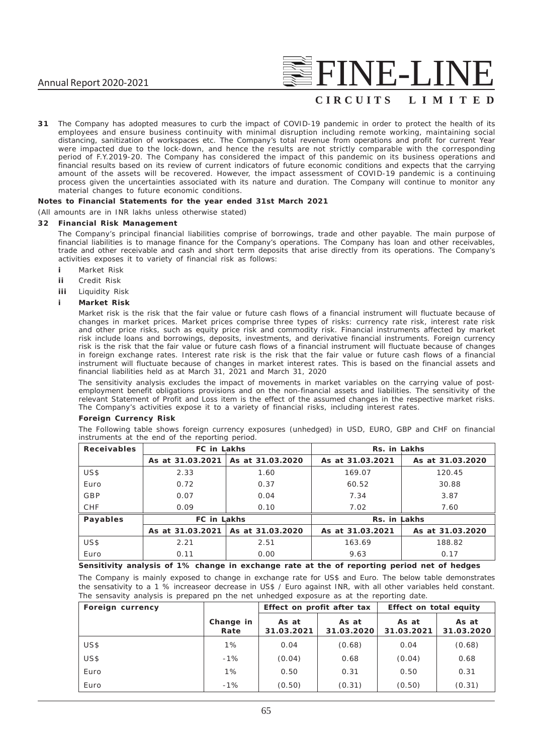**31** The Company has adopted measures to curb the impact of COVID-19 pandemic in order to protect the health of its employees and ensure business continuity with minimal disruption including remote working, maintaining social distancing, sanitization of workspaces etc. The Company's total revenue from operations and profit for current Year were impacted due to the lock-down, and hence the results are not strictly comparable with the corresponding period of F.Y.2019-20. The Company has considered the impact of this pandemic on its business operations and financial results based on its review of current indicators of future economic conditions and expects that the carrying amount of the assets will be recovered. However, the impact assessment of COVID-19 pandemic is a continuing process given the uncertainties associated with its nature and duration. The Company will continue to monitor any material changes to future economic conditions.

**Notes to Financial Statements for the year ended 31st March 2021**

(All amounts are in INR lakhs unless otherwise stated)

**32 Financial Risk Management**

The Company's principal financial liabilities comprise of borrowings, trade and other payable. The main purpose of financial liabilities is to manage finance for the Company's operations. The Company has loan and other receivables, trade and other receivable and cash and short term deposits that arise directly from its operations. The Company's activities exposes it to variety of financial risk as follows:

- **i** Market Risk
- **ii** Credit Risk
- **iii** Liquidity Risk

**i Market Risk**

Market risk is the risk that the fair value or future cash flows of a financial instrument will fluctuate because of changes in market prices. Market prices comprise three types of risks: currency rate risk, interest rate risk and other price risks, such as equity price risk and commodity risk. Financial instruments affected by market risk include loans and borrowings, deposits, investments, and derivative financial instruments. Foreign currency risk is the risk that the fair value or future cash flows of a financial instrument will fluctuate because of changes in foreign exchange rates. Interest rate risk is the risk that the fair value or future cash flows of a financial instrument will fluctuate because of changes in market interest rates. This is based on the financial assets and financial liabilities held as at March 31, 2021 and March 31, 2020

The sensitivity analysis excludes the impact of movements in market variables on the carrying value of post-employment benefit obligations provisions and on the non-financial assets and liabilities. The sensitivity of the relevant Statement of Profit and Loss item is the effect of the assumed changes in the respective market risks. The Company's activities expose it to a variety of financial risks, including interest rates.

**Foreign Currency Risk**

The Following table shows foreign currency exposures (unhedged) in USD, EURO, GBP and CHF on financial instruments at the end of the reporting period.

| Receivables | FC in Lakhs | | Rs. in Lakhs | |
|---|---|---|---|---|
| | As at 31.03.2021 | As at 31.03.2020 | As at 31.03.2021 | As at 31.03.2020 |
| US$ | 2.33 | 1.60 | 169.07 | 120.45 |
| Euro | 0.72 | 0.37 | 60.52 | 30.88 |
| GBP | 0.07 | 0.04 | 7.34 | 3.87 |
| CHF | 0.09 | 0.10 | 7.02 | 7.60 |
| **Payables** | **FC in Lakhs** | | **Rs. in Lakhs** | |
| | As at 31.03.2021 | As at 31.03.2020 | As at 31.03.2021 | As at 31.03.2020 |
| US$ | 2.21 | 2.51 | 163.69 | 188.82 |
| Euro | 0.11 | 0.00 | 9.63 | 0.17 |

**Sensitivity analysis of 1% change in exchange rate at the of reporting period net of hedges**

The Company is mainly exposed to change in exchange rate for US$ and Euro. The below table demonstrates the sensativity to a 1 % increaseor decrease in US$ / Euro against INR, with all other variables held constant. The sensavity analysis is prepared pn the net unhedged exposure as at the reporting date.

| Foreign currency | | Effect on profit after tax | | Effect on total equity | |
|---|---|---|---|---|---|
| | Change in Rate | As at 31.03.2021 | As at 31.03.2020 | As at 31.03.2021 | As at 31.03.2020 |
| US$ | 1% | 0.04 | (0.68) | 0.04 | (0.68) |
| US$ | -1% | (0.04) | 0.68 | (0.04) | 0.68 |
| Euro | 1% | 0.50 | 0.31 | 0.50 | 0.31 |
| Euro | -1% | (0.50) | (0.31) | (0.50) | (0.31) |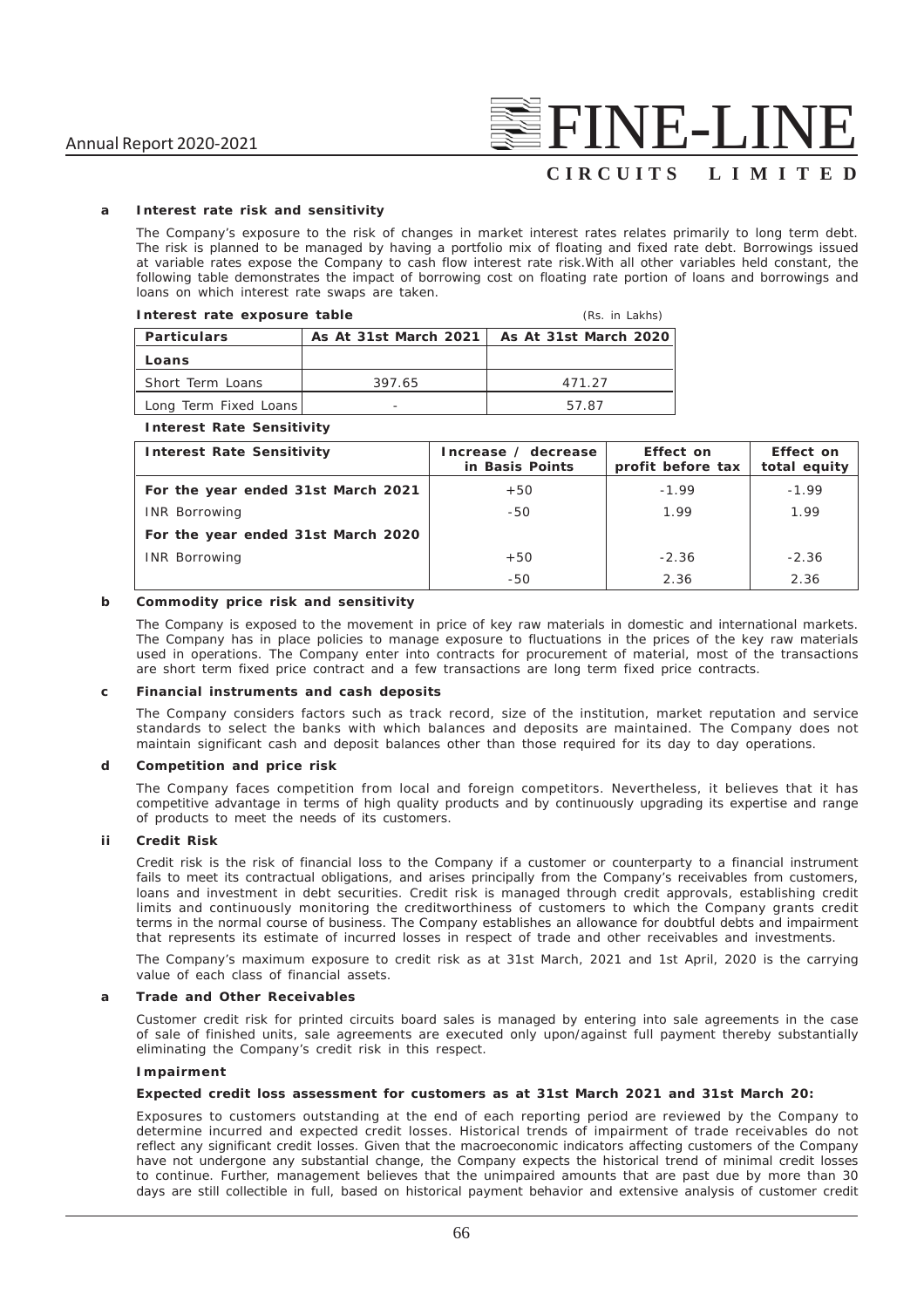**a Interest rate risk and sensitivity**

The Company's exposure to the risk of changes in market interest rates relates primarily to long term debt. The risk is planned to be managed by having a portfolio mix of floating and fixed rate debt. Borrowings issued at variable rates expose the Company to cash flow interest rate risk.With all other variables held constant, the following table demonstrates the impact of borrowing cost on floating rate portion of loans and borrowings and loans on which interest rate swaps are taken.

**Interest rate exposure table** (Rs. in Lakhs)

| Particulars | As At 31st March 2021 | As At 31st March 2020 |
|---|---|---|
| **Loans** | | |
| Short Term Loans | 397.65 | 471.27 |
| Long Term Fixed Loans | - | 57.87 |

**Interest Rate Sensitivity**

| Interest Rate Sensitivity | Increase / decrease in Basis Points | Effect on profit before tax | Effect on total equity |
|---|---|---|---|
| **For the year ended 31st March 2021** | +50 | -1.99 | -1.99 |
| INR Borrowing | -50 | 1.99 | 1.99 |
| **For the year ended 31st March 2020** | | | |
| INR Borrowing | +50 | -2.36 | -2.36 |
| | -50 | 2.36 | 2.36 |

**b Commodity price risk and sensitivity**

The Company is exposed to the movement in price of key raw materials in domestic and international markets. The Company has in place policies to manage exposure to fluctuations in the prices of the key raw materials used in operations. The Company enter into contracts for procurement of material, most of the transactions are short term fixed price contract and a few transactions are long term fixed price contracts.

**c Financial instruments and cash deposits**

The Company considers factors such as track record, size of the institution, market reputation and service standards to select the banks with which balances and deposits are maintained. The Company does not maintain significant cash and deposit balances other than those required for its day to day operations.

**d Competition and price risk**

The Company faces competition from local and foreign competitors. Nevertheless, it believes that it has competitive advantage in terms of high quality products and by continuously upgrading its expertise and range of products to meet the needs of its customers.

**ii Credit Risk**

Credit risk is the risk of financial loss to the Company if a customer or counterparty to a financial instrument fails to meet its contractual obligations, and arises principally from the Company's receivables from customers, loans and investment in debt securities. Credit risk is managed through credit approvals, establishing credit limits and continuously monitoring the creditworthiness of customers to which the Company grants credit terms in the normal course of business. The Company establishes an allowance for doubtful debts and impairment that represents its estimate of incurred losses in respect of trade and other receivables and investments.

The Company's maximum exposure to credit risk as at 31st March, 2021 and 1st April, 2020 is the carrying value of each class of financial assets.

**a Trade and Other Receivables**

Customer credit risk for printed circuits board sales is managed by entering into sale agreements in the case of sale of finished units, sale agreements are executed only upon/against full payment thereby substantially eliminating the Company's credit risk in this respect.

**Impairment**

**Expected credit loss assessment for customers as at 31st March 2021 and 31st March 20:**

Exposures to customers outstanding at the end of each reporting period are reviewed by the Company to determine incurred and expected credit losses. Historical trends of impairment of trade receivables do not reflect any significant credit losses. Given that the macroeconomic indicators affecting customers of the Company have not undergone any substantial change, the Company expects the historical trend of minimal credit losses to continue. Further, management believes that the unimpaired amounts that are past due by more than 30 days are still collectible in full, based on historical payment behavior and extensive analysis of customer credit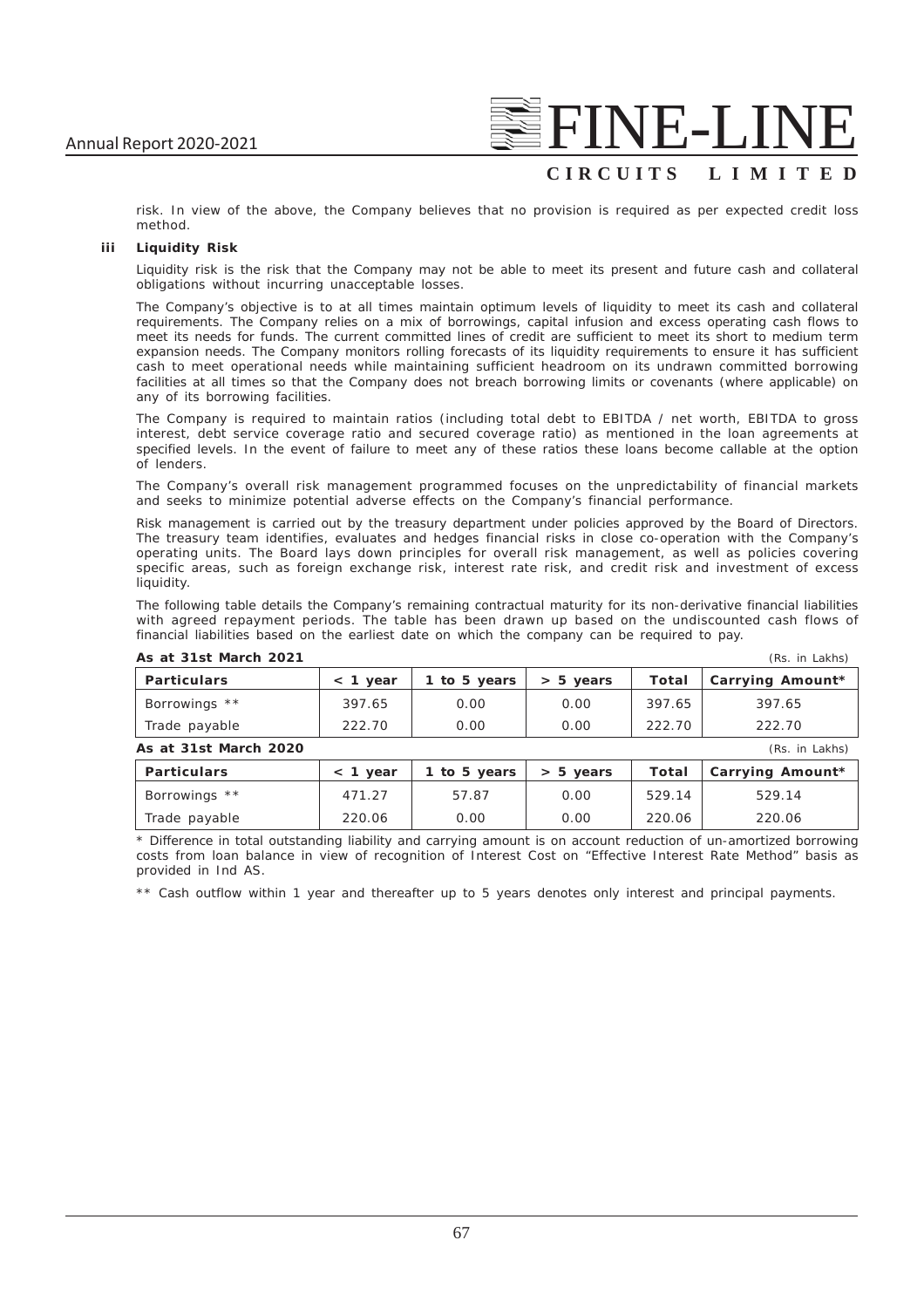risk. In view of the above, the Company believes that no provision is required as per expected credit loss method.

### iii Liquidity Risk

Liquidity risk is the risk that the Company may not be able to meet its present and future cash and collateral obligations without incurring unacceptable losses.

The Company's objective is to at all times maintain optimum levels of liquidity to meet its cash and collateral requirements. The Company relies on a mix of borrowings, capital infusion and excess operating cash flows to meet its needs for funds. The current committed lines of credit are sufficient to meet its short to medium term expansion needs. The Company monitors rolling forecasts of its liquidity requirements to ensure it has sufficient cash to meet operational needs while maintaining sufficient headroom on its undrawn committed borrowing facilities at all times so that the Company does not breach borrowing limits or covenants (where applicable) on any of its borrowing facilities.

The Company is required to maintain ratios (including total debt to EBITDA / net worth, EBITDA to gross interest, debt service coverage ratio and secured coverage ratio) as mentioned in the loan agreements at specified levels. In the event of failure to meet any of these ratios these loans become callable at the option of lenders.

The Company's overall risk management programmed focuses on the unpredictability of financial markets and seeks to minimize potential adverse effects on the Company's financial performance.

Risk management is carried out by the treasury department under policies approved by the Board of Directors. The treasury team identifies, evaluates and hedges financial risks in close co-operation with the Company's operating units. The Board lays down principles for overall risk management, as well as policies covering specific areas, such as foreign exchange risk, interest rate risk, and credit risk and investment of excess liquidity.

The following table details the Company's remaining contractual maturity for its non-derivative financial liabilities with agreed repayment periods. The table has been drawn up based on the undiscounted cash flows of financial liabilities based on the earliest date on which the company can be required to pay.

**As at 31st March 2021** (Rs. in Lakhs)

| Particulars | < 1 year | 1 to 5 years | > 5 years | Total | Carrying Amount* |
|---|---|---|---|---|---|
| Borrowings ** | 397.65 | 0.00 | 0.00 | 397.65 | 397.65 |
| Trade payable | 222.70 | 0.00 | 0.00 | 222.70 | 222.70 |

**As at 31st March 2020** (Rs. in Lakhs)

| Particulars | < 1 year | 1 to 5 years | > 5 years | Total | Carrying Amount* |
|---|---|---|---|---|---|
| Borrowings ** | 471.27 | 57.87 | 0.00 | 529.14 | 529.14 |
| Trade payable | 220.06 | 0.00 | 0.00 | 220.06 | 220.06 |

* Difference in total outstanding liability and carrying amount is on account reduction of un-amortized borrowing costs from loan balance in view of recognition of Interest Cost on "Effective Interest Rate Method" basis as provided in Ind AS.

** Cash outflow within 1 year and thereafter up to 5 years denotes only interest and principal payments.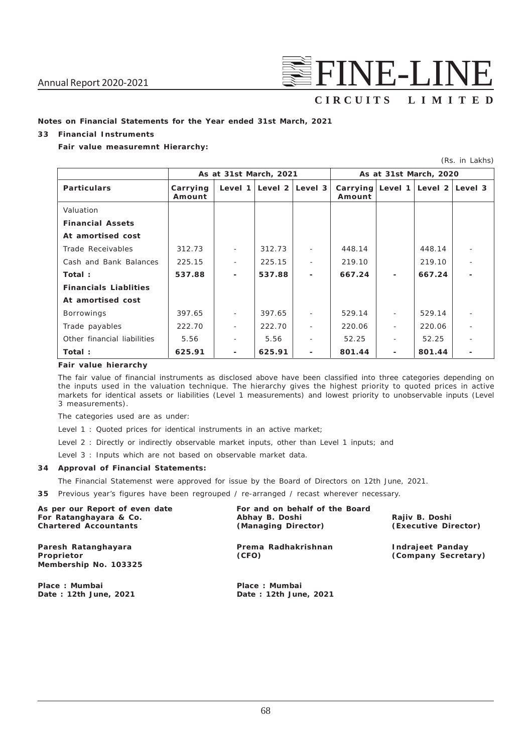**Notes on Financial Statements for the Year ended 31st March, 2021**

**33 Financial Instruments**

**Fair value measuremnt Hierarchy:**

(Rs. in Lakhs)

| | As at 31st March, 2021 | | | | As at 31st March, 2020 | | | |
|---|---|---|---|---|---|---|---|---|
| **Particulars** | **Carrying Amount** | **Level 1** | **Level 2** | **Level 3** | **Carrying Amount** | **Level 1** | **Level 2** | **Level 3** |
| Valuation | | | | | | | | |
| **Financial Assets** | | | | | | | | |
| **At amortised cost** | | | | | | | | |
| Trade Receivables | 312.73 | - | 312.73 | - | 448.14 | | 448.14 | - |
| Cash and Bank Balances | 225.15 | - | 225.15 | - | 219.10 | | 219.10 | - |
| **Total :** | **537.88** | **-** | **537.88** | **-** | **667.24** | **-** | **667.24** | **-** |
| **Financials Liablities** | | | | | | | | |
| **At amortised cost** | | | | | | | | |
| Borrowings | 397.65 | - | 397.65 | - | 529.14 | - | 529.14 | - |
| Trade payables | 222.70 | - | 222.70 | - | 220.06 | - | 220.06 | - |
| Other financial liabilities | 5.56 | - | 5.56 | - | 52.25 | - | 52.25 | - |
| **Total :** | **625.91** | **-** | **625.91** | **-** | **801.44** | **-** | **801.44** | **-** |

**Fair value hierarchy**

The fair value of financial instruments as disclosed above have been classified into three categories depending on the inputs used in the valuation technique. The hierarchy gives the highest priority to quoted prices in active markets for identical assets or liabilities (Level 1 measurements) and lowest priority to unobservable inputs (Level 3 measurements).

The categories used are as under:

Level 1 : Quoted prices for identical instruments in an active market;

Level 2 : Directly or indirectly observable market inputs, other than Level 1 inputs; and

Level 3 : Inputs which are not based on observable market data.

**34 Approval of Financial Statements:**

The Financial Statemenst were approved for issue by the Board of Directors on 12th June, 2021.

**35** Previous year's figures have been regrouped / re-arranged / recast wherever necessary.

**As per our Report of even date**
**For Ratanghayara & Co.**
**Chartered Accountants**

**Paresh Ratanghayara**
**Proprietor**
**Membership No. 103325**

**Place : Mumbai**
**Date : 12th June, 2021**

**For and on behalf of the Board**

**Abhay B. Doshi**
**(Managing Director)**

**Rajiv B. Doshi**
**(Executive Director)**

**Prema Radhakrishnan**
**(CFO)**

**Indrajeet Panday**
**(Company Secretary)**

**Place : Mumbai**
**Date : 12th June, 2021**